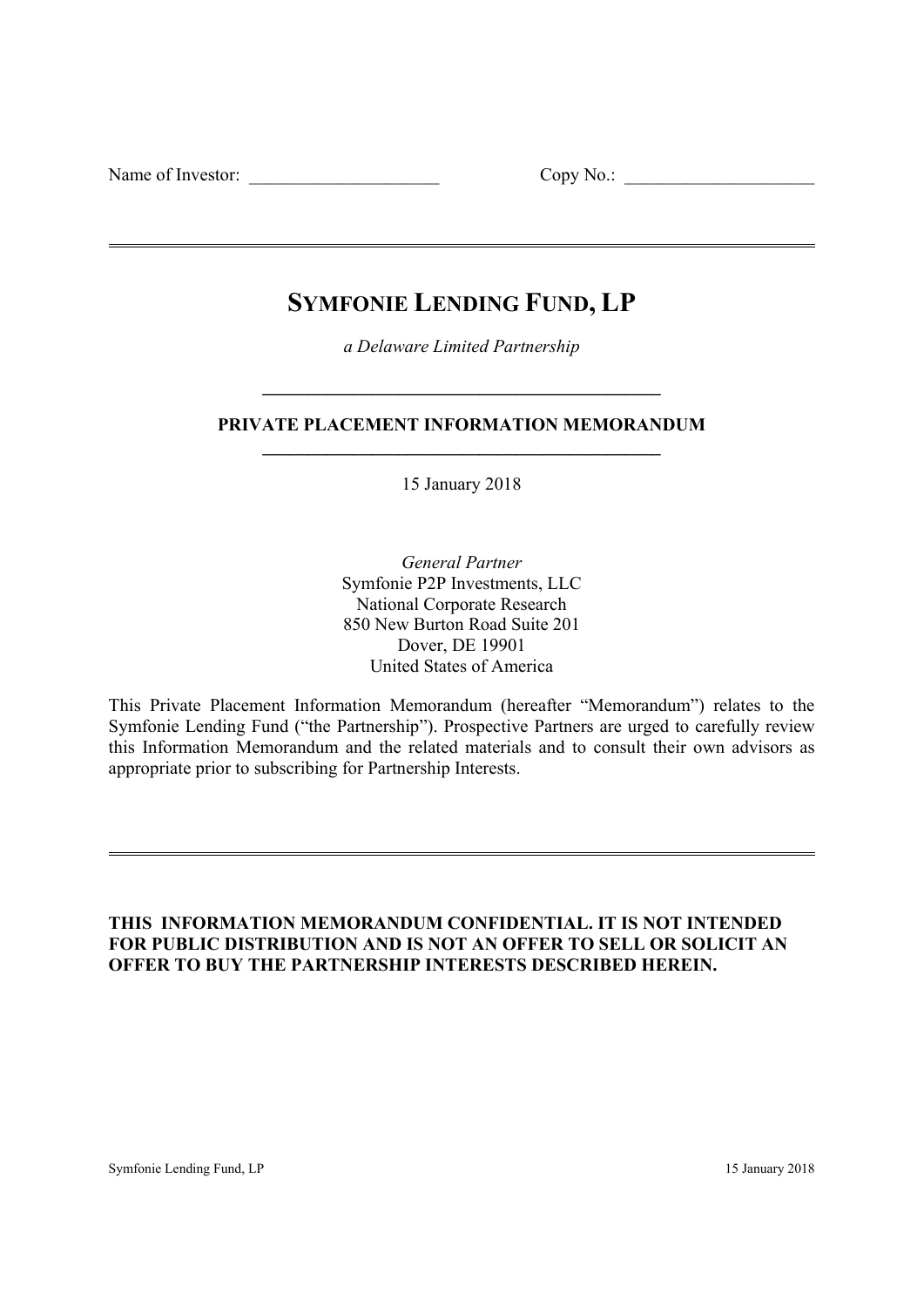Name of Investor: \_\_\_\_\_\_\_\_\_\_\_\_\_\_\_\_\_\_\_\_\_ Copy No.: \_\_\_\_\_\_\_\_\_\_\_\_\_\_\_\_\_\_\_\_\_

---

# SYMFONIE LENDING FUND, LP

*a Delaware Limited Partnership*

---

**PRIVATE PLACEMENT INFORMATION MEMORANDUM**

---

15 January 2018

*General Partner*
Symfonie P2P Investments, LLC
National Corporate Research
850 New Burton Road Suite 201
Dover, DE 19901
United States of America

This Private Placement Information Memorandum (hereafter "Memorandum") relates to the Symfonie Lending Fund ("the Partnership"). Prospective Partners are urged to carefully review this Information Memorandum and the related materials and to consult their own advisors as appropriate prior to subscribing for Partnership Interests.

---

**THIS INFORMATION MEMORANDUM CONFIDENTIAL. IT IS NOT INTENDED FOR PUBLIC DISTRIBUTION AND IS NOT AN OFFER TO SELL OR SOLICIT AN OFFER TO BUY THE PARTNERSHIP INTERESTS DESCRIBED HEREIN.**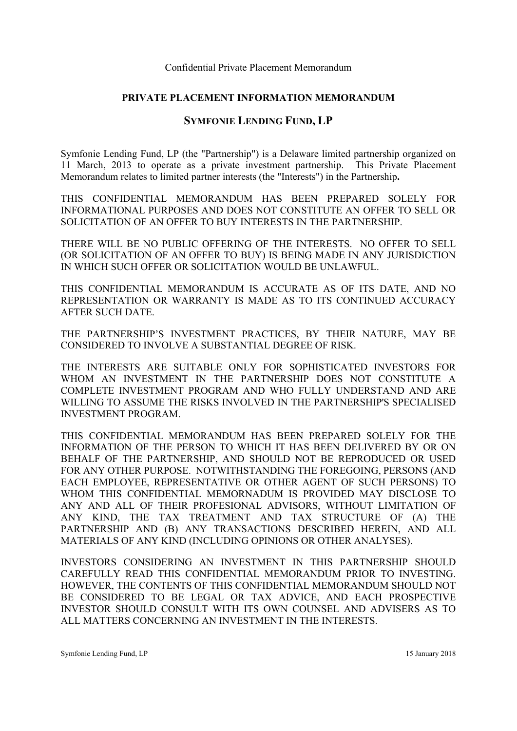Confidential Private Placement Memorandum

**PRIVATE PLACEMENT INFORMATION MEMORANDUM**

**SYMFONIE LENDING FUND, LP**

Symfonie Lending Fund, LP (the "Partnership") is a Delaware limited partnership organized on 11 March, 2013 to operate as a private investment partnership. This Private Placement Memorandum relates to limited partner interests (the "Interests") in the Partnership**.**

THIS CONFIDENTIAL MEMORANDUM HAS BEEN PREPARED SOLELY FOR INFORMATIONAL PURPOSES AND DOES NOT CONSTITUTE AN OFFER TO SELL OR SOLICITATION OF AN OFFER TO BUY INTERESTS IN THE PARTNERSHIP.

THERE WILL BE NO PUBLIC OFFERING OF THE INTERESTS. NO OFFER TO SELL (OR SOLICITATION OF AN OFFER TO BUY) IS BEING MADE IN ANY JURISDICTION IN WHICH SUCH OFFER OR SOLICITATION WOULD BE UNLAWFUL.

THIS CONFIDENTIAL MEMORANDUM IS ACCURATE AS OF ITS DATE, AND NO REPRESENTATION OR WARRANTY IS MADE AS TO ITS CONTINUED ACCURACY AFTER SUCH DATE.

THE PARTNERSHIP'S INVESTMENT PRACTICES, BY THEIR NATURE, MAY BE CONSIDERED TO INVOLVE A SUBSTANTIAL DEGREE OF RISK.

THE INTERESTS ARE SUITABLE ONLY FOR SOPHISTICATED INVESTORS FOR WHOM AN INVESTMENT IN THE PARTNERSHIP DOES NOT CONSTITUTE A COMPLETE INVESTMENT PROGRAM AND WHO FULLY UNDERSTAND AND ARE WILLING TO ASSUME THE RISKS INVOLVED IN THE PARTNERSHIP'S SPECIALISED INVESTMENT PROGRAM.

THIS CONFIDENTIAL MEMORANDUM HAS BEEN PREPARED SOLELY FOR THE INFORMATION OF THE PERSON TO WHICH IT HAS BEEN DELIVERED BY OR ON BEHALF OF THE PARTNERSHIP, AND SHOULD NOT BE REPRODUCED OR USED FOR ANY OTHER PURPOSE. NOTWITHSTANDING THE FOREGOING, PERSONS (AND EACH EMPLOYEE, REPRESENTATIVE OR OTHER AGENT OF SUCH PERSONS) TO WHOM THIS CONFIDENTIAL MEMORNADUM IS PROVIDED MAY DISCLOSE TO ANY AND ALL OF THEIR PROFESIONAL ADVISORS, WITHOUT LIMITATION OF ANY KIND, THE TAX TREATMENT AND TAX STRUCTURE OF (A) THE PARTNERSHIP AND (B) ANY TRANSACTIONS DESCRIBED HEREIN, AND ALL MATERIALS OF ANY KIND (INCLUDING OPINIONS OR OTHER ANALYSES).

INVESTORS CONSIDERING AN INVESTMENT IN THIS PARTNERSHIP SHOULD CAREFULLY READ THIS CONFIDENTIAL MEMORANDUM PRIOR TO INVESTING. HOWEVER, THE CONTENTS OF THIS CONFIDENTIAL MEMORANDUM SHOULD NOT BE CONSIDERED TO BE LEGAL OR TAX ADVICE, AND EACH PROSPECTIVE INVESTOR SHOULD CONSULT WITH ITS OWN COUNSEL AND ADVISERS AS TO ALL MATTERS CONCERNING AN INVESTMENT IN THE INTERESTS.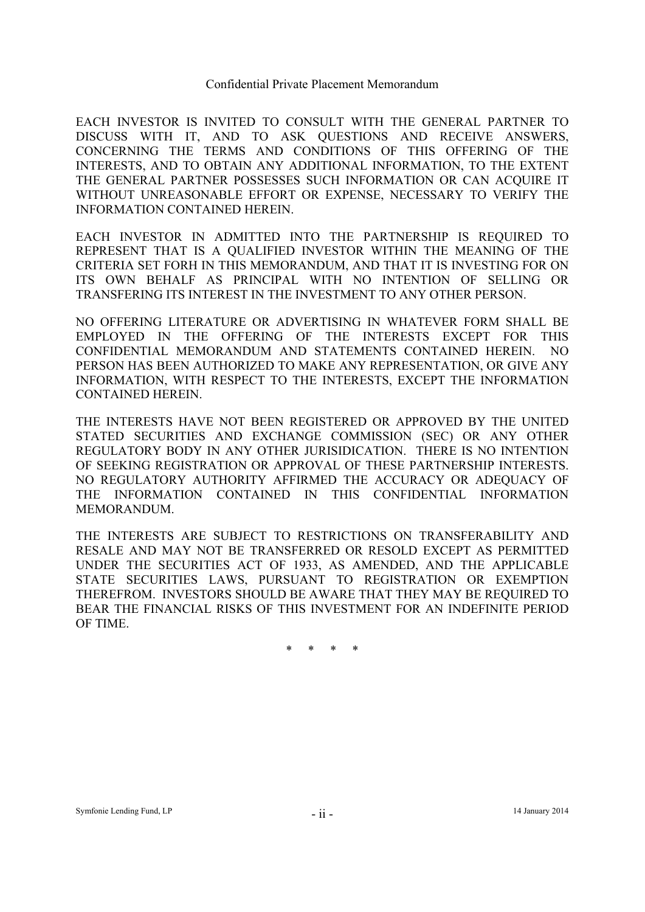EACH INVESTOR IS INVITED TO CONSULT WITH THE GENERAL PARTNER TO DISCUSS WITH IT, AND TO ASK QUESTIONS AND RECEIVE ANSWERS, CONCERNING THE TERMS AND CONDITIONS OF THIS OFFERING OF THE INTERESTS, AND TO OBTAIN ANY ADDITIONAL INFORMATION, TO THE EXTENT THE GENERAL PARTNER POSSESSES SUCH INFORMATION OR CAN ACQUIRE IT WITHOUT UNREASONABLE EFFORT OR EXPENSE, NECESSARY TO VERIFY THE INFORMATION CONTAINED HEREIN.

EACH INVESTOR IN ADMITTED INTO THE PARTNERSHIP IS REQUIRED TO REPRESENT THAT IS A QUALIFIED INVESTOR WITHIN THE MEANING OF THE CRITERIA SET FORH IN THIS MEMORANDUM, AND THAT IT IS INVESTING FOR ON ITS OWN BEHALF AS PRINCIPAL WITH NO INTENTION OF SELLING OR TRANSFERING ITS INTEREST IN THE INVESTMENT TO ANY OTHER PERSON.

NO OFFERING LITERATURE OR ADVERTISING IN WHATEVER FORM SHALL BE EMPLOYED IN THE OFFERING OF THE INTERESTS EXCEPT FOR THIS CONFIDENTIAL MEMORANDUM AND STATEMENTS CONTAINED HEREIN. NO PERSON HAS BEEN AUTHORIZED TO MAKE ANY REPRESENTATION, OR GIVE ANY INFORMATION, WITH RESPECT TO THE INTERESTS, EXCEPT THE INFORMATION CONTAINED HEREIN.

THE INTERESTS HAVE NOT BEEN REGISTERED OR APPROVED BY THE UNITED STATED SECURITIES AND EXCHANGE COMMISSION (SEC) OR ANY OTHER REGULATORY BODY IN ANY OTHER JURISIDICATION. THERE IS NO INTENTION OF SEEKING REGISTRATION OR APPROVAL OF THESE PARTNERSHIP INTERESTS. NO REGULATORY AUTHORITY AFFIRMED THE ACCURACY OR ADEQUACY OF THE INFORMATION CONTAINED IN THIS CONFIDENTIAL INFORMATION MEMORANDUM.

THE INTERESTS ARE SUBJECT TO RESTRICTIONS ON TRANSFERABILITY AND RESALE AND MAY NOT BE TRANSFERRED OR RESOLD EXCEPT AS PERMITTED UNDER THE SECURITIES ACT OF 1933, AS AMENDED, AND THE APPLICABLE STATE SECURITIES LAWS, PURSUANT TO REGISTRATION OR EXEMPTION THEREFROM. INVESTORS SHOULD BE AWARE THAT THEY MAY BE REQUIRED TO BEAR THE FINANCIAL RISKS OF THIS INVESTMENT FOR AN INDEFINITE PERIOD OF TIME.

\* \* \* \*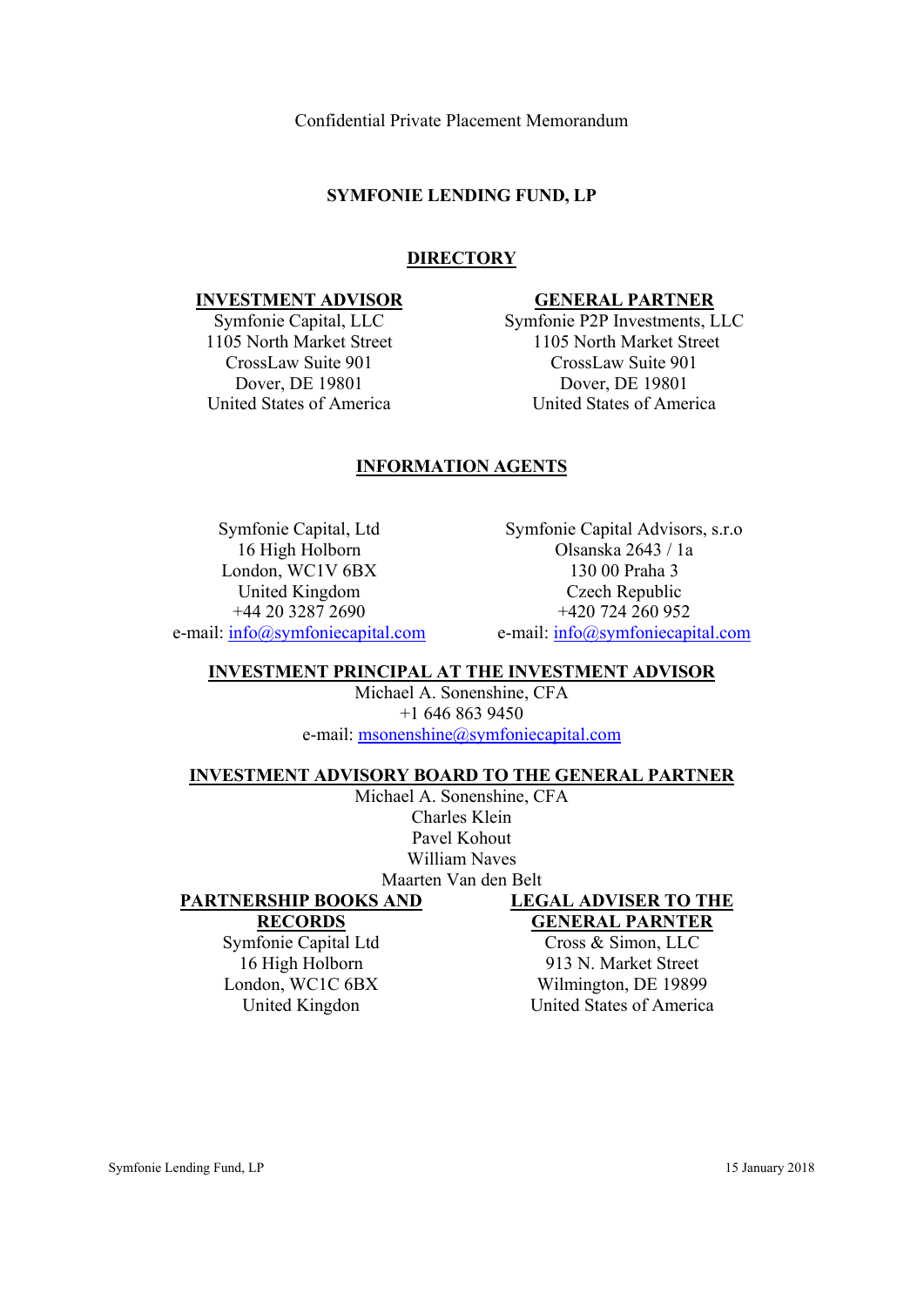Confidential Private Placement Memorandum

# SYMFONIE LENDING FUND, LP

## DIRECTORY

**INVESTMENT ADVISOR**

Symfonie Capital, LLC
1105 North Market Street
CrossLaw Suite 901
Dover, DE 19801
United States of America

**GENERAL PARTNER**

Symfonie P2P Investments, LLC
1105 North Market Street
CrossLaw Suite 901
Dover, DE 19801
United States of America

**INFORMATION AGENTS**

Symfonie Capital, Ltd
16 High Holborn
London, WC1V 6BX
United Kingdom
+44 20 3287 2690
e-mail: info@symfoniecapital.com

Symfonie Capital Advisors, s.r.o
Olsanska 2643 / 1a
130 00 Praha 3
Czech Republic
+420 724 260 952
e-mail: info@symfoniecapital.com

**INVESTMENT PRINCIPAL AT THE INVESTMENT ADVISOR**

Michael A. Sonenshine, CFA
+1 646 863 9450
e-mail: msonenshine@symfoniecapital.com

**INVESTMENT ADVISORY BOARD TO THE GENERAL PARTNER**

Michael A. Sonenshine, CFA
Charles Klein
Pavel Kohout
William Naves
Maarten Van den Belt

**PARTNERSHIP BOOKS AND RECORDS**

Symfonie Capital Ltd
16 High Holborn
London, WC1C 6BX
United Kingdon

**LEGAL ADVISER TO THE GENERAL PARNTER**

Cross & Simon, LLC
913 N. Market Street
Wilmington, DE 19899
United States of America

Symfonie Lending Fund, LP 15 January 2018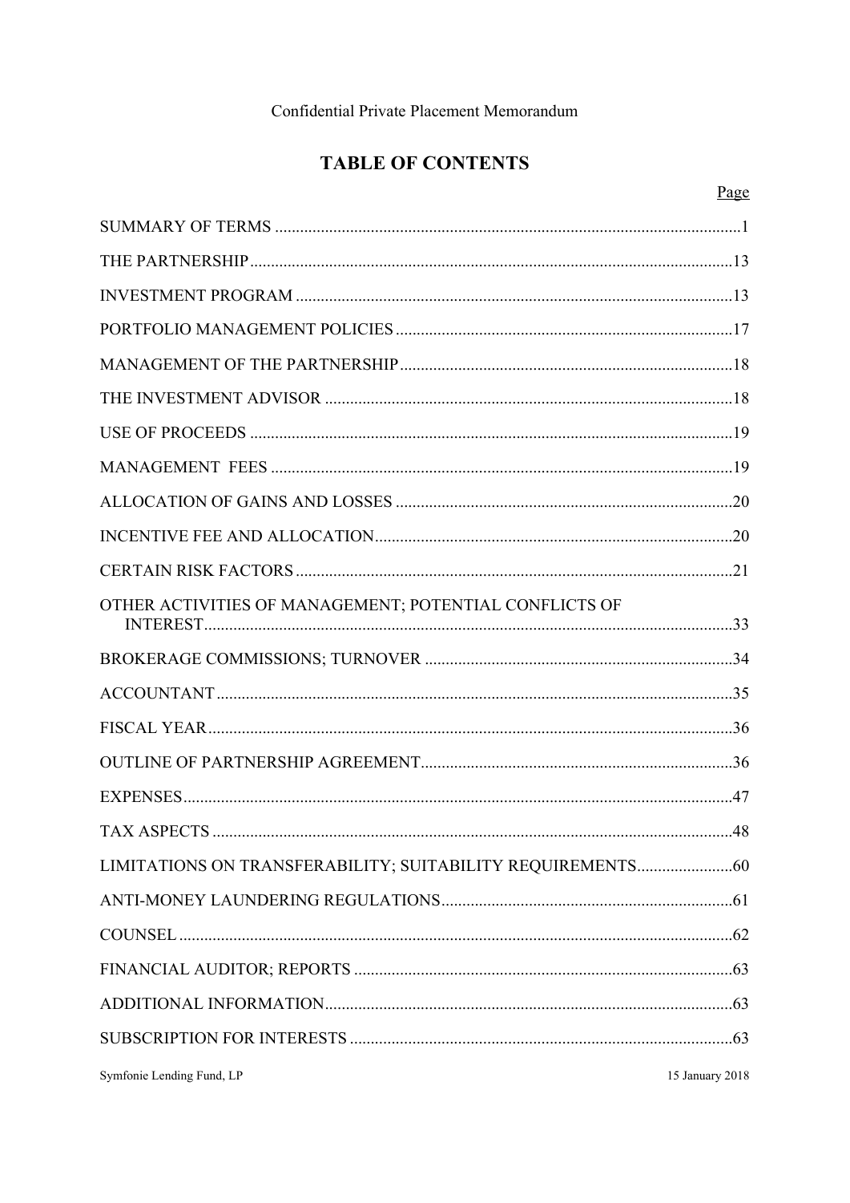Confidential Private Placement Memorandum

# TABLE OF CONTENTS

| | Page |
|---|---|
| SUMMARY OF TERMS | 1 |
| THE PARTNERSHIP | 13 |
| INVESTMENT PROGRAM | 13 |
| PORTFOLIO MANAGEMENT POLICIES | 17 |
| MANAGEMENT OF THE PARTNERSHIP | 18 |
| THE INVESTMENT ADVISOR | 18 |
| USE OF PROCEEDS | 19 |
| MANAGEMENT FEES | 19 |
| ALLOCATION OF GAINS AND LOSSES | 20 |
| INCENTIVE FEE AND ALLOCATION | 20 |
| CERTAIN RISK FACTORS | 21 |
| OTHER ACTIVITIES OF MANAGEMENT; POTENTIAL CONFLICTS OF INTEREST | 33 |
| BROKERAGE COMMISSIONS; TURNOVER | 34 |
| ACCOUNTANT | 35 |
| FISCAL YEAR | 36 |
| OUTLINE OF PARTNERSHIP AGREEMENT | 36 |
| EXPENSES | 47 |
| TAX ASPECTS | 48 |
| LIMITATIONS ON TRANSFERABILITY; SUITABILITY REQUIREMENTS | 60 |
| ANTI-MONEY LAUNDERING REGULATIONS | 61 |
| COUNSEL | 62 |
| FINANCIAL AUDITOR; REPORTS | 63 |
| ADDITIONAL INFORMATION | 63 |
| SUBSCRIPTION FOR INTERESTS | 63 |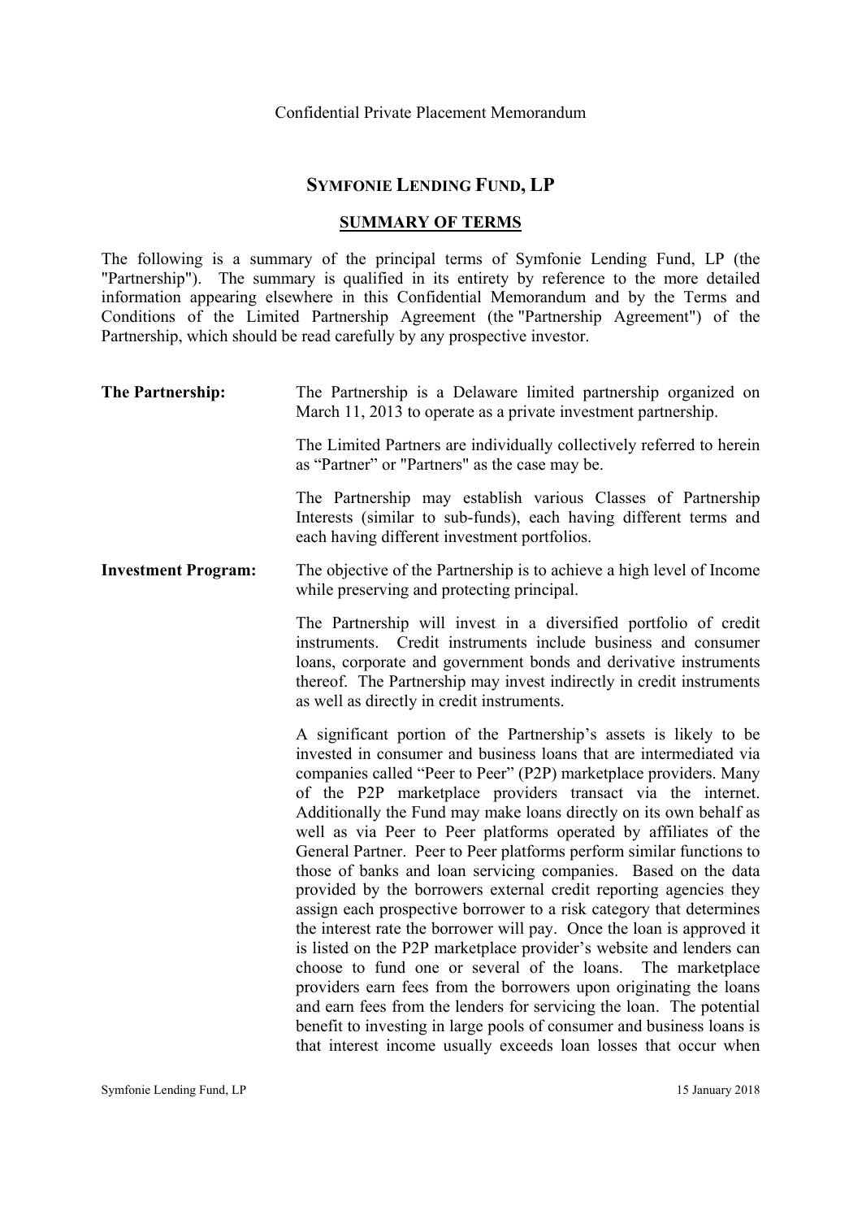Confidential Private Placement Memorandum

# SYMFONIE LENDING FUND, LP

## SUMMARY OF TERMS

The following is a summary of the principal terms of Symfonie Lending Fund, LP (the "Partnership"). The summary is qualified in its entirety by reference to the more detailed information appearing elsewhere in this Confidential Memorandum and by the Terms and Conditions of the Limited Partnership Agreement (the "Partnership Agreement") of the Partnership, which should be read carefully by any prospective investor.

**The Partnership:** The Partnership is a Delaware limited partnership organized on March 11, 2013 to operate as a private investment partnership.

The Limited Partners are individually collectively referred to herein as "Partner" or "Partners" as the case may be.

The Partnership may establish various Classes of Partnership Interests (similar to sub-funds), each having different terms and each having different investment portfolios.

**Investment Program:** The objective of the Partnership is to achieve a high level of Income while preserving and protecting principal.

The Partnership will invest in a diversified portfolio of credit instruments. Credit instruments include business and consumer loans, corporate and government bonds and derivative instruments thereof. The Partnership may invest indirectly in credit instruments as well as directly in credit instruments.

A significant portion of the Partnership's assets is likely to be invested in consumer and business loans that are intermediated via companies called "Peer to Peer" (P2P) marketplace providers. Many of the P2P marketplace providers transact via the internet. Additionally the Fund may make loans directly on its own behalf as well as via Peer to Peer platforms operated by affiliates of the General Partner. Peer to Peer platforms perform similar functions to those of banks and loan servicing companies. Based on the data provided by the borrowers external credit reporting agencies they assign each prospective borrower to a risk category that determines the interest rate the borrower will pay. Once the loan is approved it is listed on the P2P marketplace provider's website and lenders can choose to fund one or several of the loans. The marketplace providers earn fees from the borrowers upon originating the loans and earn fees from the lenders for servicing the loan. The potential benefit to investing in large pools of consumer and business loans is that interest income usually exceeds loan losses that occur when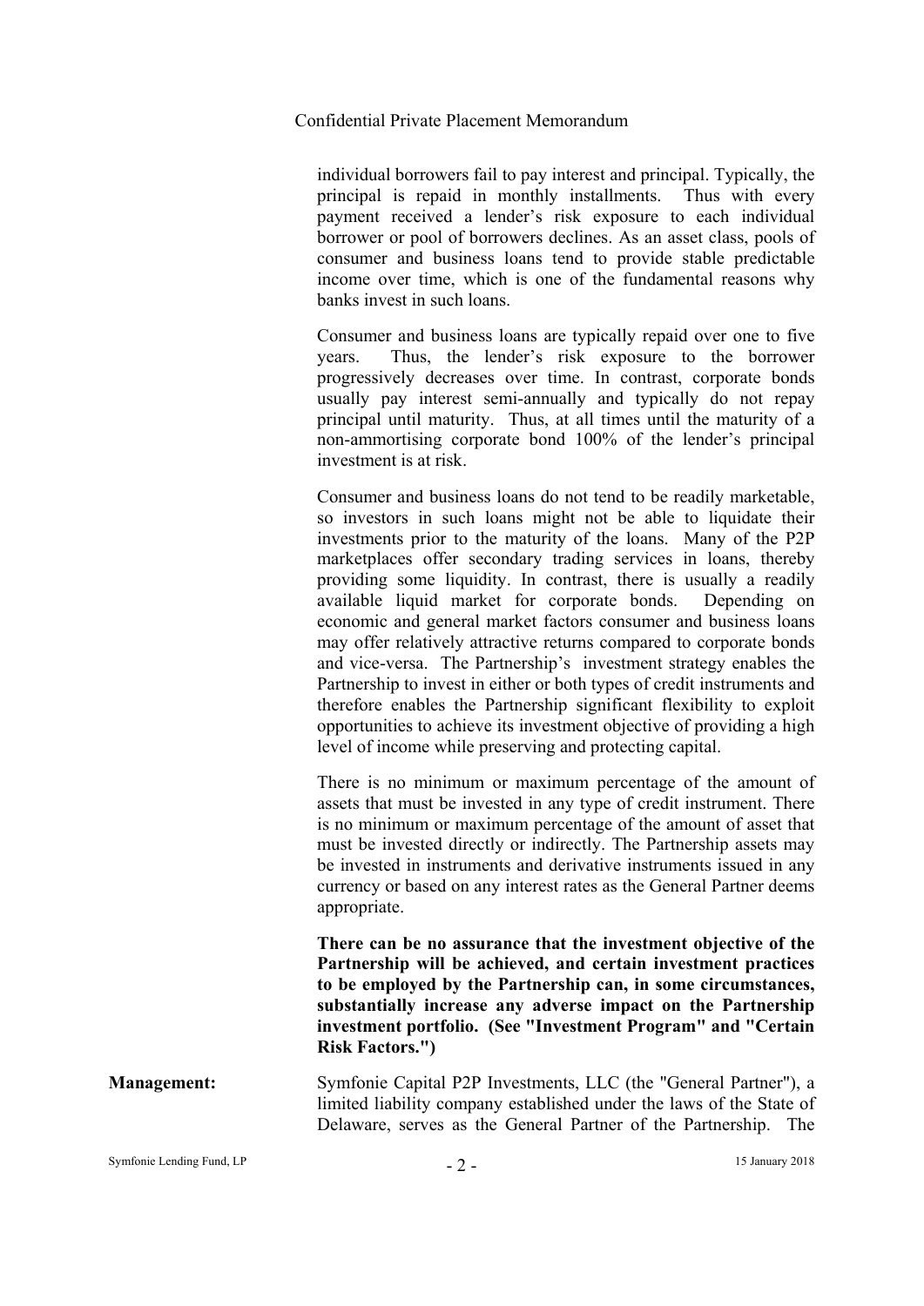individual borrowers fail to pay interest and principal. Typically, the principal is repaid in monthly installments. Thus with every payment received a lender's risk exposure to each individual borrower or pool of borrowers declines. As an asset class, pools of consumer and business loans tend to provide stable predictable income over time, which is one of the fundamental reasons why banks invest in such loans.

Consumer and business loans are typically repaid over one to five years. Thus, the lender's risk exposure to the borrower progressively decreases over time. In contrast, corporate bonds usually pay interest semi-annually and typically do not repay principal until maturity. Thus, at all times until the maturity of a non-ammortising corporate bond 100% of the lender's principal investment is at risk.

Consumer and business loans do not tend to be readily marketable, so investors in such loans might not be able to liquidate their investments prior to the maturity of the loans. Many of the P2P marketplaces offer secondary trading services in loans, thereby providing some liquidity. In contrast, there is usually a readily available liquid market for corporate bonds. Depending on economic and general market factors consumer and business loans may offer relatively attractive returns compared to corporate bonds and vice-versa. The Partnership's investment strategy enables the Partnership to invest in either or both types of credit instruments and therefore enables the Partnership significant flexibility to exploit opportunities to achieve its investment objective of providing a high level of income while preserving and protecting capital.

There is no minimum or maximum percentage of the amount of assets that must be invested in any type of credit instrument. There is no minimum or maximum percentage of the amount of asset that must be invested directly or indirectly. The Partnership assets may be invested in instruments and derivative instruments issued in any currency or based on any interest rates as the General Partner deems appropriate.

**There can be no assurance that the investment objective of the Partnership will be achieved, and certain investment practices to be employed by the Partnership can, in some circumstances, substantially increase any adverse impact on the Partnership investment portfolio. (See "Investment Program" and "Certain Risk Factors.")**

**Management:** Symfonie Capital P2P Investments, LLC (the "General Partner"), a limited liability company established under the laws of the State of Delaware, serves as the General Partner of the Partnership. The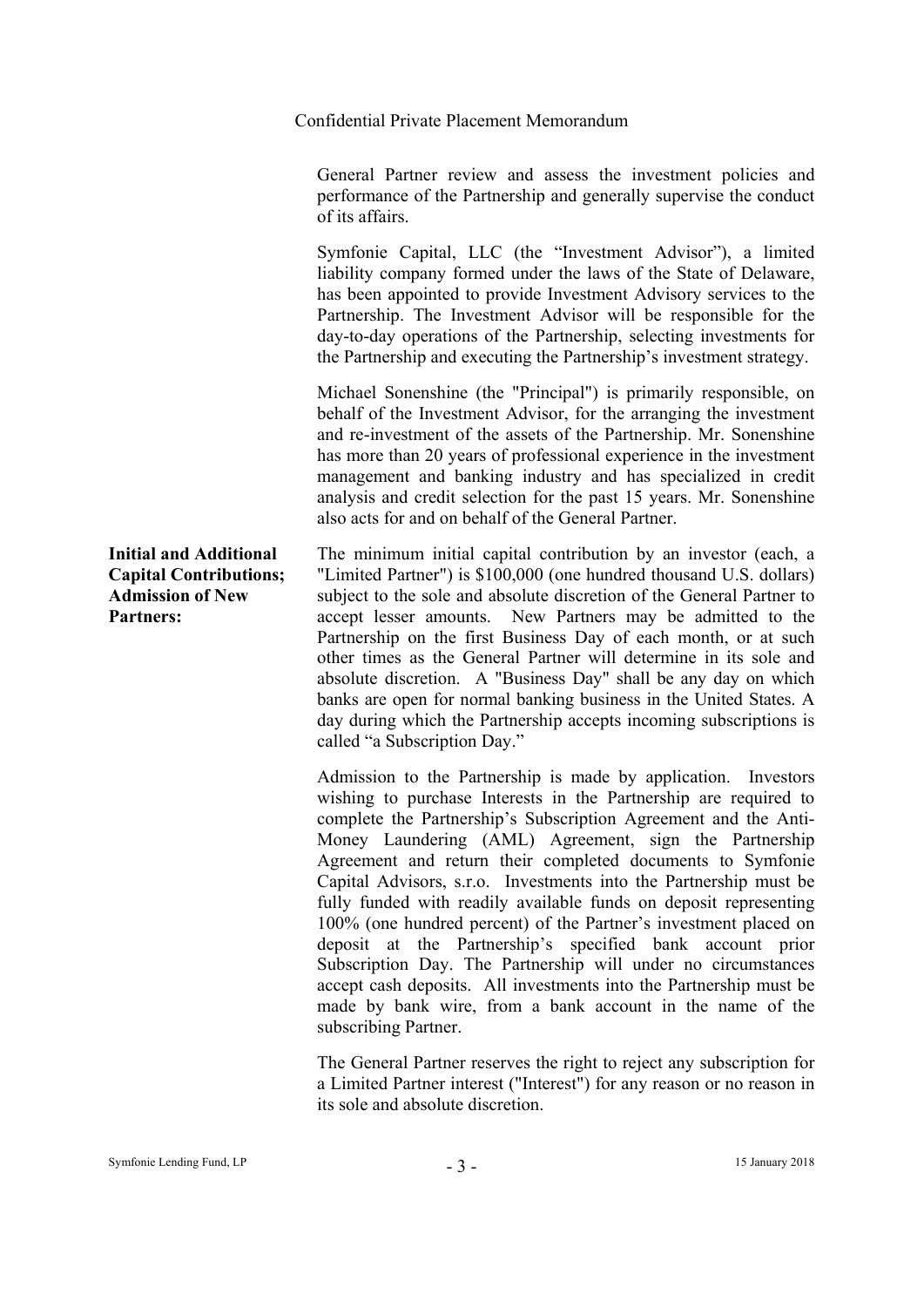General Partner review and assess the investment policies and performance of the Partnership and generally supervise the conduct of its affairs.

Symfonie Capital, LLC (the "Investment Advisor"), a limited liability company formed under the laws of the State of Delaware, has been appointed to provide Investment Advisory services to the Partnership. The Investment Advisor will be responsible for the day-to-day operations of the Partnership, selecting investments for the Partnership and executing the Partnership's investment strategy.

Michael Sonenshine (the "Principal") is primarily responsible, on behalf of the Investment Advisor, for the arranging the investment and re-investment of the assets of the Partnership. Mr. Sonenshine has more than 20 years of professional experience in the investment management and banking industry and has specialized in credit analysis and credit selection for the past 15 years. Mr. Sonenshine also acts for and on behalf of the General Partner.

**Initial and Additional Capital Contributions; Admission of New Partners:**

The minimum initial capital contribution by an investor (each, a "Limited Partner") is $100,000 (one hundred thousand U.S. dollars) subject to the sole and absolute discretion of the General Partner to accept lesser amounts. New Partners may be admitted to the Partnership on the first Business Day of each month, or at such other times as the General Partner will determine in its sole and absolute discretion. A "Business Day" shall be any day on which banks are open for normal banking business in the United States. A day during which the Partnership accepts incoming subscriptions is called "a Subscription Day."

Admission to the Partnership is made by application. Investors wishing to purchase Interests in the Partnership are required to complete the Partnership's Subscription Agreement and the Anti-Money Laundering (AML) Agreement, sign the Partnership Agreement and return their completed documents to Symfonie Capital Advisors, s.r.o. Investments into the Partnership must be fully funded with readily available funds on deposit representing 100% (one hundred percent) of the Partner's investment placed on deposit at the Partnership's specified bank account prior Subscription Day. The Partnership will under no circumstances accept cash deposits. All investments into the Partnership must be made by bank wire, from a bank account in the name of the subscribing Partner.

The General Partner reserves the right to reject any subscription for a Limited Partner interest ("Interest") for any reason or no reason in its sole and absolute discretion.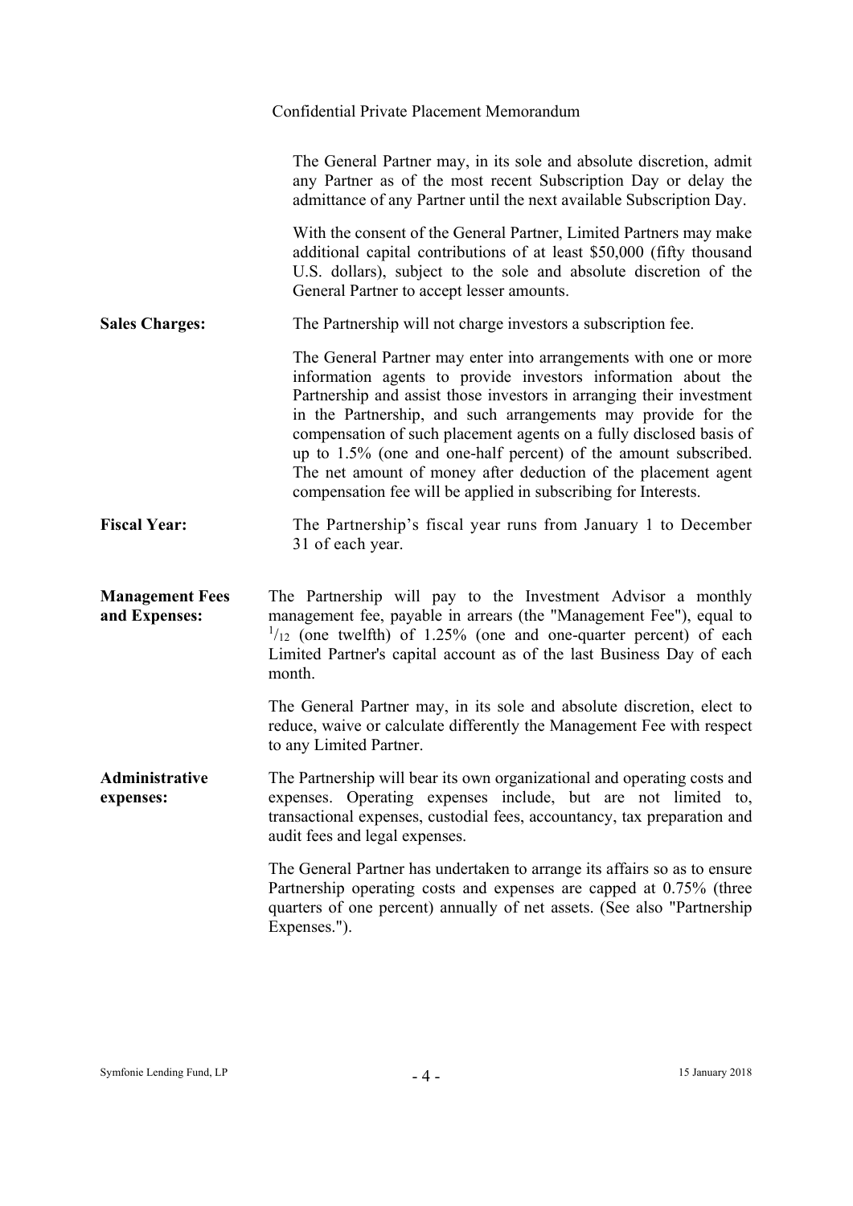The General Partner may, in its sole and absolute discretion, admit any Partner as of the most recent Subscription Day or delay the admittance of any Partner until the next available Subscription Day.

With the consent of the General Partner, Limited Partners may make additional capital contributions of at least $50,000 (fifty thousand U.S. dollars), subject to the sole and absolute discretion of the General Partner to accept lesser amounts.

**Sales Charges:** The Partnership will not charge investors a subscription fee.

The General Partner may enter into arrangements with one or more information agents to provide investors information about the Partnership and assist those investors in arranging their investment in the Partnership, and such arrangements may provide for the compensation of such placement agents on a fully disclosed basis of up to 1.5% (one and one-half percent) of the amount subscribed. The net amount of money after deduction of the placement agent compensation fee will be applied in subscribing for Interests.

**Fiscal Year:** The Partnership's fiscal year runs from January 1 to December 31 of each year.

**Management Fees and Expenses:** The Partnership will pay to the Investment Advisor a monthly management fee, payable in arrears (the "Management Fee"), equal to $^{1}/_{12}$ (one twelfth) of 1.25% (one and one-quarter percent) of each Limited Partner's capital account as of the last Business Day of each month.

The General Partner may, in its sole and absolute discretion, elect to reduce, waive or calculate differently the Management Fee with respect to any Limited Partner.

**Administrative expenses:** The Partnership will bear its own organizational and operating costs and expenses. Operating expenses include, but are not limited to, transactional expenses, custodial fees, accountancy, tax preparation and audit fees and legal expenses.

The General Partner has undertaken to arrange its affairs so as to ensure Partnership operating costs and expenses are capped at 0.75% (three quarters of one percent) annually of net assets. (See also "Partnership Expenses.").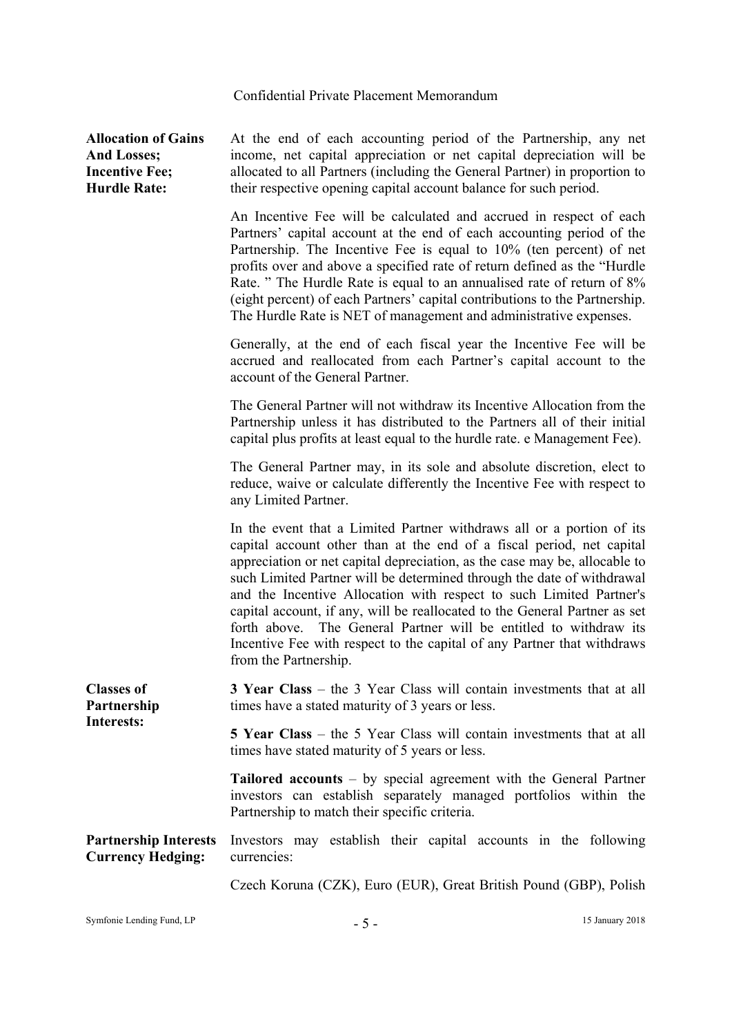**Allocation of Gains And Losses; Incentive Fee; Hurdle Rate:**

At the end of each accounting period of the Partnership, any net income, net capital appreciation or net capital depreciation will be allocated to all Partners (including the General Partner) in proportion to their respective opening capital account balance for such period.

An Incentive Fee will be calculated and accrued in respect of each Partners' capital account at the end of each accounting period of the Partnership. The Incentive Fee is equal to 10% (ten percent) of net profits over and above a specified rate of return defined as the "Hurdle Rate. " The Hurdle Rate is equal to an annualised rate of return of 8% (eight percent) of each Partners' capital contributions to the Partnership. The Hurdle Rate is NET of management and administrative expenses.

Generally, at the end of each fiscal year the Incentive Fee will be accrued and reallocated from each Partner's capital account to the account of the General Partner.

The General Partner will not withdraw its Incentive Allocation from the Partnership unless it has distributed to the Partners all of their initial capital plus profits at least equal to the hurdle rate. e Management Fee).

The General Partner may, in its sole and absolute discretion, elect to reduce, waive or calculate differently the Incentive Fee with respect to any Limited Partner.

In the event that a Limited Partner withdraws all or a portion of its capital account other than at the end of a fiscal period, net capital appreciation or net capital depreciation, as the case may be, allocable to such Limited Partner will be determined through the date of withdrawal and the Incentive Allocation with respect to such Limited Partner's capital account, if any, will be reallocated to the General Partner as set forth above. The General Partner will be entitled to withdraw its Incentive Fee with respect to the capital of any Partner that withdraws from the Partnership.

**Classes of Partnership Interests:**

**3 Year Class** – the 3 Year Class will contain investments that at all times have a stated maturity of 3 years or less.

**5 Year Class** – the 5 Year Class will contain investments that at all times have stated maturity of 5 years or less.

**Tailored accounts** – by special agreement with the General Partner investors can establish separately managed portfolios within the Partnership to match their specific criteria.

**Partnership Interests Currency Hedging:**

Investors may establish their capital accounts in the following currencies:

Czech Koruna (CZK), Euro (EUR), Great British Pound (GBP), Polish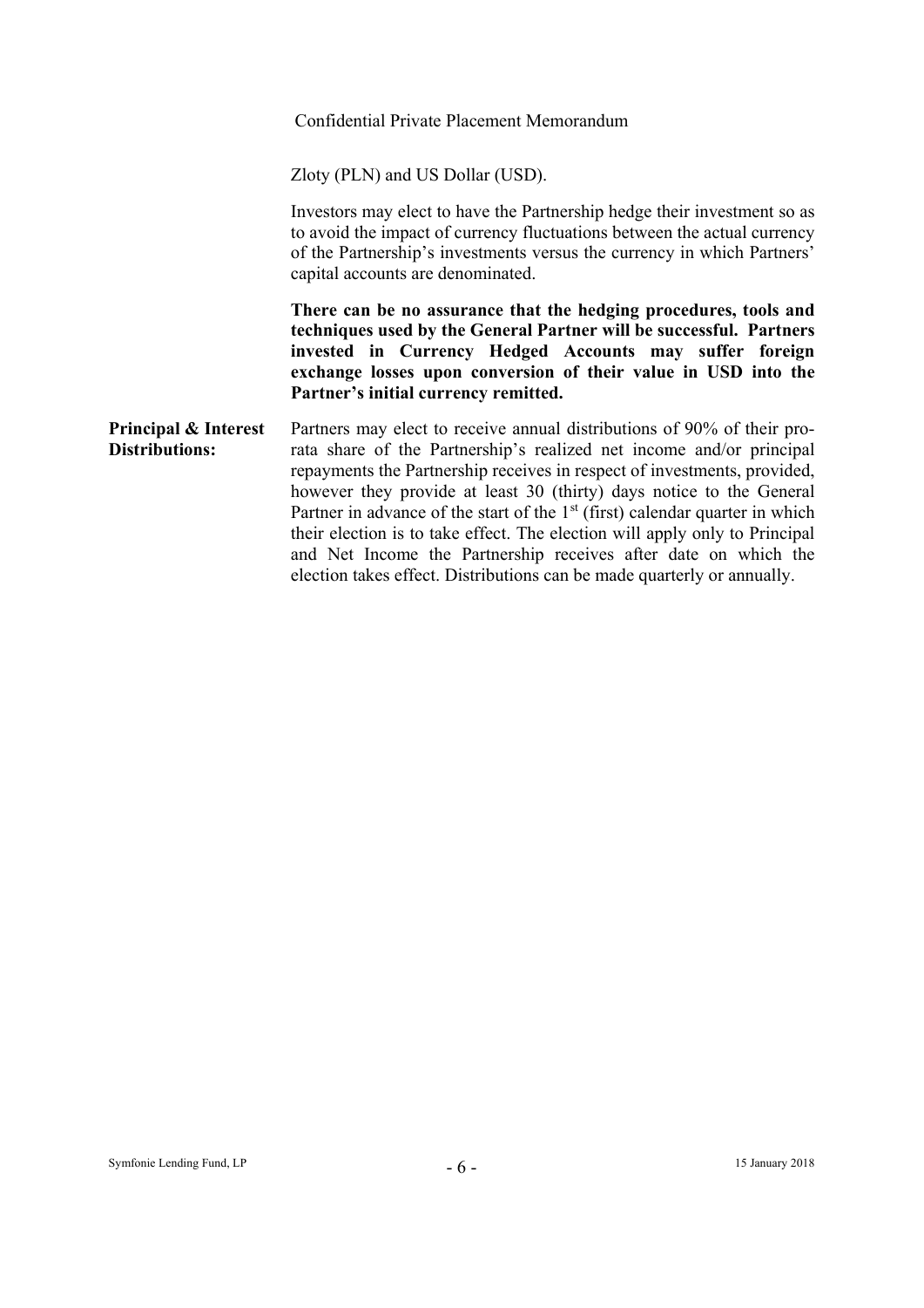Zloty (PLN) and US Dollar (USD).

Investors may elect to have the Partnership hedge their investment so as to avoid the impact of currency fluctuations between the actual currency of the Partnership's investments versus the currency in which Partners' capital accounts are denominated.

**There can be no assurance that the hedging procedures, tools and techniques used by the General Partner will be successful. Partners invested in Currency Hedged Accounts may suffer foreign exchange losses upon conversion of their value in USD into the Partner's initial currency remitted.**

**Principal & Interest Distributions:** Partners may elect to receive annual distributions of 90% of their pro-rata share of the Partnership's realized net income and/or principal repayments the Partnership receives in respect of investments, provided, however they provide at least 30 (thirty) days notice to the General Partner in advance of the start of the 1st (first) calendar quarter in which their election is to take effect. The election will apply only to Principal and Net Income the Partnership receives after date on which the election takes effect. Distributions can be made quarterly or annually.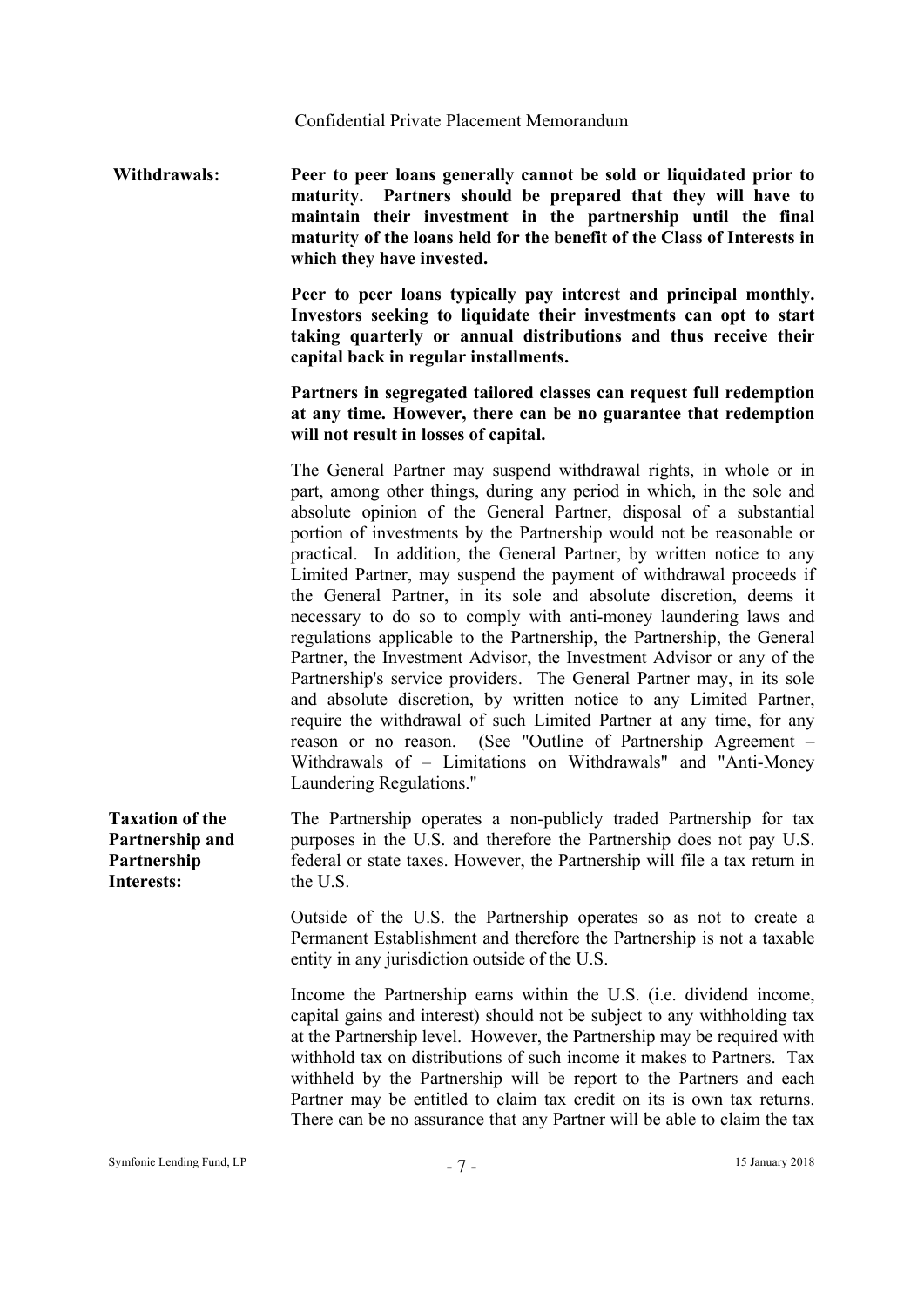**Withdrawals:**

**Peer to peer loans generally cannot be sold or liquidated prior to maturity. Partners should be prepared that they will have to maintain their investment in the partnership until the final maturity of the loans held for the benefit of the Class of Interests in which they have invested.**

**Peer to peer loans typically pay interest and principal monthly. Investors seeking to liquidate their investments can opt to start taking quarterly or annual distributions and thus receive their capital back in regular installments.**

**Partners in segregated tailored classes can request full redemption at any time. However, there can be no guarantee that redemption will not result in losses of capital.**

The General Partner may suspend withdrawal rights, in whole or in part, among other things, during any period in which, in the sole and absolute opinion of the General Partner, disposal of a substantial portion of investments by the Partnership would not be reasonable or practical. In addition, the General Partner, by written notice to any Limited Partner, may suspend the payment of withdrawal proceeds if the General Partner, in its sole and absolute discretion, deems it necessary to do so to comply with anti-money laundering laws and regulations applicable to the Partnership, the Partnership, the General Partner, the Investment Advisor, the Investment Advisor or any of the Partnership's service providers. The General Partner may, in its sole and absolute discretion, by written notice to any Limited Partner, require the withdrawal of such Limited Partner at any time, for any reason or no reason. (See "Outline of Partnership Agreement – Withdrawals of – Limitations on Withdrawals" and "Anti-Money Laundering Regulations."

**Taxation of the Partnership and Partnership Interests:**

The Partnership operates a non-publicly traded Partnership for tax purposes in the U.S. and therefore the Partnership does not pay U.S. federal or state taxes. However, the Partnership will file a tax return in the U.S.

Outside of the U.S. the Partnership operates so as not to create a Permanent Establishment and therefore the Partnership is not a taxable entity in any jurisdiction outside of the U.S.

Income the Partnership earns within the U.S. (i.e. dividend income, capital gains and interest) should not be subject to any withholding tax at the Partnership level. However, the Partnership may be required with withhold tax on distributions of such income it makes to Partners. Tax withheld by the Partnership will be report to the Partners and each Partner may be entitled to claim tax credit on its is own tax returns. There can be no assurance that any Partner will be able to claim the tax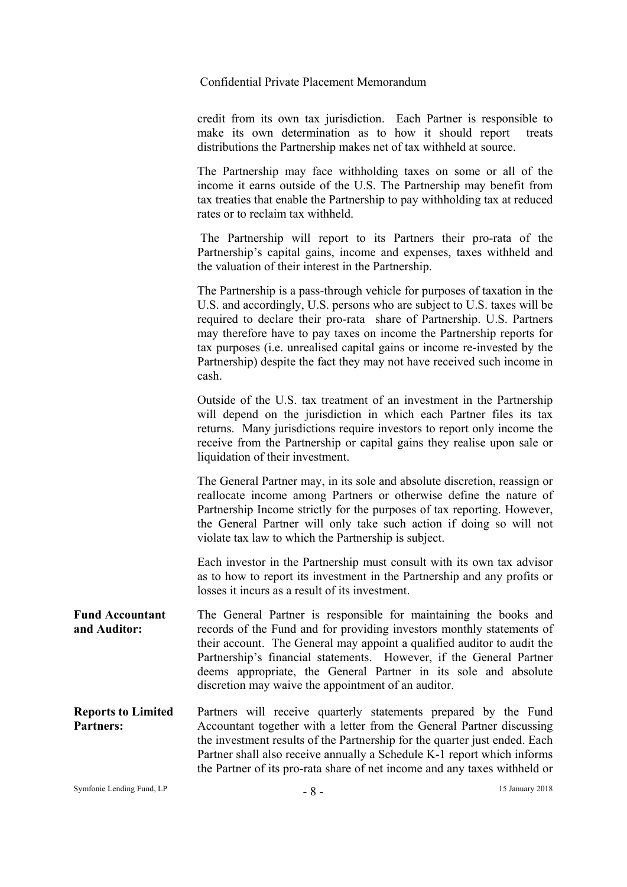credit from its own tax jurisdiction. Each Partner is responsible to make its own determination as to how it should report treats distributions the Partnership makes net of tax withheld at source.

The Partnership may face withholding taxes on some or all of the income it earns outside of the U.S. The Partnership may benefit from tax treaties that enable the Partnership to pay withholding tax at reduced rates or to reclaim tax withheld.

The Partnership will report to its Partners their pro-rata of the Partnership's capital gains, income and expenses, taxes withheld and the valuation of their interest in the Partnership.

The Partnership is a pass-through vehicle for purposes of taxation in the U.S. and accordingly, U.S. persons who are subject to U.S. taxes will be required to declare their pro-rata share of Partnership. U.S. Partners may therefore have to pay taxes on income the Partnership reports for tax purposes (i.e. unrealised capital gains or income re-invested by the Partnership) despite the fact they may not have received such income in cash.

Outside of the U.S. tax treatment of an investment in the Partnership will depend on the jurisdiction in which each Partner files its tax returns. Many jurisdictions require investors to report only income the receive from the Partnership or capital gains they realise upon sale or liquidation of their investment.

The General Partner may, in its sole and absolute discretion, reassign or reallocate income among Partners or otherwise define the nature of Partnership Income strictly for the purposes of tax reporting. However, the General Partner will only take such action if doing so will not violate tax law to which the Partnership is subject.

Each investor in the Partnership must consult with its own tax advisor as to how to report its investment in the Partnership and any profits or losses it incurs as a result of its investment.

**Fund Accountant and Auditor:** The General Partner is responsible for maintaining the books and records of the Fund and for providing investors monthly statements of their account. The General may appoint a qualified auditor to audit the Partnership's financial statements. However, if the General Partner deems appropriate, the General Partner in its sole and absolute discretion may waive the appointment of an auditor.

**Reports to Limited Partners:** Partners will receive quarterly statements prepared by the Fund Accountant together with a letter from the General Partner discussing the investment results of the Partnership for the quarter just ended. Each Partner shall also receive annually a Schedule K-1 report which informs the Partner of its pro-rata share of net income and any taxes withheld or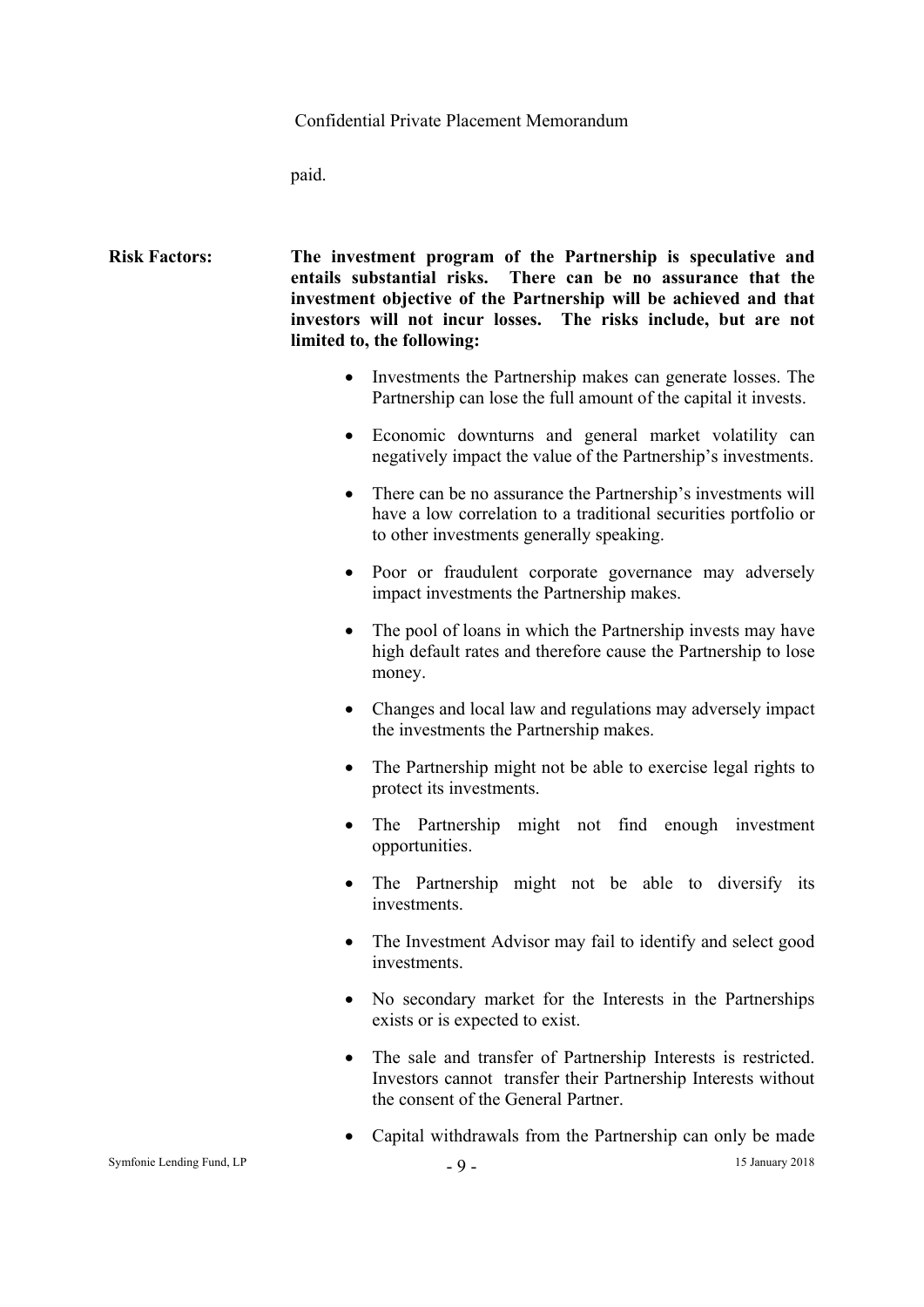paid.

**Risk Factors:** **The investment program of the Partnership is speculative and entails substantial risks. There can be no assurance that the investment objective of the Partnership will be achieved and that investors will not incur losses. The risks include, but are not limited to, the following:**

- Investments the Partnership makes can generate losses. The Partnership can lose the full amount of the capital it invests.
- Economic downturns and general market volatility can negatively impact the value of the Partnership's investments.
- There can be no assurance the Partnership's investments will have a low correlation to a traditional securities portfolio or to other investments generally speaking.
- Poor or fraudulent corporate governance may adversely impact investments the Partnership makes.
- The pool of loans in which the Partnership invests may have high default rates and therefore cause the Partnership to lose money.
- Changes and local law and regulations may adversely impact the investments the Partnership makes.
- The Partnership might not be able to exercise legal rights to protect its investments.
- The Partnership might not find enough investment opportunities.
- The Partnership might not be able to diversify its investments.
- The Investment Advisor may fail to identify and select good investments.
- No secondary market for the Interests in the Partnerships exists or is expected to exist.
- The sale and transfer of Partnership Interests is restricted. Investors cannot transfer their Partnership Interests without the consent of the General Partner.
- Capital withdrawals from the Partnership can only be made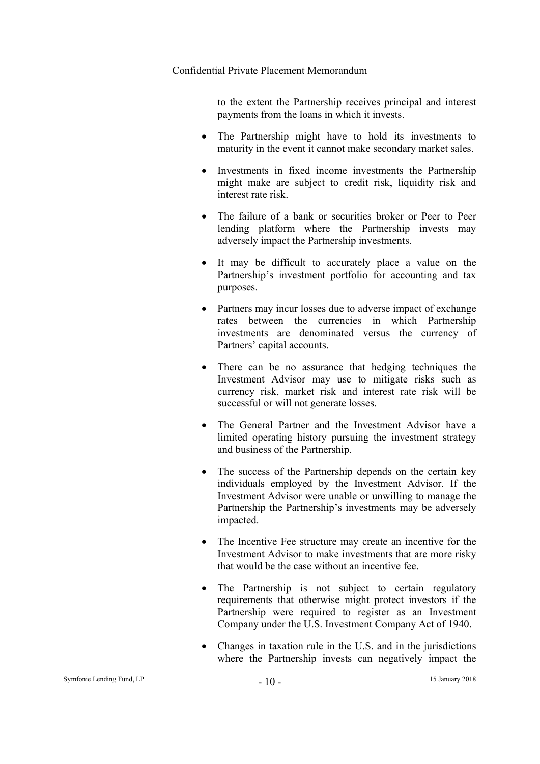to the extent the Partnership receives principal and interest payments from the loans in which it invests.

- The Partnership might have to hold its investments to maturity in the event it cannot make secondary market sales.
- Investments in fixed income investments the Partnership might make are subject to credit risk, liquidity risk and interest rate risk.
- The failure of a bank or securities broker or Peer to Peer lending platform where the Partnership invests may adversely impact the Partnership investments.
- It may be difficult to accurately place a value on the Partnership's investment portfolio for accounting and tax purposes.
- Partners may incur losses due to adverse impact of exchange rates between the currencies in which Partnership investments are denominated versus the currency of Partners' capital accounts.
- There can be no assurance that hedging techniques the Investment Advisor may use to mitigate risks such as currency risk, market risk and interest rate risk will be successful or will not generate losses.
- The General Partner and the Investment Advisor have a limited operating history pursuing the investment strategy and business of the Partnership.
- The success of the Partnership depends on the certain key individuals employed by the Investment Advisor. If the Investment Advisor were unable or unwilling to manage the Partnership the Partnership's investments may be adversely impacted.
- The Incentive Fee structure may create an incentive for the Investment Advisor to make investments that are more risky that would be the case without an incentive fee.
- The Partnership is not subject to certain regulatory requirements that otherwise might protect investors if the Partnership were required to register as an Investment Company under the U.S. Investment Company Act of 1940.
- Changes in taxation rule in the U.S. and in the jurisdictions where the Partnership invests can negatively impact the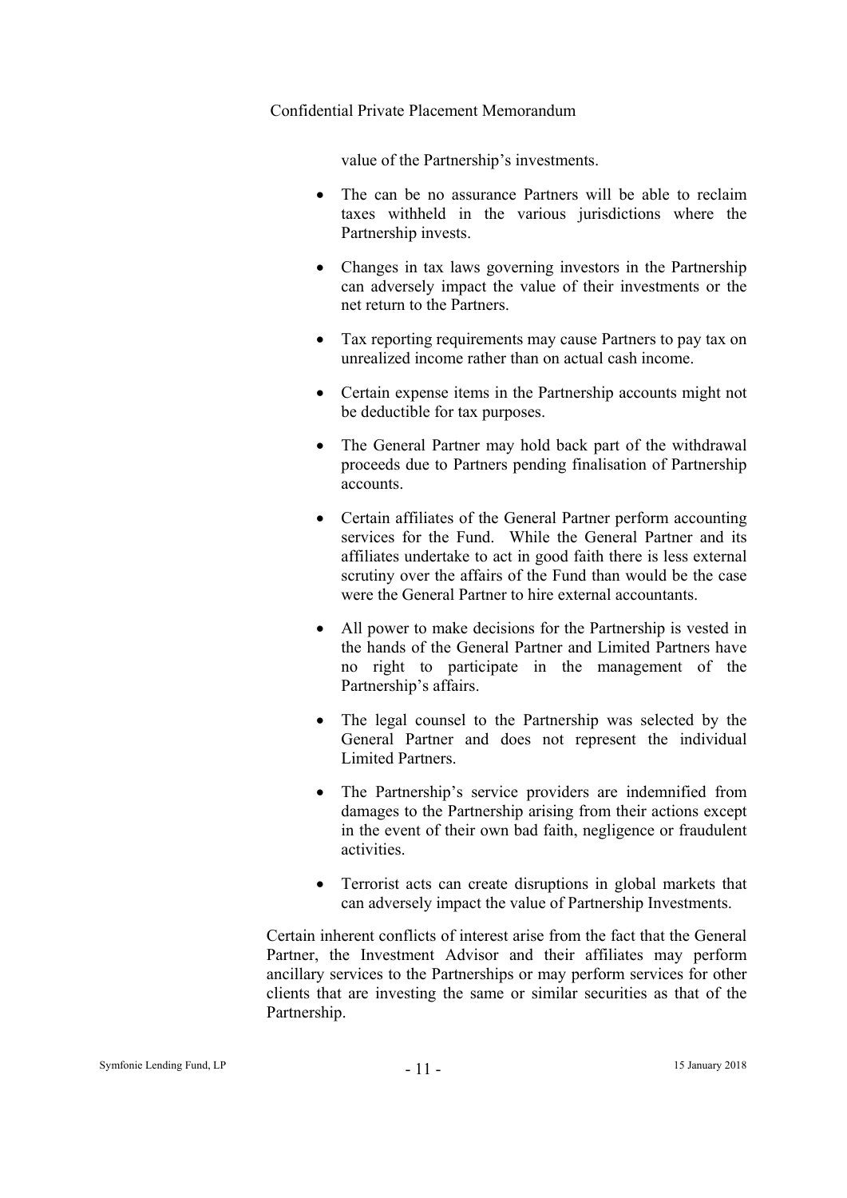value of the Partnership's investments.

- The can be no assurance Partners will be able to reclaim taxes withheld in the various jurisdictions where the Partnership invests.
- Changes in tax laws governing investors in the Partnership can adversely impact the value of their investments or the net return to the Partners.
- Tax reporting requirements may cause Partners to pay tax on unrealized income rather than on actual cash income.
- Certain expense items in the Partnership accounts might not be deductible for tax purposes.
- The General Partner may hold back part of the withdrawal proceeds due to Partners pending finalisation of Partnership accounts.
- Certain affiliates of the General Partner perform accounting services for the Fund. While the General Partner and its affiliates undertake to act in good faith there is less external scrutiny over the affairs of the Fund than would be the case were the General Partner to hire external accountants.
- All power to make decisions for the Partnership is vested in the hands of the General Partner and Limited Partners have no right to participate in the management of the Partnership's affairs.
- The legal counsel to the Partnership was selected by the General Partner and does not represent the individual Limited Partners.
- The Partnership's service providers are indemnified from damages to the Partnership arising from their actions except in the event of their own bad faith, negligence or fraudulent activities.
- Terrorist acts can create disruptions in global markets that can adversely impact the value of Partnership Investments.

Certain inherent conflicts of interest arise from the fact that the General Partner, the Investment Advisor and their affiliates may perform ancillary services to the Partnerships or may perform services for other clients that are investing the same or similar securities as that of the Partnership.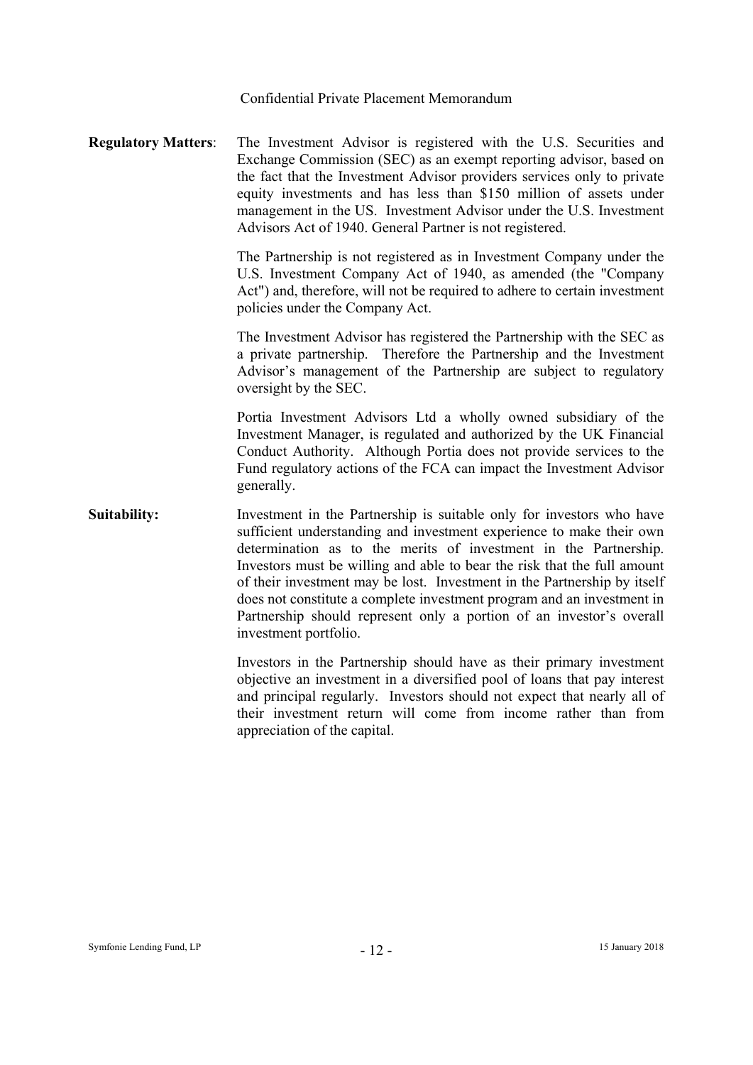**Regulatory Matters**: The Investment Advisor is registered with the U.S. Securities and Exchange Commission (SEC) as an exempt reporting advisor, based on the fact that the Investment Advisor providers services only to private equity investments and has less than $150 million of assets under management in the US. Investment Advisor under the U.S. Investment Advisors Act of 1940. General Partner is not registered.

The Partnership is not registered as in Investment Company under the U.S. Investment Company Act of 1940, as amended (the "Company Act") and, therefore, will not be required to adhere to certain investment policies under the Company Act.

The Investment Advisor has registered the Partnership with the SEC as a private partnership. Therefore the Partnership and the Investment Advisor's management of the Partnership are subject to regulatory oversight by the SEC.

Portia Investment Advisors Ltd a wholly owned subsidiary of the Investment Manager, is regulated and authorized by the UK Financial Conduct Authority. Although Portia does not provide services to the Fund regulatory actions of the FCA can impact the Investment Advisor generally.

**Suitability:** Investment in the Partnership is suitable only for investors who have sufficient understanding and investment experience to make their own determination as to the merits of investment in the Partnership. Investors must be willing and able to bear the risk that the full amount of their investment may be lost. Investment in the Partnership by itself does not constitute a complete investment program and an investment in Partnership should represent only a portion of an investor's overall investment portfolio.

Investors in the Partnership should have as their primary investment objective an investment in a diversified pool of loans that pay interest and principal regularly. Investors should not expect that nearly all of their investment return will come from income rather than from appreciation of the capital.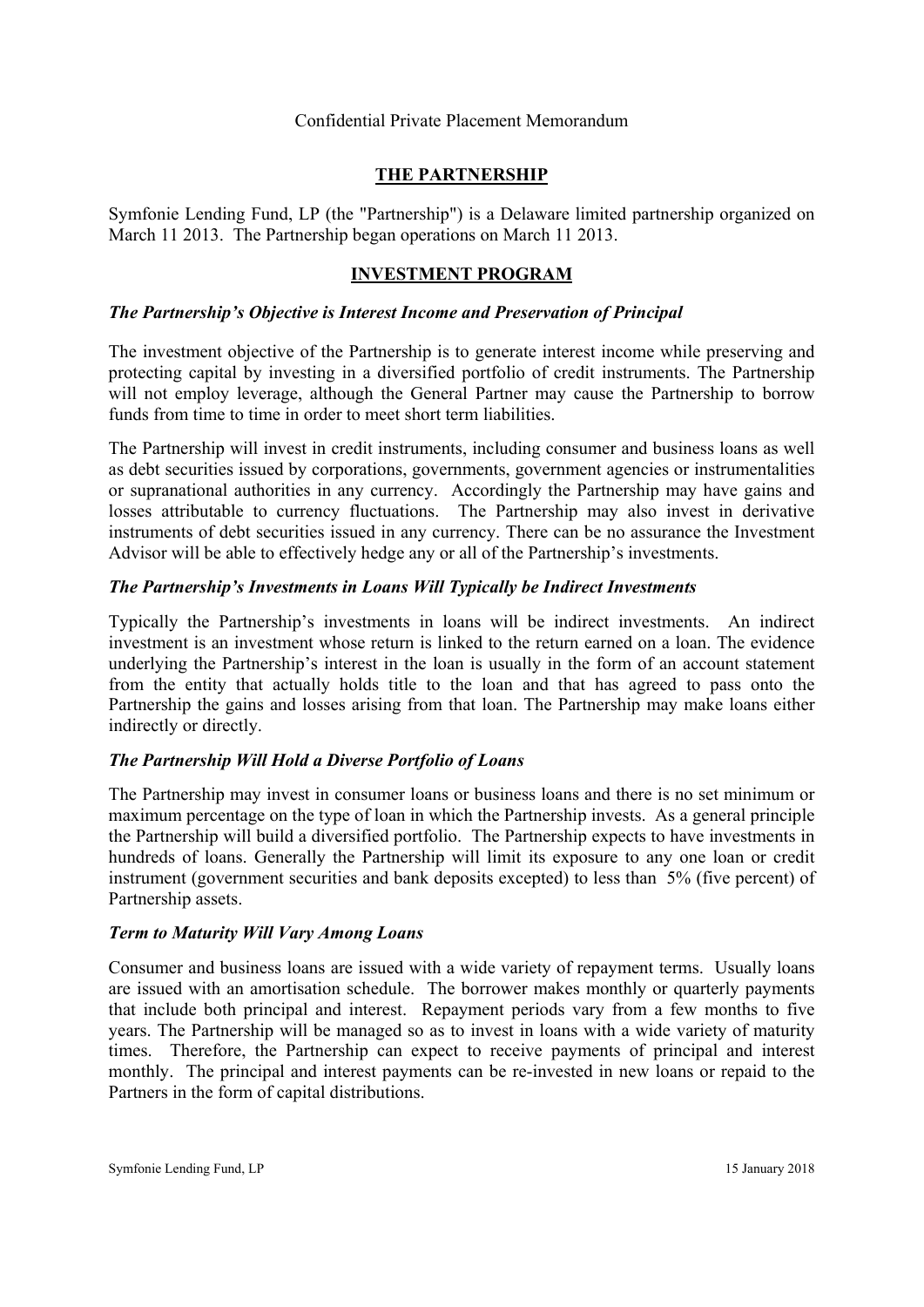## THE PARTNERSHIP

Symfonie Lending Fund, LP (the "Partnership") is a Delaware limited partnership organized on March 11 2013. The Partnership began operations on March 11 2013.

## INVESTMENT PROGRAM

### *The Partnership's Objective is Interest Income and Preservation of Principal*

The investment objective of the Partnership is to generate interest income while preserving and protecting capital by investing in a diversified portfolio of credit instruments. The Partnership will not employ leverage, although the General Partner may cause the Partnership to borrow funds from time to time in order to meet short term liabilities.

The Partnership will invest in credit instruments, including consumer and business loans as well as debt securities issued by corporations, governments, government agencies or instrumentalities or supranational authorities in any currency. Accordingly the Partnership may have gains and losses attributable to currency fluctuations. The Partnership may also invest in derivative instruments of debt securities issued in any currency. There can be no assurance the Investment Advisor will be able to effectively hedge any or all of the Partnership's investments.

### *The Partnership's Investments in Loans Will Typically be Indirect Investments*

Typically the Partnership's investments in loans will be indirect investments. An indirect investment is an investment whose return is linked to the return earned on a loan. The evidence underlying the Partnership's interest in the loan is usually in the form of an account statement from the entity that actually holds title to the loan and that has agreed to pass onto the Partnership the gains and losses arising from that loan. The Partnership may make loans either indirectly or directly.

### *The Partnership Will Hold a Diverse Portfolio of Loans*

The Partnership may invest in consumer loans or business loans and there is no set minimum or maximum percentage on the type of loan in which the Partnership invests. As a general principle the Partnership will build a diversified portfolio. The Partnership expects to have investments in hundreds of loans. Generally the Partnership will limit its exposure to any one loan or credit instrument (government securities and bank deposits excepted) to less than 5% (five percent) of Partnership assets.

### *Term to Maturity Will Vary Among Loans*

Consumer and business loans are issued with a wide variety of repayment terms. Usually loans are issued with an amortisation schedule. The borrower makes monthly or quarterly payments that include both principal and interest. Repayment periods vary from a few months to five years. The Partnership will be managed so as to invest in loans with a wide variety of maturity times. Therefore, the Partnership can expect to receive payments of principal and interest monthly. The principal and interest payments can be re-invested in new loans or repaid to the Partners in the form of capital distributions.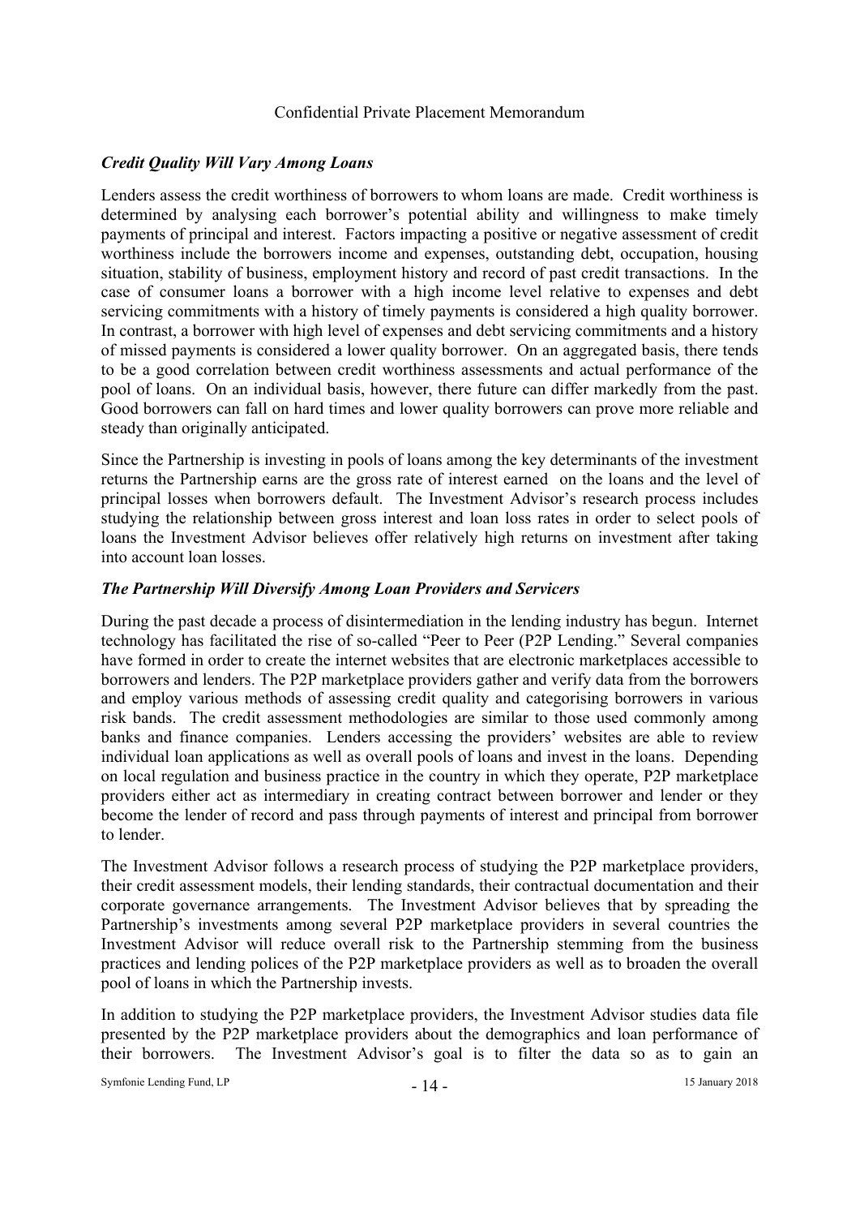### *Credit Quality Will Vary Among Loans*

Lenders assess the credit worthiness of borrowers to whom loans are made. Credit worthiness is determined by analysing each borrower's potential ability and willingness to make timely payments of principal and interest. Factors impacting a positive or negative assessment of credit worthiness include the borrowers income and expenses, outstanding debt, occupation, housing situation, stability of business, employment history and record of past credit transactions. In the case of consumer loans a borrower with a high income level relative to expenses and debt servicing commitments with a history of timely payments is considered a high quality borrower. In contrast, a borrower with high level of expenses and debt servicing commitments and a history of missed payments is considered a lower quality borrower. On an aggregated basis, there tends to be a good correlation between credit worthiness assessments and actual performance of the pool of loans. On an individual basis, however, there future can differ markedly from the past. Good borrowers can fall on hard times and lower quality borrowers can prove more reliable and steady than originally anticipated.

Since the Partnership is investing in pools of loans among the key determinants of the investment returns the Partnership earns are the gross rate of interest earned on the loans and the level of principal losses when borrowers default. The Investment Advisor's research process includes studying the relationship between gross interest and loan loss rates in order to select pools of loans the Investment Advisor believes offer relatively high returns on investment after taking into account loan losses.

### *The Partnership Will Diversify Among Loan Providers and Servicers*

During the past decade a process of disintermediation in the lending industry has begun. Internet technology has facilitated the rise of so-called "Peer to Peer (P2P Lending." Several companies have formed in order to create the internet websites that are electronic marketplaces accessible to borrowers and lenders. The P2P marketplace providers gather and verify data from the borrowers and employ various methods of assessing credit quality and categorising borrowers in various risk bands. The credit assessment methodologies are similar to those used commonly among banks and finance companies. Lenders accessing the providers' websites are able to review individual loan applications as well as overall pools of loans and invest in the loans. Depending on local regulation and business practice in the country in which they operate, P2P marketplace providers either act as intermediary in creating contract between borrower and lender or they become the lender of record and pass through payments of interest and principal from borrower to lender.

The Investment Advisor follows a research process of studying the P2P marketplace providers, their credit assessment models, their lending standards, their contractual documentation and their corporate governance arrangements. The Investment Advisor believes that by spreading the Partnership's investments among several P2P marketplace providers in several countries the Investment Advisor will reduce overall risk to the Partnership stemming from the business practices and lending polices of the P2P marketplace providers as well as to broaden the overall pool of loans in which the Partnership invests.

In addition to studying the P2P marketplace providers, the Investment Advisor studies data file presented by the P2P marketplace providers about the demographics and loan performance of their borrowers. The Investment Advisor's goal is to filter the data so as to gain an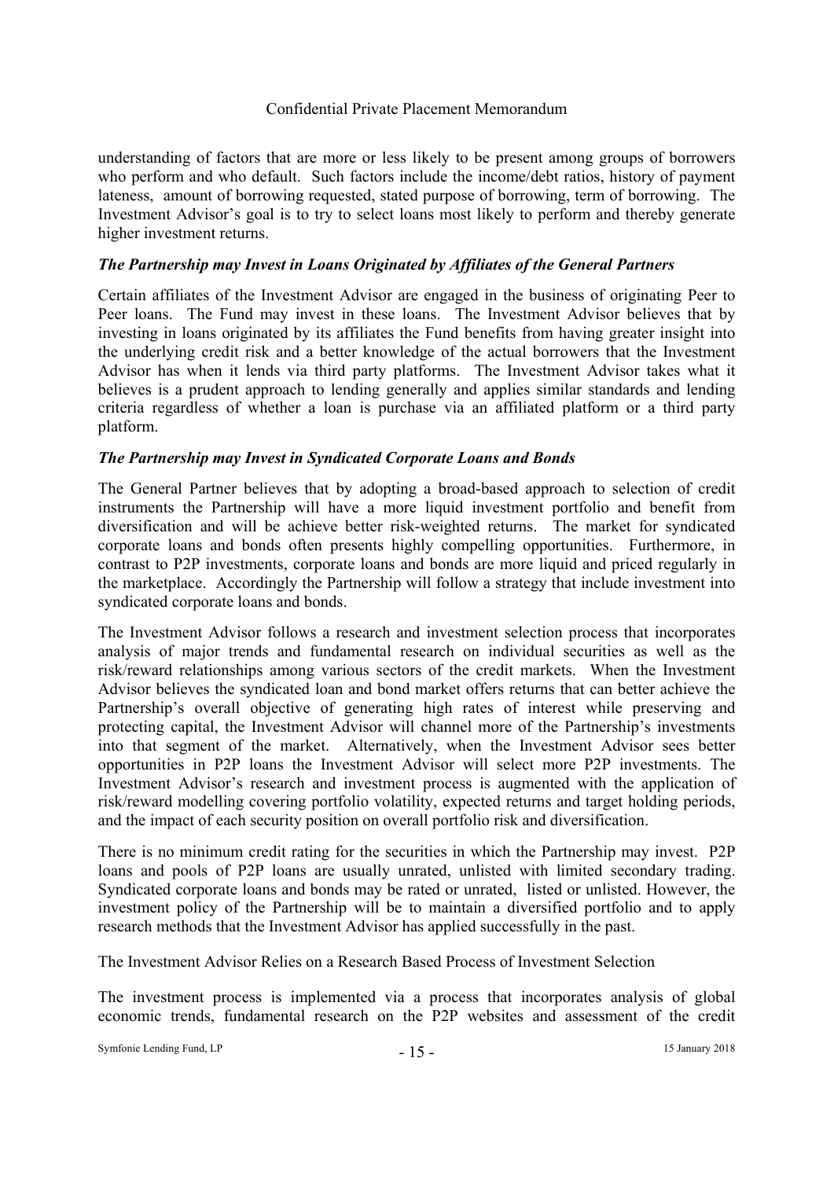understanding of factors that are more or less likely to be present among groups of borrowers who perform and who default. Such factors include the income/debt ratios, history of payment lateness, amount of borrowing requested, stated purpose of borrowing, term of borrowing. The Investment Advisor's goal is to try to select loans most likely to perform and thereby generate higher investment returns.

### *The Partnership may Invest in Loans Originated by Affiliates of the General Partners*

Certain affiliates of the Investment Advisor are engaged in the business of originating Peer to Peer loans. The Fund may invest in these loans. The Investment Advisor believes that by investing in loans originated by its affiliates the Fund benefits from having greater insight into the underlying credit risk and a better knowledge of the actual borrowers that the Investment Advisor has when it lends via third party platforms. The Investment Advisor takes what it believes is a prudent approach to lending generally and applies similar standards and lending criteria regardless of whether a loan is purchase via an affiliated platform or a third party platform.

### *The Partnership may Invest in Syndicated Corporate Loans and Bonds*

The General Partner believes that by adopting a broad-based approach to selection of credit instruments the Partnership will have a more liquid investment portfolio and benefit from diversification and will be achieve better risk-weighted returns. The market for syndicated corporate loans and bonds often presents highly compelling opportunities. Furthermore, in contrast to P2P investments, corporate loans and bonds are more liquid and priced regularly in the marketplace. Accordingly the Partnership will follow a strategy that include investment into syndicated corporate loans and bonds.

The Investment Advisor follows a research and investment selection process that incorporates analysis of major trends and fundamental research on individual securities as well as the risk/reward relationships among various sectors of the credit markets. When the Investment Advisor believes the syndicated loan and bond market offers returns that can better achieve the Partnership's overall objective of generating high rates of interest while preserving and protecting capital, the Investment Advisor will channel more of the Partnership's investments into that segment of the market. Alternatively, when the Investment Advisor sees better opportunities in P2P loans the Investment Advisor will select more P2P investments. The Investment Advisor's research and investment process is augmented with the application of risk/reward modelling covering portfolio volatility, expected returns and target holding periods, and the impact of each security position on overall portfolio risk and diversification.

There is no minimum credit rating for the securities in which the Partnership may invest. P2P loans and pools of P2P loans are usually unrated, unlisted with limited secondary trading. Syndicated corporate loans and bonds may be rated or unrated, listed or unlisted. However, the investment policy of the Partnership will be to maintain a diversified portfolio and to apply research methods that the Investment Advisor has applied successfully in the past.

The Investment Advisor Relies on a Research Based Process of Investment Selection

The investment process is implemented via a process that incorporates analysis of global economic trends, fundamental research on the P2P websites and assessment of the credit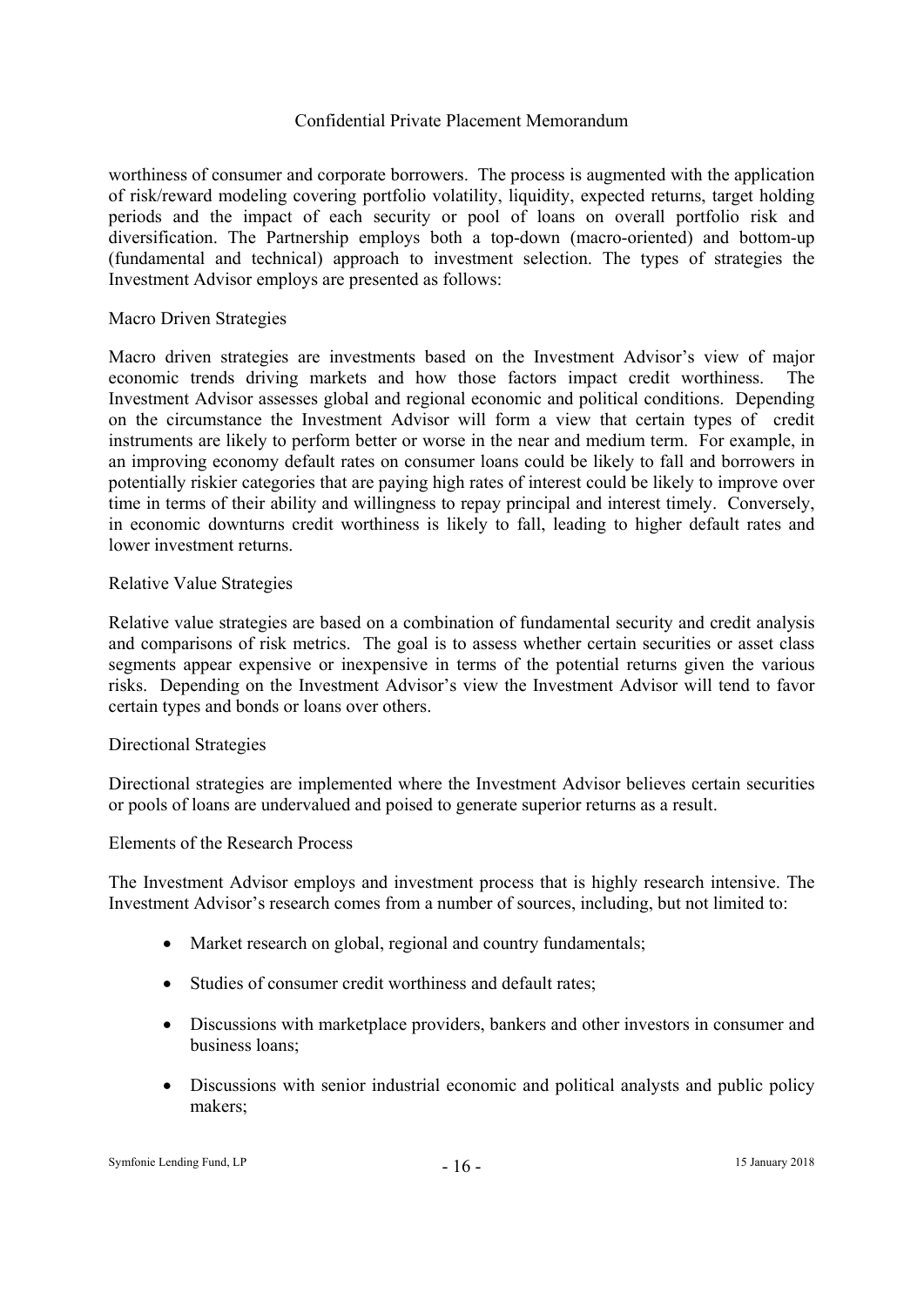worthiness of consumer and corporate borrowers. The process is augmented with the application of risk/reward modeling covering portfolio volatility, liquidity, expected returns, target holding periods and the impact of each security or pool of loans on overall portfolio risk and diversification. The Partnership employs both a top-down (macro-oriented) and bottom-up (fundamental and technical) approach to investment selection. The types of strategies the Investment Advisor employs are presented as follows:

Macro Driven Strategies

Macro driven strategies are investments based on the Investment Advisor's view of major economic trends driving markets and how those factors impact credit worthiness. The Investment Advisor assesses global and regional economic and political conditions. Depending on the circumstance the Investment Advisor will form a view that certain types of credit instruments are likely to perform better or worse in the near and medium term. For example, in an improving economy default rates on consumer loans could be likely to fall and borrowers in potentially riskier categories that are paying high rates of interest could be likely to improve over time in terms of their ability and willingness to repay principal and interest timely. Conversely, in economic downturns credit worthiness is likely to fall, leading to higher default rates and lower investment returns.

Relative Value Strategies

Relative value strategies are based on a combination of fundamental security and credit analysis and comparisons of risk metrics. The goal is to assess whether certain securities or asset class segments appear expensive or inexpensive in terms of the potential returns given the various risks. Depending on the Investment Advisor's view the Investment Advisor will tend to favor certain types and bonds or loans over others.

Directional Strategies

Directional strategies are implemented where the Investment Advisor believes certain securities or pools of loans are undervalued and poised to generate superior returns as a result.

Elements of the Research Process

The Investment Advisor employs and investment process that is highly research intensive. The Investment Advisor's research comes from a number of sources, including, but not limited to:

- Market research on global, regional and country fundamentals;
- Studies of consumer credit worthiness and default rates;
- Discussions with marketplace providers, bankers and other investors in consumer and business loans;
- Discussions with senior industrial economic and political analysts and public policy makers;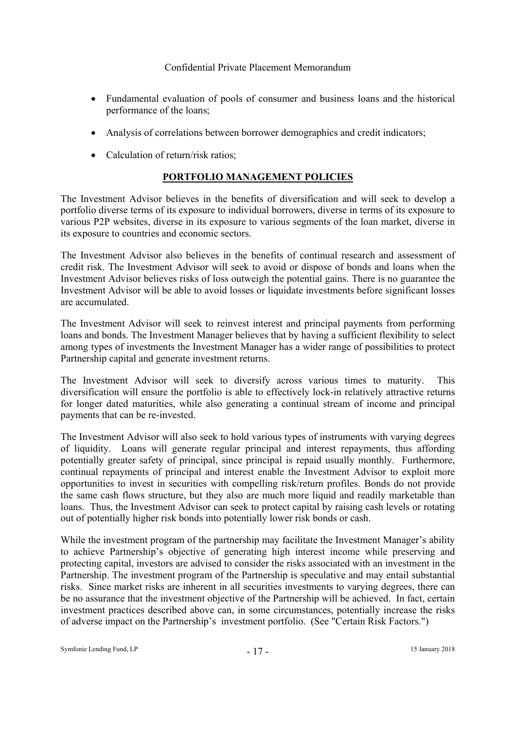- Fundamental evaluation of pools of consumer and business loans and the historical performance of the loans;
- Analysis of correlations between borrower demographics and credit indicators;
- Calculation of return/risk ratios;

## PORTFOLIO MANAGEMENT POLICIES

The Investment Advisor believes in the benefits of diversification and will seek to develop a portfolio diverse terms of its exposure to individual borrowers, diverse in terms of its exposure to various P2P websites, diverse in its exposure to various segments of the loan market, diverse in its exposure to countries and economic sectors.

The Investment Advisor also believes in the benefits of continual research and assessment of credit risk. The Investment Advisor will seek to avoid or dispose of bonds and loans when the Investment Advisor believes risks of loss outweigh the potential gains. There is no guarantee the Investment Advisor will be able to avoid losses or liquidate investments before significant losses are accumulated.

The Investment Advisor will seek to reinvest interest and principal payments from performing loans and bonds. The Investment Manager believes that by having a sufficient flexibility to select among types of investments the Investment Manager has a wider range of possibilities to protect Partnership capital and generate investment returns.

The Investment Advisor will seek to diversify across various times to maturity. This diversification will ensure the portfolio is able to effectively lock-in relatively attractive returns for longer dated maturities, while also generating a continual stream of income and principal payments that can be re-invested.

The Investment Advisor will also seek to hold various types of instruments with varying degrees of liquidity. Loans will generate regular principal and interest repayments, thus affording potentially greater safety of principal, since principal is repaid usually monthly. Furthermore, continual repayments of principal and interest enable the Investment Advisor to exploit more opportunities to invest in securities with compelling risk/return profiles. Bonds do not provide the same cash flows structure, but they also are much more liquid and readily marketable than loans. Thus, the Investment Advisor can seek to protect capital by raising cash levels or rotating out of potentially higher risk bonds into potentially lower risk bonds or cash.

While the investment program of the partnership may facilitate the Investment Manager's ability to achieve Partnership's objective of generating high interest income while preserving and protecting capital, investors are advised to consider the risks associated with an investment in the Partnership. The investment program of the Partnership is speculative and may entail substantial risks. Since market risks are inherent in all securities investments to varying degrees, there can be no assurance that the investment objective of the Partnership will be achieved. In fact, certain investment practices described above can, in some circumstances, potentially increase the risks of adverse impact on the Partnership's investment portfolio. (See "Certain Risk Factors.")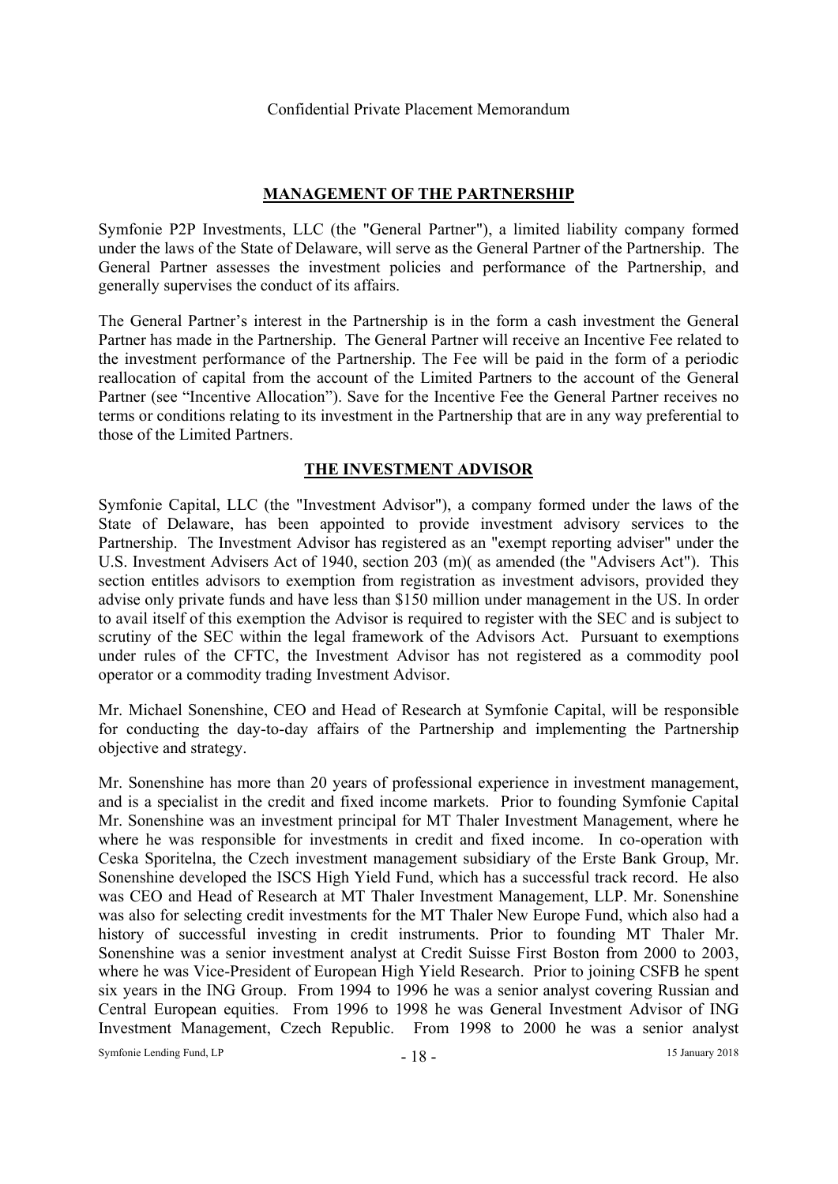## MANAGEMENT OF THE PARTNERSHIP

Symfonie P2P Investments, LLC (the "General Partner"), a limited liability company formed under the laws of the State of Delaware, will serve as the General Partner of the Partnership. The General Partner assesses the investment policies and performance of the Partnership, and generally supervises the conduct of its affairs.

The General Partner's interest in the Partnership is in the form a cash investment the General Partner has made in the Partnership. The General Partner will receive an Incentive Fee related to the investment performance of the Partnership. The Fee will be paid in the form of a periodic reallocation of capital from the account of the Limited Partners to the account of the General Partner (see "Incentive Allocation"). Save for the Incentive Fee the General Partner receives no terms or conditions relating to its investment in the Partnership that are in any way preferential to those of the Limited Partners.

## THE INVESTMENT ADVISOR

Symfonie Capital, LLC (the "Investment Advisor"), a company formed under the laws of the State of Delaware, has been appointed to provide investment advisory services to the Partnership. The Investment Advisor has registered as an "exempt reporting adviser" under the U.S. Investment Advisers Act of 1940, section 203 (m)( as amended (the "Advisers Act"). This section entitles advisors to exemption from registration as investment advisors, provided they advise only private funds and have less than $150 million under management in the US. In order to avail itself of this exemption the Advisor is required to register with the SEC and is subject to scrutiny of the SEC within the legal framework of the Advisors Act. Pursuant to exemptions under rules of the CFTC, the Investment Advisor has not registered as a commodity pool operator or a commodity trading Investment Advisor.

Mr. Michael Sonenshine, CEO and Head of Research at Symfonie Capital, will be responsible for conducting the day-to-day affairs of the Partnership and implementing the Partnership objective and strategy.

Mr. Sonenshine has more than 20 years of professional experience in investment management, and is a specialist in the credit and fixed income markets. Prior to founding Symfonie Capital Mr. Sonenshine was an investment principal for MT Thaler Investment Management, where he where he was responsible for investments in credit and fixed income. In co-operation with Ceska Sporitelna, the Czech investment management subsidiary of the Erste Bank Group, Mr. Sonenshine developed the ISCS High Yield Fund, which has a successful track record. He also was CEO and Head of Research at MT Thaler Investment Management, LLP. Mr. Sonenshine was also for selecting credit investments for the MT Thaler New Europe Fund, which also had a history of successful investing in credit instruments. Prior to founding MT Thaler Mr. Sonenshine was a senior investment analyst at Credit Suisse First Boston from 2000 to 2003, where he was Vice-President of European High Yield Research. Prior to joining CSFB he spent six years in the ING Group. From 1994 to 1996 he was a senior analyst covering Russian and Central European equities. From 1996 to 1998 he was General Investment Advisor of ING Investment Management, Czech Republic. From 1998 to 2000 he was a senior analyst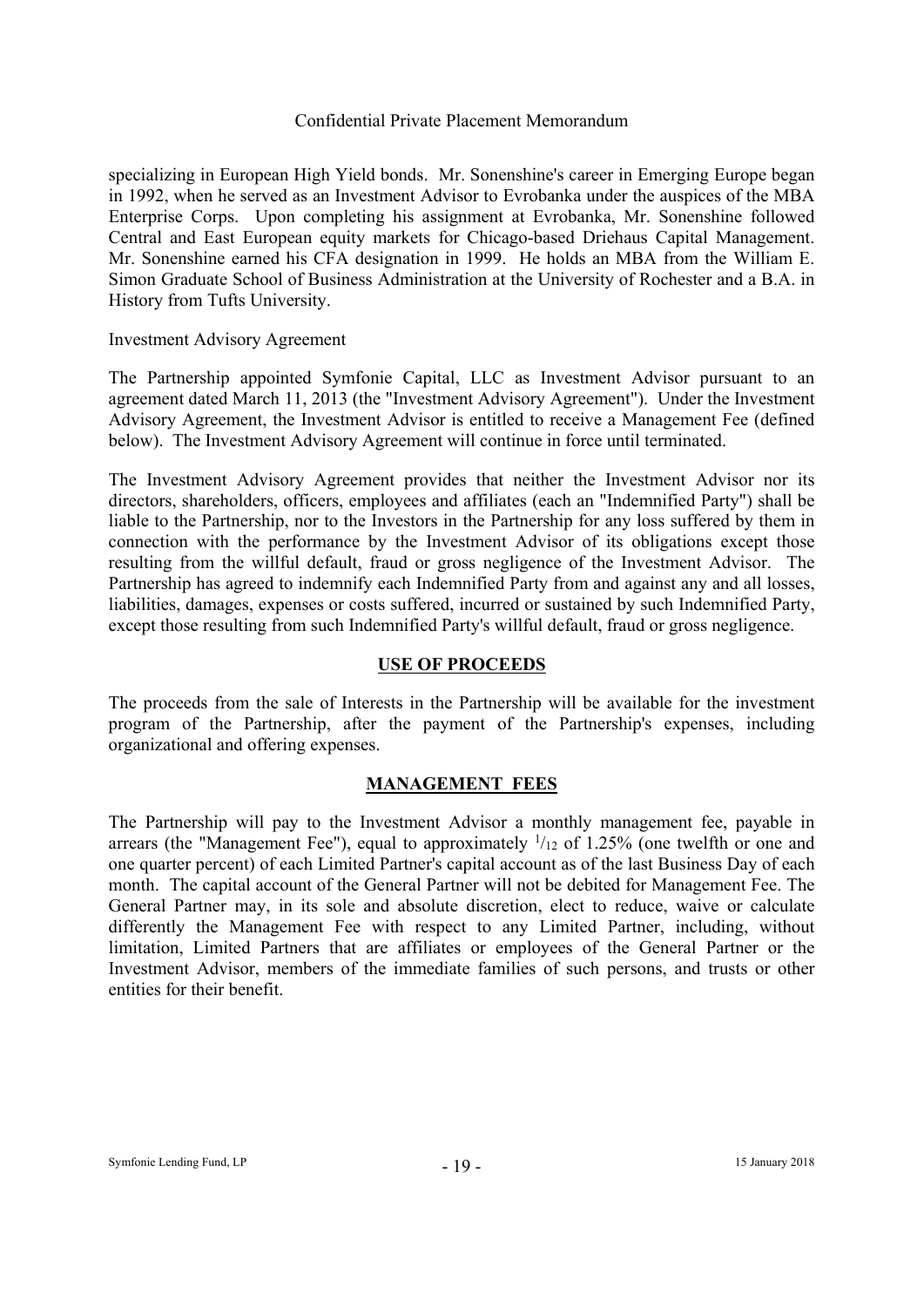specializing in European High Yield bonds. Mr. Sonenshine's career in Emerging Europe began in 1992, when he served as an Investment Advisor to Evrobanka under the auspices of the MBA Enterprise Corps. Upon completing his assignment at Evrobanka, Mr. Sonenshine followed Central and East European equity markets for Chicago-based Driehaus Capital Management. Mr. Sonenshine earned his CFA designation in 1999. He holds an MBA from the William E. Simon Graduate School of Business Administration at the University of Rochester and a B.A. in History from Tufts University.

Investment Advisory Agreement

The Partnership appointed Symfonie Capital, LLC as Investment Advisor pursuant to an agreement dated March 11, 2013 (the "Investment Advisory Agreement"). Under the Investment Advisory Agreement, the Investment Advisor is entitled to receive a Management Fee (defined below). The Investment Advisory Agreement will continue in force until terminated.

The Investment Advisory Agreement provides that neither the Investment Advisor nor its directors, shareholders, officers, employees and affiliates (each an "Indemnified Party") shall be liable to the Partnership, nor to the Investors in the Partnership for any loss suffered by them in connection with the performance by the Investment Advisor of its obligations except those resulting from the willful default, fraud or gross negligence of the Investment Advisor. The Partnership has agreed to indemnify each Indemnified Party from and against any and all losses, liabilities, damages, expenses or costs suffered, incurred or sustained by such Indemnified Party, except those resulting from such Indemnified Party's willful default, fraud or gross negligence.

## USE OF PROCEEDS

The proceeds from the sale of Interests in the Partnership will be available for the investment program of the Partnership, after the payment of the Partnership's expenses, including organizational and offering expenses.

## MANAGEMENT FEES

The Partnership will pay to the Investment Advisor a monthly management fee, payable in arrears (the "Management Fee"), equal to approximately $^{1}/_{12}$ of 1.25% (one twelfth or one and one quarter percent) of each Limited Partner's capital account as of the last Business Day of each month. The capital account of the General Partner will not be debited for Management Fee. The General Partner may, in its sole and absolute discretion, elect to reduce, waive or calculate differently the Management Fee with respect to any Limited Partner, including, without limitation, Limited Partners that are affiliates or employees of the General Partner or the Investment Advisor, members of the immediate families of such persons, and trusts or other entities for their benefit.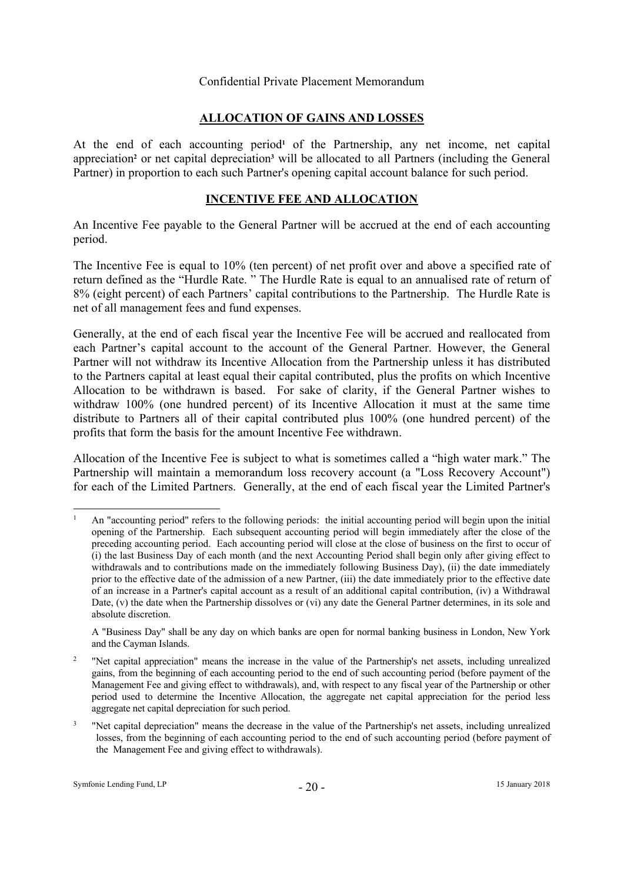## ALLOCATION OF GAINS AND LOSSES

At the end of each accounting period[1] of the Partnership, any net income, net capital appreciation[2] or net capital depreciation[3] will be allocated to all Partners (including the General Partner) in proportion to each such Partner's opening capital account balance for such period.

## INCENTIVE FEE AND ALLOCATION

An Incentive Fee payable to the General Partner will be accrued at the end of each accounting period.

The Incentive Fee is equal to 10% (ten percent) of net profit over and above a specified rate of return defined as the "Hurdle Rate. " The Hurdle Rate is equal to an annualised rate of return of 8% (eight percent) of each Partners' capital contributions to the Partnership. The Hurdle Rate is net of all management fees and fund expenses.

Generally, at the end of each fiscal year the Incentive Fee will be accrued and reallocated from each Partner's capital account to the account of the General Partner. However, the General Partner will not withdraw its Incentive Allocation from the Partnership unless it has distributed to the Partners capital at least equal their capital contributed, plus the profits on which Incentive Allocation to be withdrawn is based. For sake of clarity, if the General Partner wishes to withdraw 100% (one hundred percent) of its Incentive Allocation it must at the same time distribute to Partners all of their capital contributed plus 100% (one hundred percent) of the profits that form the basis for the amount Incentive Fee withdrawn.

Allocation of the Incentive Fee is subject to what is sometimes called a "high water mark." The Partnership will maintain a memorandum loss recovery account (a "Loss Recovery Account") for each of the Limited Partners. Generally, at the end of each fiscal year the Limited Partner's

---

[1] An "accounting period" refers to the following periods: the initial accounting period will begin upon the initial opening of the Partnership. Each subsequent accounting period will begin immediately after the close of the preceding accounting period. Each accounting period will close at the close of business on the first to occur of (i) the last Business Day of each month (and the next Accounting Period shall begin only after giving effect to withdrawals and to contributions made on the immediately following Business Day), (ii) the date immediately prior to the effective date of the admission of a new Partner, (iii) the date immediately prior to the effective date of an increase in a Partner's capital account as a result of an additional capital contribution, (iv) a Withdrawal Date, (v) the date when the Partnership dissolves or (vi) any date the General Partner determines, in its sole and absolute discretion.

A "Business Day" shall be any day on which banks are open for normal banking business in London, New York and the Cayman Islands.

[2] "Net capital appreciation" means the increase in the value of the Partnership's net assets, including unrealized gains, from the beginning of each accounting period to the end of such accounting period (before payment of the Management Fee and giving effect to withdrawals), and, with respect to any fiscal year of the Partnership or other period used to determine the Incentive Allocation, the aggregate net capital appreciation for the period less aggregate net capital depreciation for such period.

[3] "Net capital depreciation" means the decrease in the value of the Partnership's net assets, including unrealized losses, from the beginning of each accounting period to the end of such accounting period (before payment of the Management Fee and giving effect to withdrawals).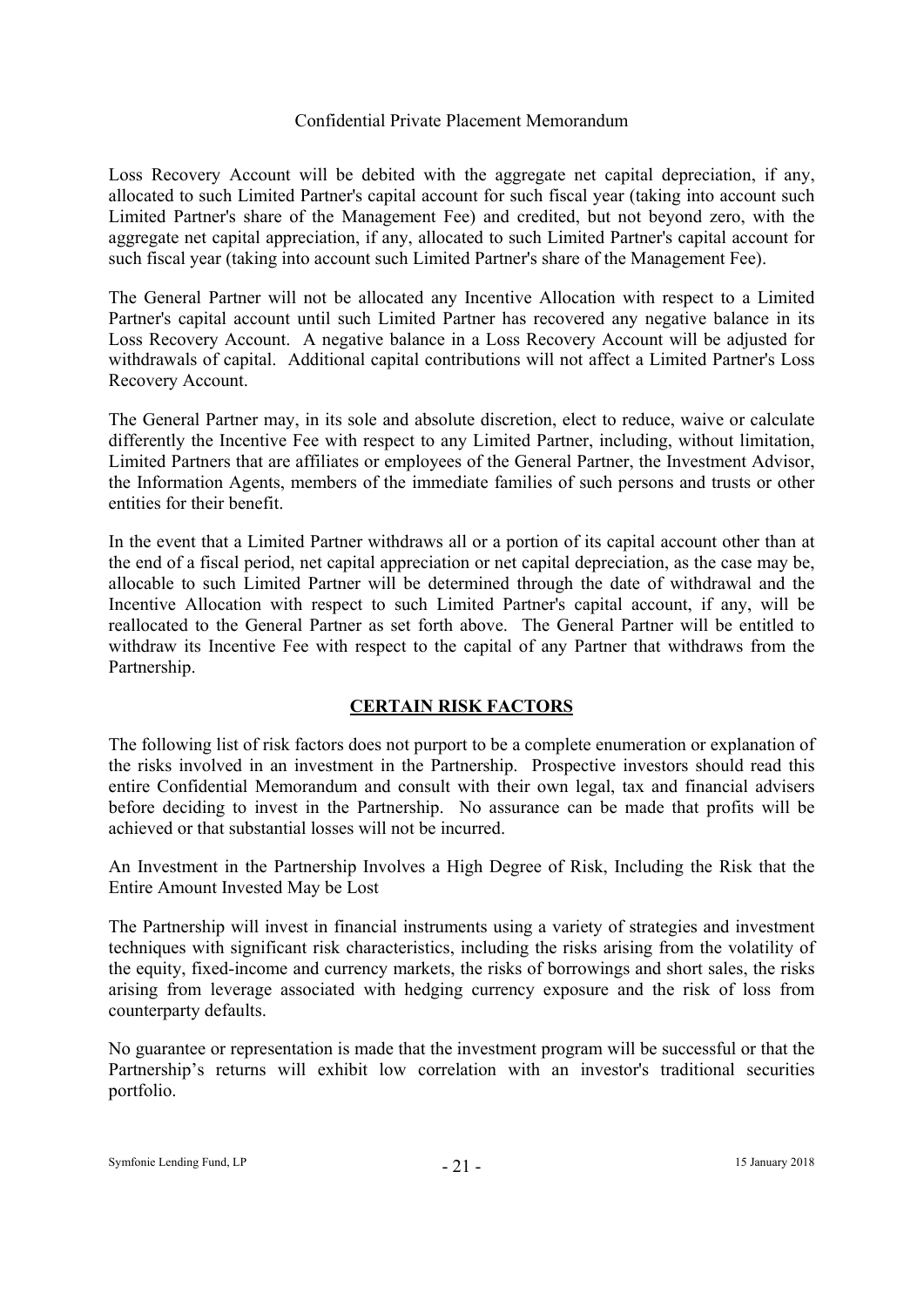Loss Recovery Account will be debited with the aggregate net capital depreciation, if any, allocated to such Limited Partner's capital account for such fiscal year (taking into account such Limited Partner's share of the Management Fee) and credited, but not beyond zero, with the aggregate net capital appreciation, if any, allocated to such Limited Partner's capital account for such fiscal year (taking into account such Limited Partner's share of the Management Fee).

The General Partner will not be allocated any Incentive Allocation with respect to a Limited Partner's capital account until such Limited Partner has recovered any negative balance in its Loss Recovery Account. A negative balance in a Loss Recovery Account will be adjusted for withdrawals of capital. Additional capital contributions will not affect a Limited Partner's Loss Recovery Account.

The General Partner may, in its sole and absolute discretion, elect to reduce, waive or calculate differently the Incentive Fee with respect to any Limited Partner, including, without limitation, Limited Partners that are affiliates or employees of the General Partner, the Investment Advisor, the Information Agents, members of the immediate families of such persons and trusts or other entities for their benefit.

In the event that a Limited Partner withdraws all or a portion of its capital account other than at the end of a fiscal period, net capital appreciation or net capital depreciation, as the case may be, allocable to such Limited Partner will be determined through the date of withdrawal and the Incentive Allocation with respect to such Limited Partner's capital account, if any, will be reallocated to the General Partner as set forth above. The General Partner will be entitled to withdraw its Incentive Fee with respect to the capital of any Partner that withdraws from the Partnership.

## CERTAIN RISK FACTORS

The following list of risk factors does not purport to be a complete enumeration or explanation of the risks involved in an investment in the Partnership. Prospective investors should read this entire Confidential Memorandum and consult with their own legal, tax and financial advisers before deciding to invest in the Partnership. No assurance can be made that profits will be achieved or that substantial losses will not be incurred.

An Investment in the Partnership Involves a High Degree of Risk, Including the Risk that the Entire Amount Invested May be Lost

The Partnership will invest in financial instruments using a variety of strategies and investment techniques with significant risk characteristics, including the risks arising from the volatility of the equity, fixed-income and currency markets, the risks of borrowings and short sales, the risks arising from leverage associated with hedging currency exposure and the risk of loss from counterparty defaults.

No guarantee or representation is made that the investment program will be successful or that the Partnership's returns will exhibit low correlation with an investor's traditional securities portfolio.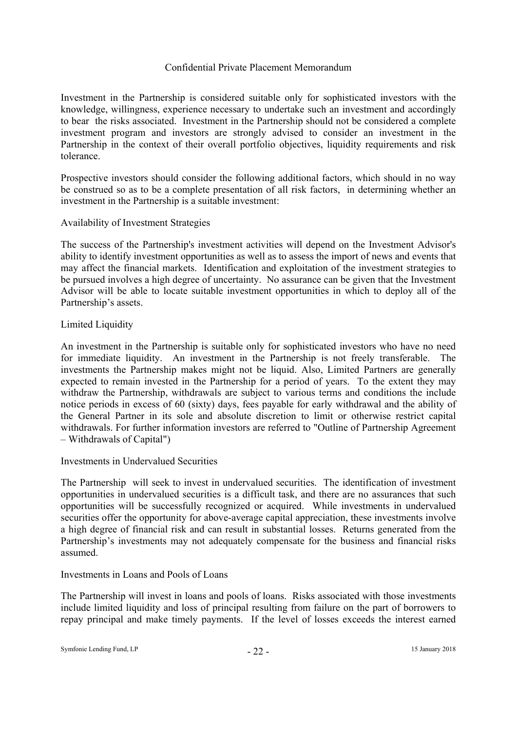Investment in the Partnership is considered suitable only for sophisticated investors with the knowledge, willingness, experience necessary to undertake such an investment and accordingly to bear the risks associated. Investment in the Partnership should not be considered a complete investment program and investors are strongly advised to consider an investment in the Partnership in the context of their overall portfolio objectives, liquidity requirements and risk tolerance.

Prospective investors should consider the following additional factors, which should in no way be construed so as to be a complete presentation of all risk factors, in determining whether an investment in the Partnership is a suitable investment:

Availability of Investment Strategies

The success of the Partnership's investment activities will depend on the Investment Advisor's ability to identify investment opportunities as well as to assess the import of news and events that may affect the financial markets. Identification and exploitation of the investment strategies to be pursued involves a high degree of uncertainty. No assurance can be given that the Investment Advisor will be able to locate suitable investment opportunities in which to deploy all of the Partnership's assets.

Limited Liquidity

An investment in the Partnership is suitable only for sophisticated investors who have no need for immediate liquidity. An investment in the Partnership is not freely transferable. The investments the Partnership makes might not be liquid. Also, Limited Partners are generally expected to remain invested in the Partnership for a period of years. To the extent they may withdraw the Partnership, withdrawals are subject to various terms and conditions the include notice periods in excess of 60 (sixty) days, fees payable for early withdrawal and the ability of the General Partner in its sole and absolute discretion to limit or otherwise restrict capital withdrawals. For further information investors are referred to "Outline of Partnership Agreement – Withdrawals of Capital")

Investments in Undervalued Securities

The Partnership will seek to invest in undervalued securities. The identification of investment opportunities in undervalued securities is a difficult task, and there are no assurances that such opportunities will be successfully recognized or acquired. While investments in undervalued securities offer the opportunity for above-average capital appreciation, these investments involve a high degree of financial risk and can result in substantial losses. Returns generated from the Partnership's investments may not adequately compensate for the business and financial risks assumed.

Investments in Loans and Pools of Loans

The Partnership will invest in loans and pools of loans. Risks associated with those investments include limited liquidity and loss of principal resulting from failure on the part of borrowers to repay principal and make timely payments. If the level of losses exceeds the interest earned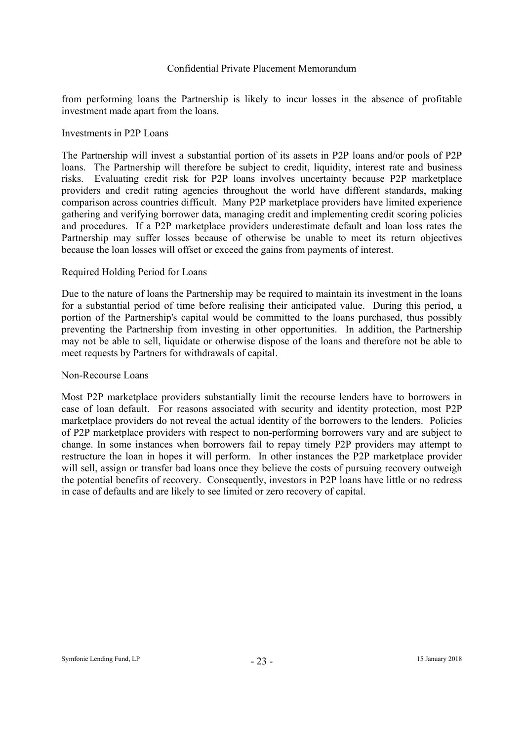from performing loans the Partnership is likely to incur losses in the absence of profitable investment made apart from the loans.

### Investments in P2P Loans

The Partnership will invest a substantial portion of its assets in P2P loans and/or pools of P2P loans. The Partnership will therefore be subject to credit, liquidity, interest rate and business risks. Evaluating credit risk for P2P loans involves uncertainty because P2P marketplace providers and credit rating agencies throughout the world have different standards, making comparison across countries difficult. Many P2P marketplace providers have limited experience gathering and verifying borrower data, managing credit and implementing credit scoring policies and procedures. If a P2P marketplace providers underestimate default and loan loss rates the Partnership may suffer losses because of otherwise be unable to meet its return objectives because the loan losses will offset or exceed the gains from payments of interest.

### Required Holding Period for Loans

Due to the nature of loans the Partnership may be required to maintain its investment in the loans for a substantial period of time before realising their anticipated value. During this period, a portion of the Partnership's capital would be committed to the loans purchased, thus possibly preventing the Partnership from investing in other opportunities. In addition, the Partnership may not be able to sell, liquidate or otherwise dispose of the loans and therefore not be able to meet requests by Partners for withdrawals of capital.

### Non-Recourse Loans

Most P2P marketplace providers substantially limit the recourse lenders have to borrowers in case of loan default. For reasons associated with security and identity protection, most P2P marketplace providers do not reveal the actual identity of the borrowers to the lenders. Policies of P2P marketplace providers with respect to non-performing borrowers vary and are subject to change. In some instances when borrowers fail to repay timely P2P providers may attempt to restructure the loan in hopes it will perform. In other instances the P2P marketplace provider will sell, assign or transfer bad loans once they believe the costs of pursuing recovery outweigh the potential benefits of recovery. Consequently, investors in P2P loans have little or no redress in case of defaults and are likely to see limited or zero recovery of capital.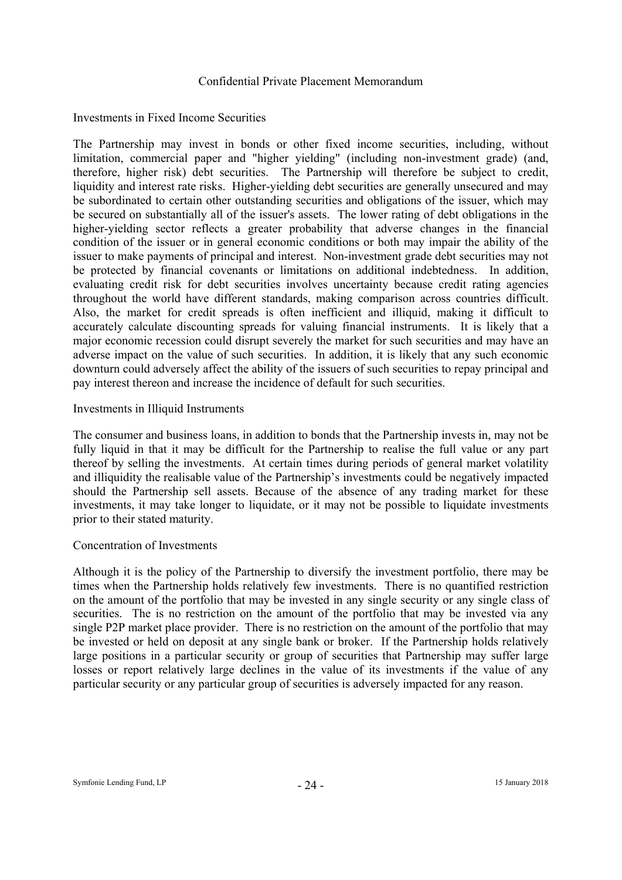### Investments in Fixed Income Securities

The Partnership may invest in bonds or other fixed income securities, including, without limitation, commercial paper and "higher yielding" (including non-investment grade) (and, therefore, higher risk) debt securities. The Partnership will therefore be subject to credit, liquidity and interest rate risks. Higher-yielding debt securities are generally unsecured and may be subordinated to certain other outstanding securities and obligations of the issuer, which may be secured on substantially all of the issuer's assets. The lower rating of debt obligations in the higher-yielding sector reflects a greater probability that adverse changes in the financial condition of the issuer or in general economic conditions or both may impair the ability of the issuer to make payments of principal and interest. Non-investment grade debt securities may not be protected by financial covenants or limitations on additional indebtedness. In addition, evaluating credit risk for debt securities involves uncertainty because credit rating agencies throughout the world have different standards, making comparison across countries difficult. Also, the market for credit spreads is often inefficient and illiquid, making it difficult to accurately calculate discounting spreads for valuing financial instruments. It is likely that a major economic recession could disrupt severely the market for such securities and may have an adverse impact on the value of such securities. In addition, it is likely that any such economic downturn could adversely affect the ability of the issuers of such securities to repay principal and pay interest thereon and increase the incidence of default for such securities.

### Investments in Illiquid Instruments

The consumer and business loans, in addition to bonds that the Partnership invests in, may not be fully liquid in that it may be difficult for the Partnership to realise the full value or any part thereof by selling the investments. At certain times during periods of general market volatility and illiquidity the realisable value of the Partnership's investments could be negatively impacted should the Partnership sell assets. Because of the absence of any trading market for these investments, it may take longer to liquidate, or it may not be possible to liquidate investments prior to their stated maturity.

### Concentration of Investments

Although it is the policy of the Partnership to diversify the investment portfolio, there may be times when the Partnership holds relatively few investments. There is no quantified restriction on the amount of the portfolio that may be invested in any single security or any single class of securities. The is no restriction on the amount of the portfolio that may be invested via any single P2P market place provider. There is no restriction on the amount of the portfolio that may be invested or held on deposit at any single bank or broker. If the Partnership holds relatively large positions in a particular security or group of securities that Partnership may suffer large losses or report relatively large declines in the value of its investments if the value of any particular security or any particular group of securities is adversely impacted for any reason.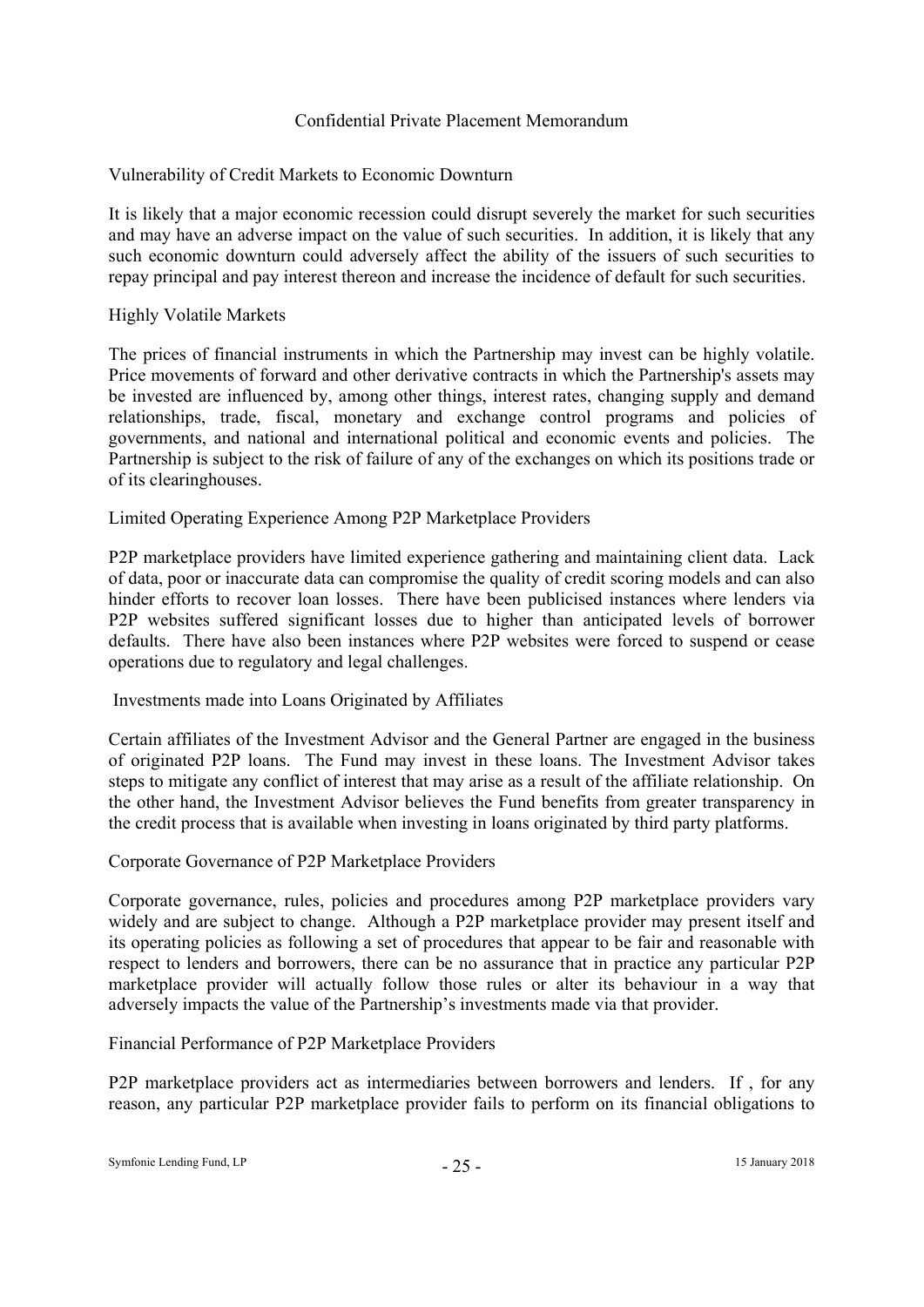### Vulnerability of Credit Markets to Economic Downturn

It is likely that a major economic recession could disrupt severely the market for such securities and may have an adverse impact on the value of such securities. In addition, it is likely that any such economic downturn could adversely affect the ability of the issuers of such securities to repay principal and pay interest thereon and increase the incidence of default for such securities.

### Highly Volatile Markets

The prices of financial instruments in which the Partnership may invest can be highly volatile. Price movements of forward and other derivative contracts in which the Partnership's assets may be invested are influenced by, among other things, interest rates, changing supply and demand relationships, trade, fiscal, monetary and exchange control programs and policies of governments, and national and international political and economic events and policies. The Partnership is subject to the risk of failure of any of the exchanges on which its positions trade or of its clearinghouses.

### Limited Operating Experience Among P2P Marketplace Providers

P2P marketplace providers have limited experience gathering and maintaining client data. Lack of data, poor or inaccurate data can compromise the quality of credit scoring models and can also hinder efforts to recover loan losses. There have been publicised instances where lenders via P2P websites suffered significant losses due to higher than anticipated levels of borrower defaults. There have also been instances where P2P websites were forced to suspend or cease operations due to regulatory and legal challenges.

### Investments made into Loans Originated by Affiliates

Certain affiliates of the Investment Advisor and the General Partner are engaged in the business of originated P2P loans. The Fund may invest in these loans. The Investment Advisor takes steps to mitigate any conflict of interest that may arise as a result of the affiliate relationship. On the other hand, the Investment Advisor believes the Fund benefits from greater transparency in the credit process that is available when investing in loans originated by third party platforms.

### Corporate Governance of P2P Marketplace Providers

Corporate governance, rules, policies and procedures among P2P marketplace providers vary widely and are subject to change. Although a P2P marketplace provider may present itself and its operating policies as following a set of procedures that appear to be fair and reasonable with respect to lenders and borrowers, there can be no assurance that in practice any particular P2P marketplace provider will actually follow those rules or alter its behaviour in a way that adversely impacts the value of the Partnership's investments made via that provider.

### Financial Performance of P2P Marketplace Providers

P2P marketplace providers act as intermediaries between borrowers and lenders. If , for any reason, any particular P2P marketplace provider fails to perform on its financial obligations to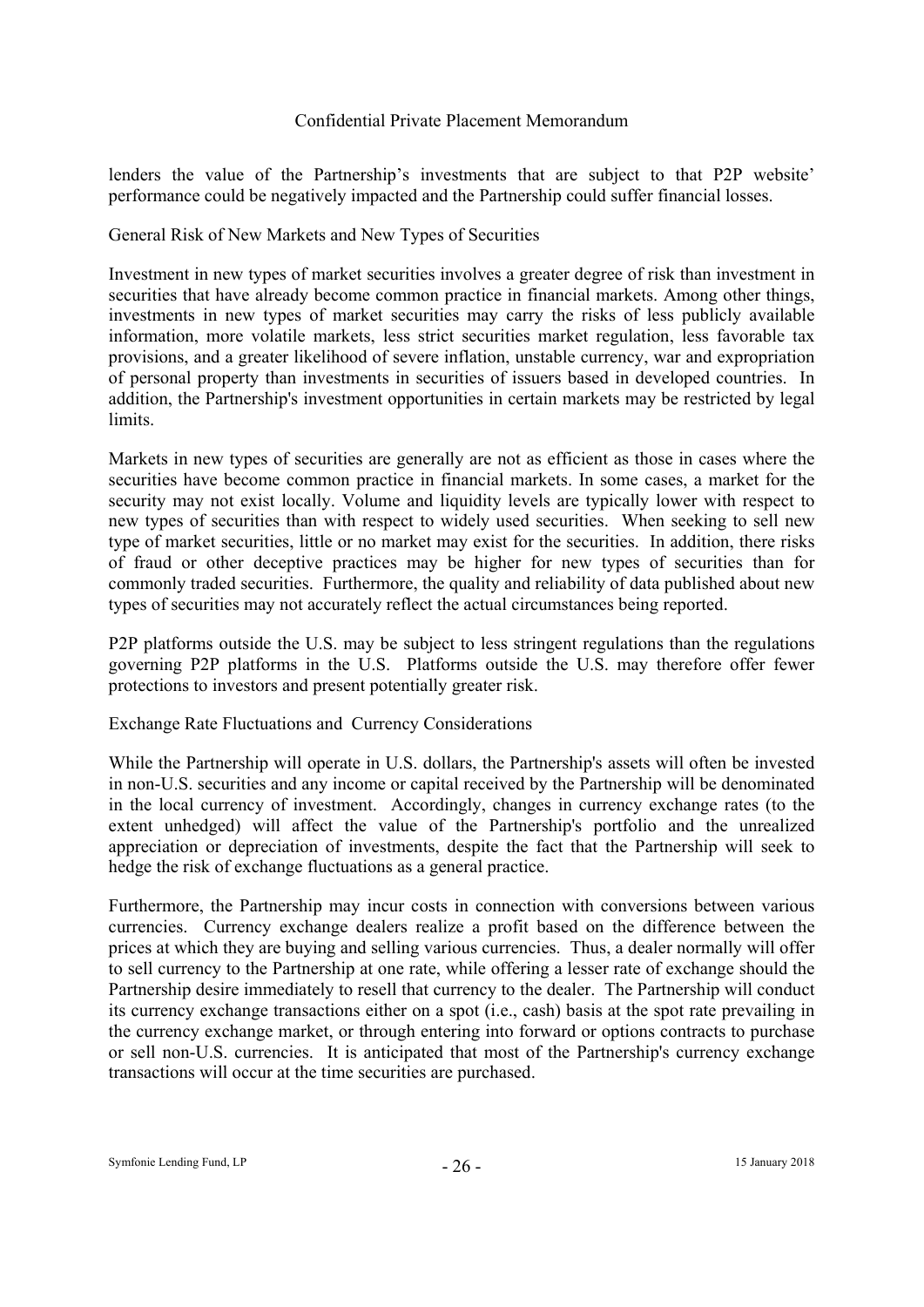lenders the value of the Partnership's investments that are subject to that P2P website' performance could be negatively impacted and the Partnership could suffer financial losses.

General Risk of New Markets and New Types of Securities

Investment in new types of market securities involves a greater degree of risk than investment in securities that have already become common practice in financial markets. Among other things, investments in new types of market securities may carry the risks of less publicly available information, more volatile markets, less strict securities market regulation, less favorable tax provisions, and a greater likelihood of severe inflation, unstable currency, war and expropriation of personal property than investments in securities of issuers based in developed countries. In addition, the Partnership's investment opportunities in certain markets may be restricted by legal limits.

Markets in new types of securities are generally are not as efficient as those in cases where the securities have become common practice in financial markets. In some cases, a market for the security may not exist locally. Volume and liquidity levels are typically lower with respect to new types of securities than with respect to widely used securities. When seeking to sell new type of market securities, little or no market may exist for the securities. In addition, there risks of fraud or other deceptive practices may be higher for new types of securities than for commonly traded securities. Furthermore, the quality and reliability of data published about new types of securities may not accurately reflect the actual circumstances being reported.

P2P platforms outside the U.S. may be subject to less stringent regulations than the regulations governing P2P platforms in the U.S. Platforms outside the U.S. may therefore offer fewer protections to investors and present potentially greater risk.

Exchange Rate Fluctuations and Currency Considerations

While the Partnership will operate in U.S. dollars, the Partnership's assets will often be invested in non-U.S. securities and any income or capital received by the Partnership will be denominated in the local currency of investment. Accordingly, changes in currency exchange rates (to the extent unhedged) will affect the value of the Partnership's portfolio and the unrealized appreciation or depreciation of investments, despite the fact that the Partnership will seek to hedge the risk of exchange fluctuations as a general practice.

Furthermore, the Partnership may incur costs in connection with conversions between various currencies. Currency exchange dealers realize a profit based on the difference between the prices at which they are buying and selling various currencies. Thus, a dealer normally will offer to sell currency to the Partnership at one rate, while offering a lesser rate of exchange should the Partnership desire immediately to resell that currency to the dealer. The Partnership will conduct its currency exchange transactions either on a spot (i.e., cash) basis at the spot rate prevailing in the currency exchange market, or through entering into forward or options contracts to purchase or sell non-U.S. currencies. It is anticipated that most of the Partnership's currency exchange transactions will occur at the time securities are purchased.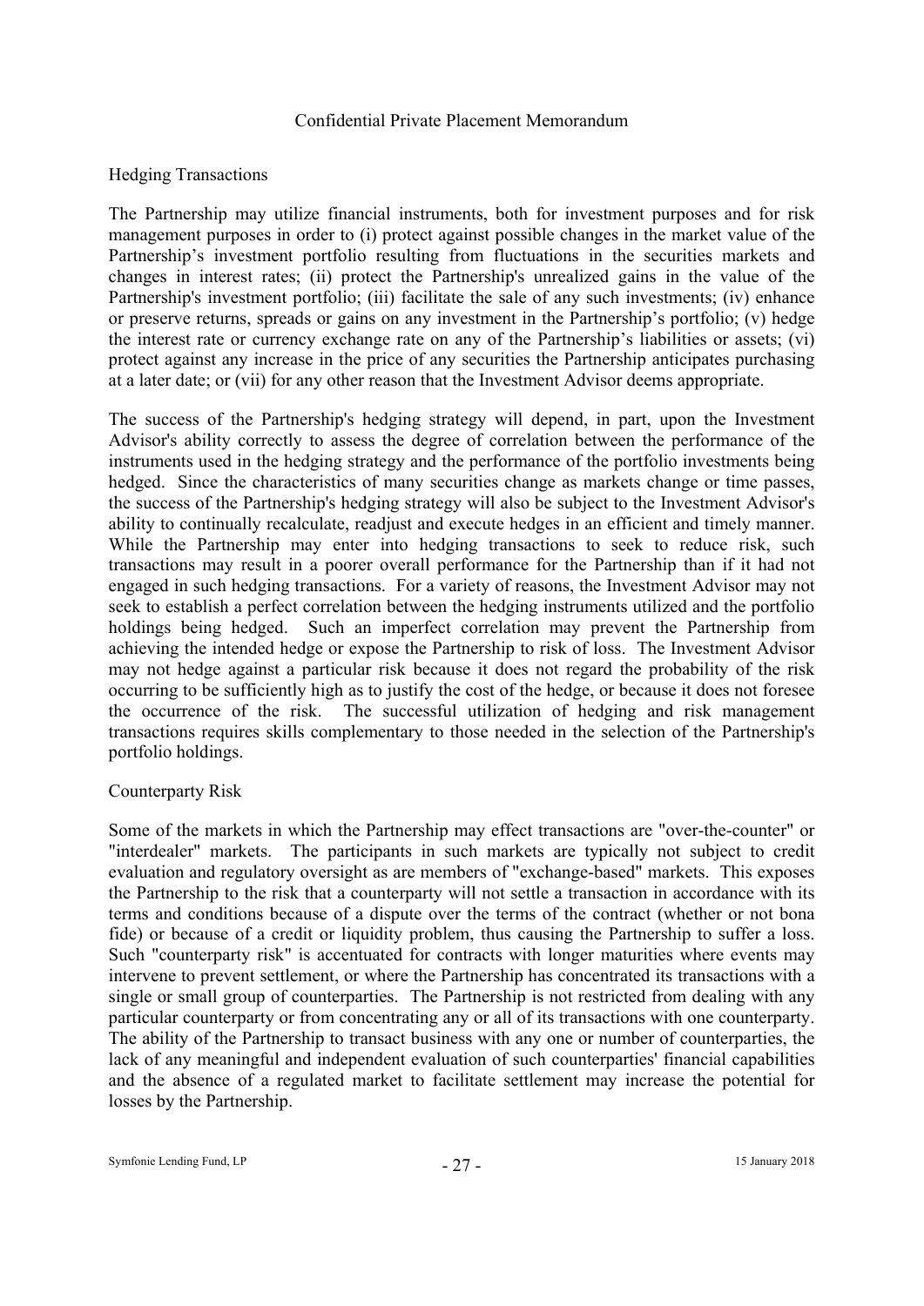### Hedging Transactions

The Partnership may utilize financial instruments, both for investment purposes and for risk management purposes in order to (i) protect against possible changes in the market value of the Partnership's investment portfolio resulting from fluctuations in the securities markets and changes in interest rates; (ii) protect the Partnership's unrealized gains in the value of the Partnership's investment portfolio; (iii) facilitate the sale of any such investments; (iv) enhance or preserve returns, spreads or gains on any investment in the Partnership's portfolio; (v) hedge the interest rate or currency exchange rate on any of the Partnership's liabilities or assets; (vi) protect against any increase in the price of any securities the Partnership anticipates purchasing at a later date; or (vii) for any other reason that the Investment Advisor deems appropriate.

The success of the Partnership's hedging strategy will depend, in part, upon the Investment Advisor's ability correctly to assess the degree of correlation between the performance of the instruments used in the hedging strategy and the performance of the portfolio investments being hedged. Since the characteristics of many securities change as markets change or time passes, the success of the Partnership's hedging strategy will also be subject to the Investment Advisor's ability to continually recalculate, readjust and execute hedges in an efficient and timely manner. While the Partnership may enter into hedging transactions to seek to reduce risk, such transactions may result in a poorer overall performance for the Partnership than if it had not engaged in such hedging transactions. For a variety of reasons, the Investment Advisor may not seek to establish a perfect correlation between the hedging instruments utilized and the portfolio holdings being hedged. Such an imperfect correlation may prevent the Partnership from achieving the intended hedge or expose the Partnership to risk of loss. The Investment Advisor may not hedge against a particular risk because it does not regard the probability of the risk occurring to be sufficiently high as to justify the cost of the hedge, or because it does not foresee the occurrence of the risk. The successful utilization of hedging and risk management transactions requires skills complementary to those needed in the selection of the Partnership's portfolio holdings.

### Counterparty Risk

Some of the markets in which the Partnership may effect transactions are "over-the-counter" or "interdealer" markets. The participants in such markets are typically not subject to credit evaluation and regulatory oversight as are members of "exchange-based" markets. This exposes the Partnership to the risk that a counterparty will not settle a transaction in accordance with its terms and conditions because of a dispute over the terms of the contract (whether or not bona fide) or because of a credit or liquidity problem, thus causing the Partnership to suffer a loss. Such "counterparty risk" is accentuated for contracts with longer maturities where events may intervene to prevent settlement, or where the Partnership has concentrated its transactions with a single or small group of counterparties. The Partnership is not restricted from dealing with any particular counterparty or from concentrating any or all of its transactions with one counterparty. The ability of the Partnership to transact business with any one or number of counterparties, the lack of any meaningful and independent evaluation of such counterparties' financial capabilities and the absence of a regulated market to facilitate settlement may increase the potential for losses by the Partnership.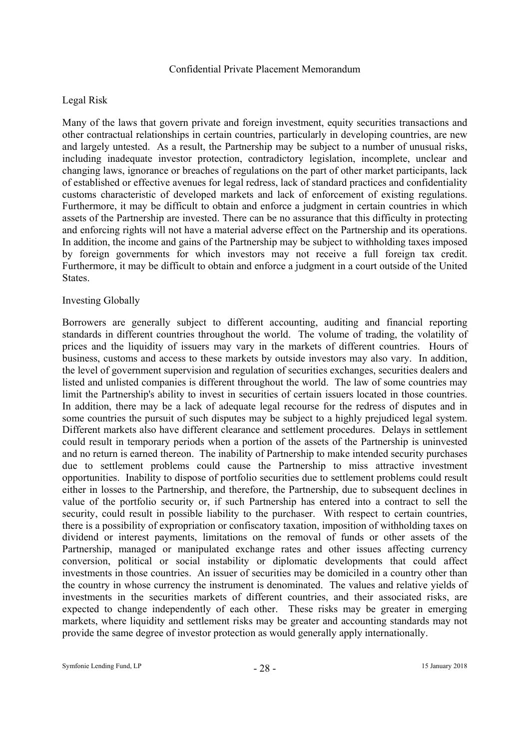## Legal Risk

Many of the laws that govern private and foreign investment, equity securities transactions and other contractual relationships in certain countries, particularly in developing countries, are new and largely untested. As a result, the Partnership may be subject to a number of unusual risks, including inadequate investor protection, contradictory legislation, incomplete, unclear and changing laws, ignorance or breaches of regulations on the part of other market participants, lack of established or effective avenues for legal redress, lack of standard practices and confidentiality customs characteristic of developed markets and lack of enforcement of existing regulations. Furthermore, it may be difficult to obtain and enforce a judgment in certain countries in which assets of the Partnership are invested. There can be no assurance that this difficulty in protecting and enforcing rights will not have a material adverse effect on the Partnership and its operations. In addition, the income and gains of the Partnership may be subject to withholding taxes imposed by foreign governments for which investors may not receive a full foreign tax credit. Furthermore, it may be difficult to obtain and enforce a judgment in a court outside of the United States.

## Investing Globally

Borrowers are generally subject to different accounting, auditing and financial reporting standards in different countries throughout the world. The volume of trading, the volatility of prices and the liquidity of issuers may vary in the markets of different countries. Hours of business, customs and access to these markets by outside investors may also vary. In addition, the level of government supervision and regulation of securities exchanges, securities dealers and listed and unlisted companies is different throughout the world. The law of some countries may limit the Partnership's ability to invest in securities of certain issuers located in those countries. In addition, there may be a lack of adequate legal recourse for the redress of disputes and in some countries the pursuit of such disputes may be subject to a highly prejudiced legal system. Different markets also have different clearance and settlement procedures. Delays in settlement could result in temporary periods when a portion of the assets of the Partnership is uninvested and no return is earned thereon. The inability of Partnership to make intended security purchases due to settlement problems could cause the Partnership to miss attractive investment opportunities. Inability to dispose of portfolio securities due to settlement problems could result either in losses to the Partnership, and therefore, the Partnership, due to subsequent declines in value of the portfolio security or, if such Partnership has entered into a contract to sell the security, could result in possible liability to the purchaser. With respect to certain countries, there is a possibility of expropriation or confiscatory taxation, imposition of withholding taxes on dividend or interest payments, limitations on the removal of funds or other assets of the Partnership, managed or manipulated exchange rates and other issues affecting currency conversion, political or social instability or diplomatic developments that could affect investments in those countries. An issuer of securities may be domiciled in a country other than the country in whose currency the instrument is denominated. The values and relative yields of investments in the securities markets of different countries, and their associated risks, are expected to change independently of each other. These risks may be greater in emerging markets, where liquidity and settlement risks may be greater and accounting standards may not provide the same degree of investor protection as would generally apply internationally.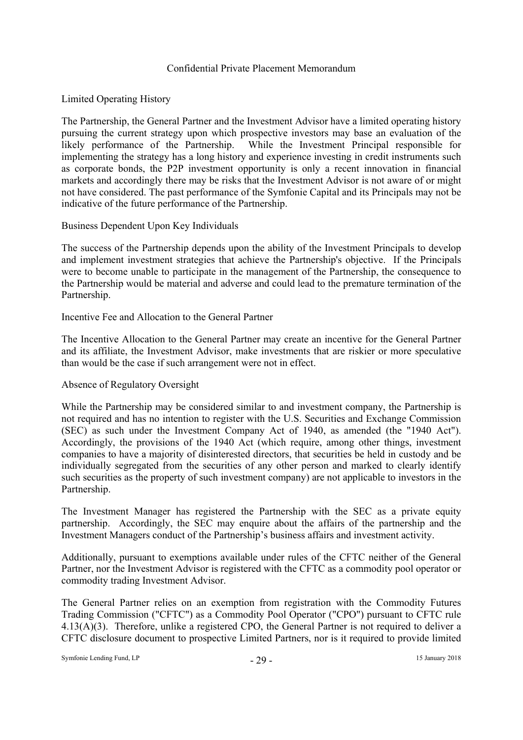Limited Operating History

The Partnership, the General Partner and the Investment Advisor have a limited operating history pursuing the current strategy upon which prospective investors may base an evaluation of the likely performance of the Partnership. While the Investment Principal responsible for implementing the strategy has a long history and experience investing in credit instruments such as corporate bonds, the P2P investment opportunity is only a recent innovation in financial markets and accordingly there may be risks that the Investment Advisor is not aware of or might not have considered. The past performance of the Symfonie Capital and its Principals may not be indicative of the future performance of the Partnership.

Business Dependent Upon Key Individuals

The success of the Partnership depends upon the ability of the Investment Principals to develop and implement investment strategies that achieve the Partnership's objective. If the Principals were to become unable to participate in the management of the Partnership, the consequence to the Partnership would be material and adverse and could lead to the premature termination of the Partnership.

Incentive Fee and Allocation to the General Partner

The Incentive Allocation to the General Partner may create an incentive for the General Partner and its affiliate, the Investment Advisor, make investments that are riskier or more speculative than would be the case if such arrangement were not in effect.

Absence of Regulatory Oversight

While the Partnership may be considered similar to and investment company, the Partnership is not required and has no intention to register with the U.S. Securities and Exchange Commission (SEC) as such under the Investment Company Act of 1940, as amended (the "1940 Act"). Accordingly, the provisions of the 1940 Act (which require, among other things, investment companies to have a majority of disinterested directors, that securities be held in custody and be individually segregated from the securities of any other person and marked to clearly identify such securities as the property of such investment company) are not applicable to investors in the Partnership.

The Investment Manager has registered the Partnership with the SEC as a private equity partnership. Accordingly, the SEC may enquire about the affairs of the partnership and the Investment Managers conduct of the Partnership's business affairs and investment activity.

Additionally, pursuant to exemptions available under rules of the CFTC neither of the General Partner, nor the Investment Advisor is registered with the CFTC as a commodity pool operator or commodity trading Investment Advisor.

The General Partner relies on an exemption from registration with the Commodity Futures Trading Commission ("CFTC") as a Commodity Pool Operator ("CPO") pursuant to CFTC rule 4.13(A)(3). Therefore, unlike a registered CPO, the General Partner is not required to deliver a CFTC disclosure document to prospective Limited Partners, nor is it required to provide limited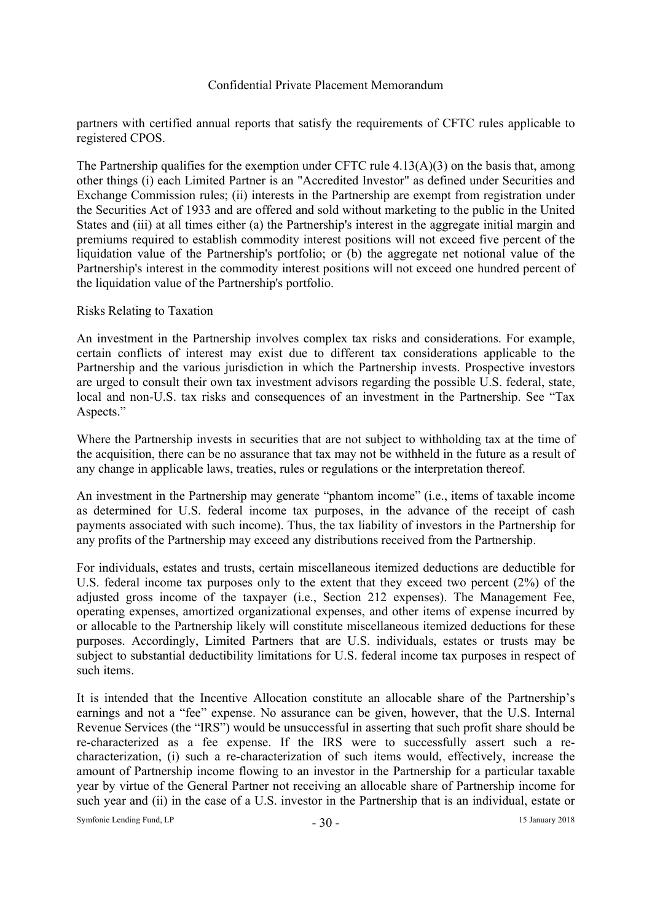partners with certified annual reports that satisfy the requirements of CFTC rules applicable to registered CPOS.

The Partnership qualifies for the exemption under CFTC rule 4.13(A)(3) on the basis that, among other things (i) each Limited Partner is an "Accredited Investor" as defined under Securities and Exchange Commission rules; (ii) interests in the Partnership are exempt from registration under the Securities Act of 1933 and are offered and sold without marketing to the public in the United States and (iii) at all times either (a) the Partnership's interest in the aggregate initial margin and premiums required to establish commodity interest positions will not exceed five percent of the liquidation value of the Partnership's portfolio; or (b) the aggregate net notional value of the Partnership's interest in the commodity interest positions will not exceed one hundred percent of the liquidation value of the Partnership's portfolio.

Risks Relating to Taxation

An investment in the Partnership involves complex tax risks and considerations. For example, certain conflicts of interest may exist due to different tax considerations applicable to the Partnership and the various jurisdiction in which the Partnership invests. Prospective investors are urged to consult their own tax investment advisors regarding the possible U.S. federal, state, local and non-U.S. tax risks and consequences of an investment in the Partnership. See "Tax Aspects."

Where the Partnership invests in securities that are not subject to withholding tax at the time of the acquisition, there can be no assurance that tax may not be withheld in the future as a result of any change in applicable laws, treaties, rules or regulations or the interpretation thereof.

An investment in the Partnership may generate "phantom income" (i.e., items of taxable income as determined for U.S. federal income tax purposes, in the advance of the receipt of cash payments associated with such income). Thus, the tax liability of investors in the Partnership for any profits of the Partnership may exceed any distributions received from the Partnership.

For individuals, estates and trusts, certain miscellaneous itemized deductions are deductible for U.S. federal income tax purposes only to the extent that they exceed two percent (2%) of the adjusted gross income of the taxpayer (i.e., Section 212 expenses). The Management Fee, operating expenses, amortized organizational expenses, and other items of expense incurred by or allocable to the Partnership likely will constitute miscellaneous itemized deductions for these purposes. Accordingly, Limited Partners that are U.S. individuals, estates or trusts may be subject to substantial deductibility limitations for U.S. federal income tax purposes in respect of such items.

It is intended that the Incentive Allocation constitute an allocable share of the Partnership's earnings and not a "fee" expense. No assurance can be given, however, that the U.S. Internal Revenue Services (the "IRS") would be unsuccessful in asserting that such profit share should be re-characterized as a fee expense. If the IRS were to successfully assert such a re-characterization, (i) such a re-characterization of such items would, effectively, increase the amount of Partnership income flowing to an investor in the Partnership for a particular taxable year by virtue of the General Partner not receiving an allocable share of Partnership income for such year and (ii) in the case of a U.S. investor in the Partnership that is an individual, estate or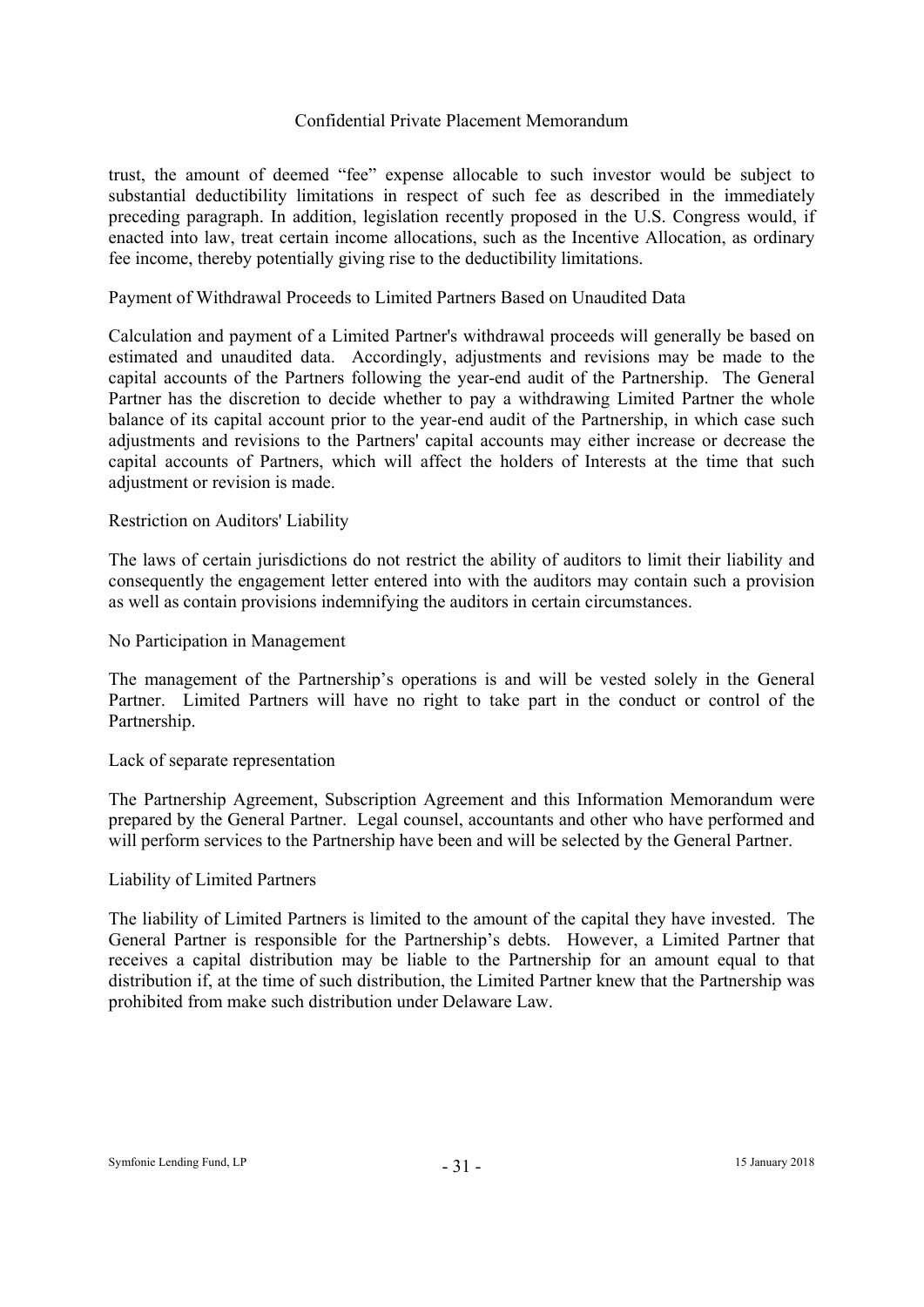trust, the amount of deemed "fee" expense allocable to such investor would be subject to substantial deductibility limitations in respect of such fee as described in the immediately preceding paragraph. In addition, legislation recently proposed in the U.S. Congress would, if enacted into law, treat certain income allocations, such as the Incentive Allocation, as ordinary fee income, thereby potentially giving rise to the deductibility limitations.

### Payment of Withdrawal Proceeds to Limited Partners Based on Unaudited Data

Calculation and payment of a Limited Partner's withdrawal proceeds will generally be based on estimated and unaudited data. Accordingly, adjustments and revisions may be made to the capital accounts of the Partners following the year-end audit of the Partnership. The General Partner has the discretion to decide whether to pay a withdrawing Limited Partner the whole balance of its capital account prior to the year-end audit of the Partnership, in which case such adjustments and revisions to the Partners' capital accounts may either increase or decrease the capital accounts of Partners, which will affect the holders of Interests at the time that such adjustment or revision is made.

### Restriction on Auditors' Liability

The laws of certain jurisdictions do not restrict the ability of auditors to limit their liability and consequently the engagement letter entered into with the auditors may contain such a provision as well as contain provisions indemnifying the auditors in certain circumstances.

### No Participation in Management

The management of the Partnership's operations is and will be vested solely in the General Partner. Limited Partners will have no right to take part in the conduct or control of the Partnership.

### Lack of separate representation

The Partnership Agreement, Subscription Agreement and this Information Memorandum were prepared by the General Partner. Legal counsel, accountants and other who have performed and will perform services to the Partnership have been and will be selected by the General Partner.

### Liability of Limited Partners

The liability of Limited Partners is limited to the amount of the capital they have invested. The General Partner is responsible for the Partnership's debts. However, a Limited Partner that receives a capital distribution may be liable to the Partnership for an amount equal to that distribution if, at the time of such distribution, the Limited Partner knew that the Partnership was prohibited from make such distribution under Delaware Law.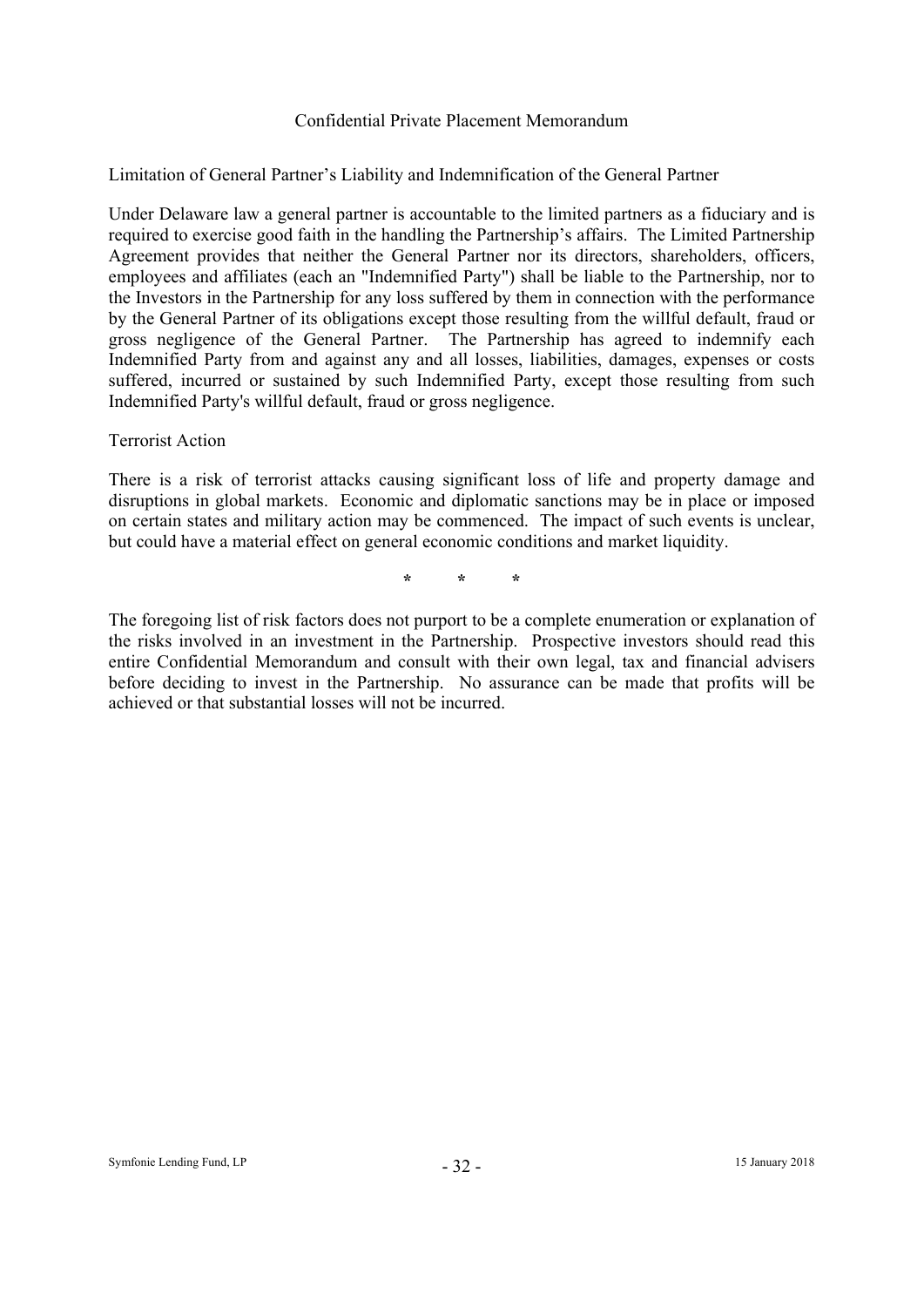Limitation of General Partner's Liability and Indemnification of the General Partner

Under Delaware law a general partner is accountable to the limited partners as a fiduciary and is required to exercise good faith in the handling the Partnership's affairs. The Limited Partnership Agreement provides that neither the General Partner nor its directors, shareholders, officers, employees and affiliates (each an "Indemnified Party") shall be liable to the Partnership, nor to the Investors in the Partnership for any loss suffered by them in connection with the performance by the General Partner of its obligations except those resulting from the willful default, fraud or gross negligence of the General Partner. The Partnership has agreed to indemnify each Indemnified Party from and against any and all losses, liabilities, damages, expenses or costs suffered, incurred or sustained by such Indemnified Party, except those resulting from such Indemnified Party's willful default, fraud or gross negligence.

Terrorist Action

There is a risk of terrorist attacks causing significant loss of life and property damage and disruptions in global markets. Economic and diplomatic sanctions may be in place or imposed on certain states and military action may be commenced. The impact of such events is unclear, but could have a material effect on general economic conditions and market liquidity.

\* \* \*

The foregoing list of risk factors does not purport to be a complete enumeration or explanation of the risks involved in an investment in the Partnership. Prospective investors should read this entire Confidential Memorandum and consult with their own legal, tax and financial advisers before deciding to invest in the Partnership. No assurance can be made that profits will be achieved or that substantial losses will not be incurred.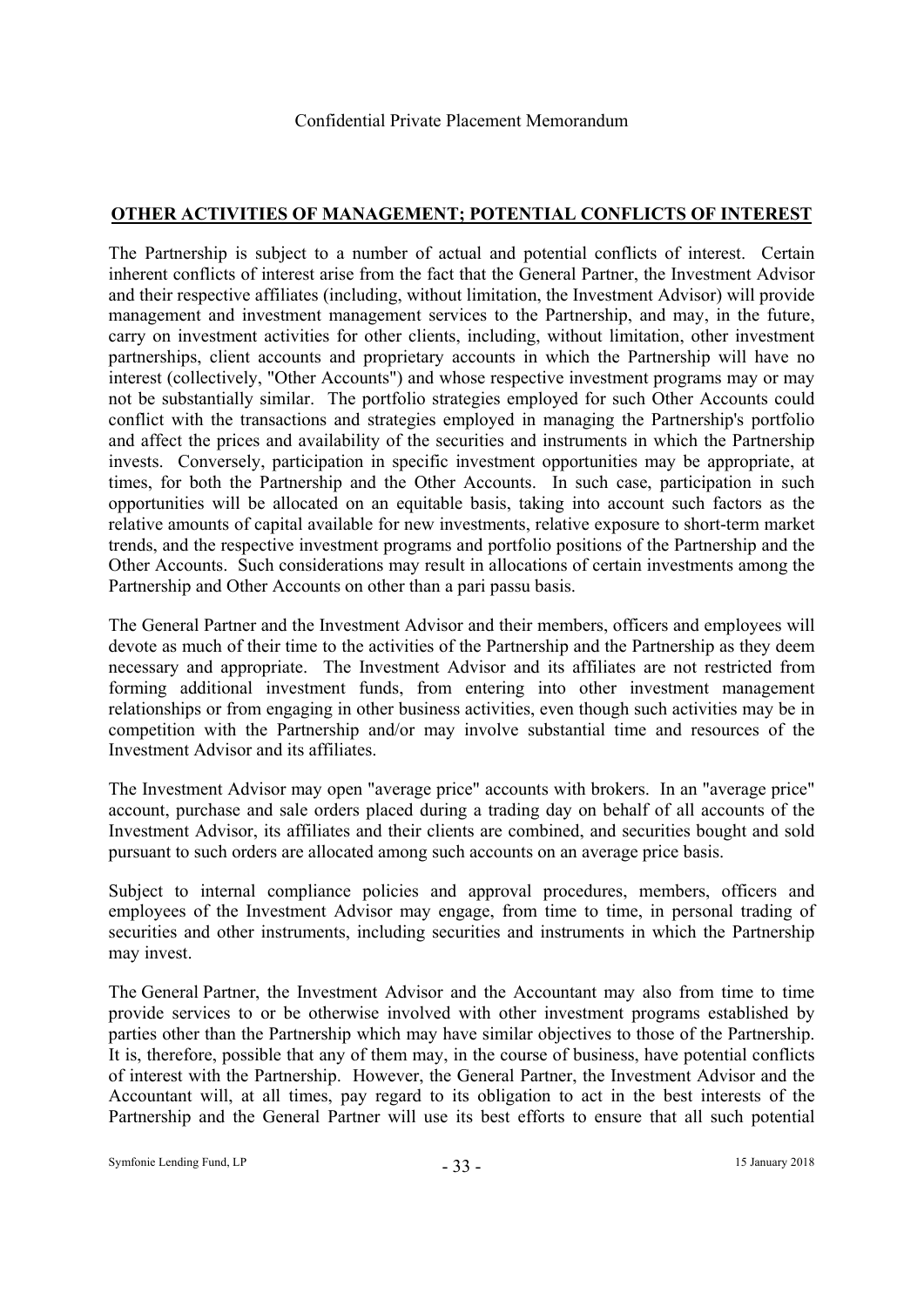## OTHER ACTIVITIES OF MANAGEMENT; POTENTIAL CONFLICTS OF INTEREST

The Partnership is subject to a number of actual and potential conflicts of interest. Certain inherent conflicts of interest arise from the fact that the General Partner, the Investment Advisor and their respective affiliates (including, without limitation, the Investment Advisor) will provide management and investment management services to the Partnership, and may, in the future, carry on investment activities for other clients, including, without limitation, other investment partnerships, client accounts and proprietary accounts in which the Partnership will have no interest (collectively, "Other Accounts") and whose respective investment programs may or may not be substantially similar. The portfolio strategies employed for such Other Accounts could conflict with the transactions and strategies employed in managing the Partnership's portfolio and affect the prices and availability of the securities and instruments in which the Partnership invests. Conversely, participation in specific investment opportunities may be appropriate, at times, for both the Partnership and the Other Accounts. In such case, participation in such opportunities will be allocated on an equitable basis, taking into account such factors as the relative amounts of capital available for new investments, relative exposure to short-term market trends, and the respective investment programs and portfolio positions of the Partnership and the Other Accounts. Such considerations may result in allocations of certain investments among the Partnership and Other Accounts on other than a pari passu basis.

The General Partner and the Investment Advisor and their members, officers and employees will devote as much of their time to the activities of the Partnership and the Partnership as they deem necessary and appropriate. The Investment Advisor and its affiliates are not restricted from forming additional investment funds, from entering into other investment management relationships or from engaging in other business activities, even though such activities may be in competition with the Partnership and/or may involve substantial time and resources of the Investment Advisor and its affiliates.

The Investment Advisor may open "average price" accounts with brokers. In an "average price" account, purchase and sale orders placed during a trading day on behalf of all accounts of the Investment Advisor, its affiliates and their clients are combined, and securities bought and sold pursuant to such orders are allocated among such accounts on an average price basis.

Subject to internal compliance policies and approval procedures, members, officers and employees of the Investment Advisor may engage, from time to time, in personal trading of securities and other instruments, including securities and instruments in which the Partnership may invest.

The General Partner, the Investment Advisor and the Accountant may also from time to time provide services to or be otherwise involved with other investment programs established by parties other than the Partnership which may have similar objectives to those of the Partnership. It is, therefore, possible that any of them may, in the course of business, have potential conflicts of interest with the Partnership. However, the General Partner, the Investment Advisor and the Accountant will, at all times, pay regard to its obligation to act in the best interests of the Partnership and the General Partner will use its best efforts to ensure that all such potential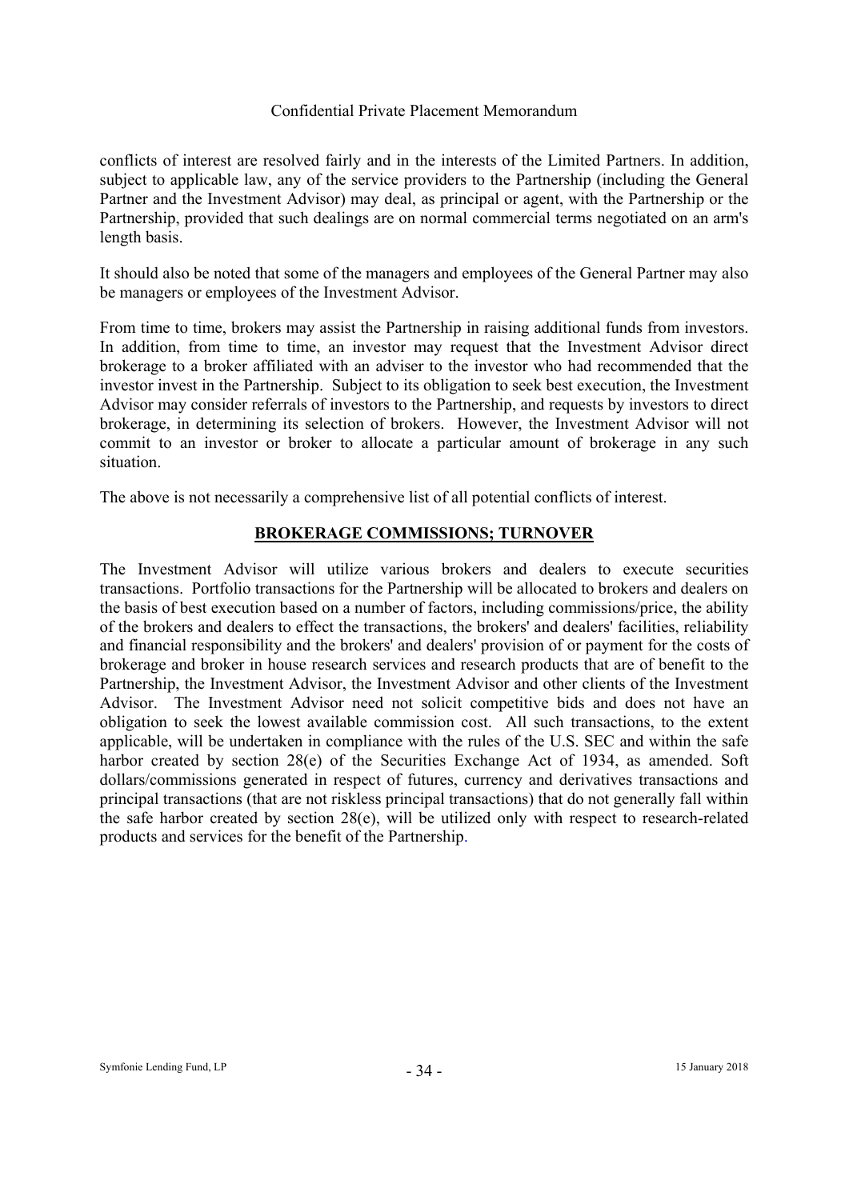conflicts of interest are resolved fairly and in the interests of the Limited Partners. In addition, subject to applicable law, any of the service providers to the Partnership (including the General Partner and the Investment Advisor) may deal, as principal or agent, with the Partnership or the Partnership, provided that such dealings are on normal commercial terms negotiated on an arm's length basis.

It should also be noted that some of the managers and employees of the General Partner may also be managers or employees of the Investment Advisor.

From time to time, brokers may assist the Partnership in raising additional funds from investors. In addition, from time to time, an investor may request that the Investment Advisor direct brokerage to a broker affiliated with an adviser to the investor who had recommended that the investor invest in the Partnership. Subject to its obligation to seek best execution, the Investment Advisor may consider referrals of investors to the Partnership, and requests by investors to direct brokerage, in determining its selection of brokers. However, the Investment Advisor will not commit to an investor or broker to allocate a particular amount of brokerage in any such situation.

The above is not necessarily a comprehensive list of all potential conflicts of interest.

## BROKERAGE COMMISSIONS; TURNOVER

The Investment Advisor will utilize various brokers and dealers to execute securities transactions. Portfolio transactions for the Partnership will be allocated to brokers and dealers on the basis of best execution based on a number of factors, including commissions/price, the ability of the brokers and dealers to effect the transactions, the brokers' and dealers' facilities, reliability and financial responsibility and the brokers' and dealers' provision of or payment for the costs of brokerage and broker in house research services and research products that are of benefit to the Partnership, the Investment Advisor, the Investment Advisor and other clients of the Investment Advisor. The Investment Advisor need not solicit competitive bids and does not have an obligation to seek the lowest available commission cost. All such transactions, to the extent applicable, will be undertaken in compliance with the rules of the U.S. SEC and within the safe harbor created by section 28(e) of the Securities Exchange Act of 1934, as amended. Soft dollars/commissions generated in respect of futures, currency and derivatives transactions and principal transactions (that are not riskless principal transactions) that do not generally fall within the safe harbor created by section 28(e), will be utilized only with respect to research-related products and services for the benefit of the Partnership.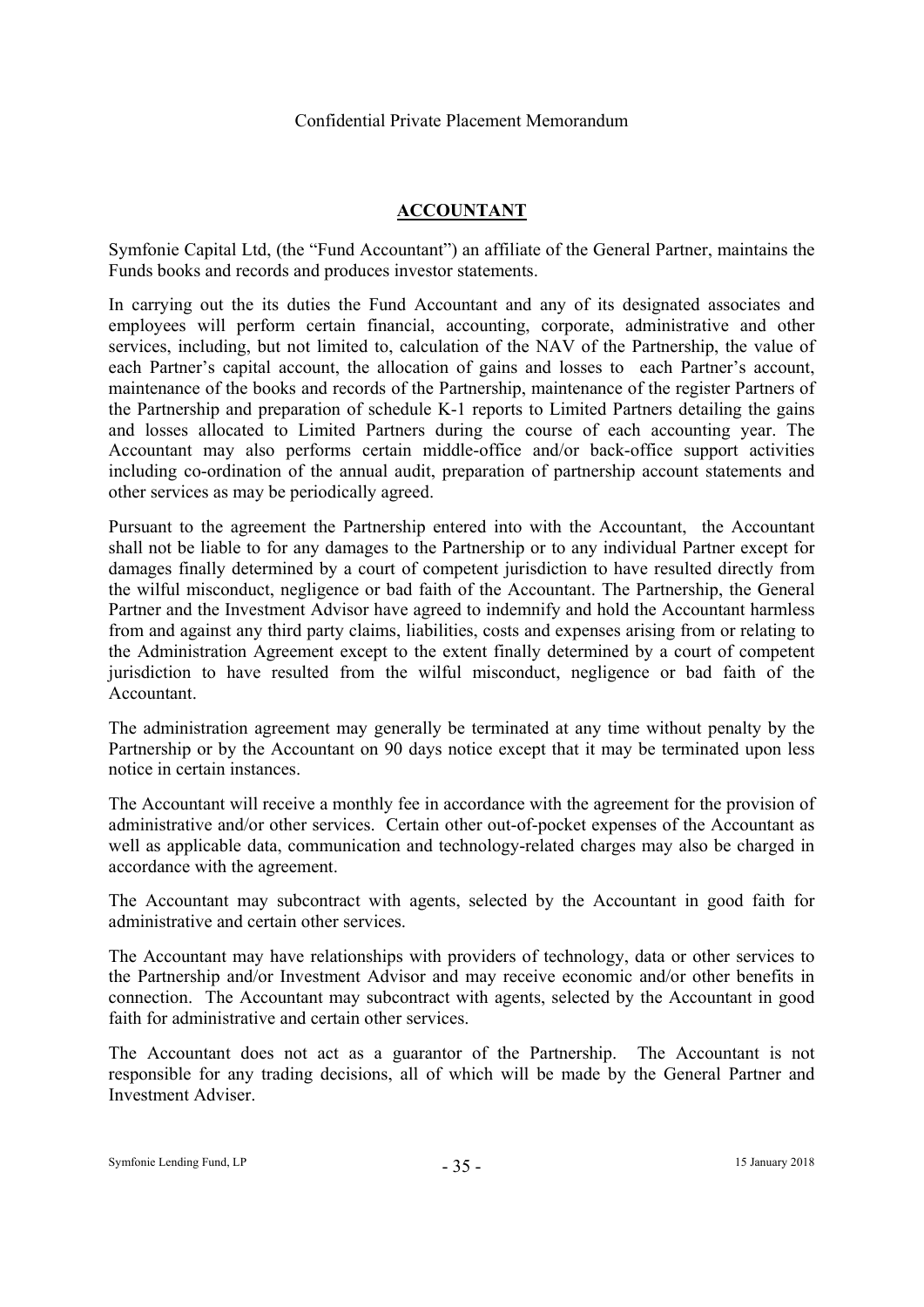## ACCOUNTANT

Symfonie Capital Ltd, (the "Fund Accountant") an affiliate of the General Partner, maintains the Funds books and records and produces investor statements.

In carrying out the its duties the Fund Accountant and any of its designated associates and employees will perform certain financial, accounting, corporate, administrative and other services, including, but not limited to, calculation of the NAV of the Partnership, the value of each Partner's capital account, the allocation of gains and losses to each Partner's account, maintenance of the books and records of the Partnership, maintenance of the register Partners of the Partnership and preparation of schedule K-1 reports to Limited Partners detailing the gains and losses allocated to Limited Partners during the course of each accounting year. The Accountant may also performs certain middle-office and/or back-office support activities including co-ordination of the annual audit, preparation of partnership account statements and other services as may be periodically agreed.

Pursuant to the agreement the Partnership entered into with the Accountant, the Accountant shall not be liable to for any damages to the Partnership or to any individual Partner except for damages finally determined by a court of competent jurisdiction to have resulted directly from the wilful misconduct, negligence or bad faith of the Accountant. The Partnership, the General Partner and the Investment Advisor have agreed to indemnify and hold the Accountant harmless from and against any third party claims, liabilities, costs and expenses arising from or relating to the Administration Agreement except to the extent finally determined by a court of competent jurisdiction to have resulted from the wilful misconduct, negligence or bad faith of the Accountant.

The administration agreement may generally be terminated at any time without penalty by the Partnership or by the Accountant on 90 days notice except that it may be terminated upon less notice in certain instances.

The Accountant will receive a monthly fee in accordance with the agreement for the provision of administrative and/or other services. Certain other out-of-pocket expenses of the Accountant as well as applicable data, communication and technology-related charges may also be charged in accordance with the agreement.

The Accountant may subcontract with agents, selected by the Accountant in good faith for administrative and certain other services.

The Accountant may have relationships with providers of technology, data or other services to the Partnership and/or Investment Advisor and may receive economic and/or other benefits in connection. The Accountant may subcontract with agents, selected by the Accountant in good faith for administrative and certain other services.

The Accountant does not act as a guarantor of the Partnership. The Accountant is not responsible for any trading decisions, all of which will be made by the General Partner and Investment Adviser.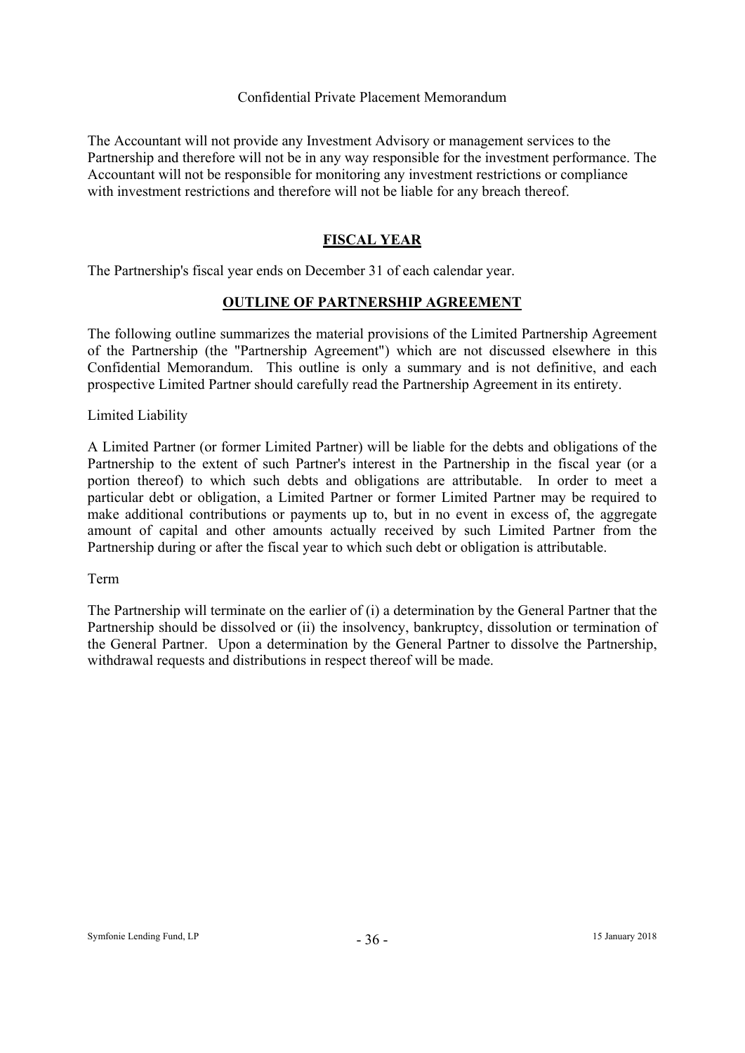The Accountant will not provide any Investment Advisory or management services to the Partnership and therefore will not be in any way responsible for the investment performance. The Accountant will not be responsible for monitoring any investment restrictions or compliance with investment restrictions and therefore will not be liable for any breach thereof.

## FISCAL YEAR

The Partnership's fiscal year ends on December 31 of each calendar year.

## OUTLINE OF PARTNERSHIP AGREEMENT

The following outline summarizes the material provisions of the Limited Partnership Agreement of the Partnership (the "Partnership Agreement") which are not discussed elsewhere in this Confidential Memorandum. This outline is only a summary and is not definitive, and each prospective Limited Partner should carefully read the Partnership Agreement in its entirety.

Limited Liability

A Limited Partner (or former Limited Partner) will be liable for the debts and obligations of the Partnership to the extent of such Partner's interest in the Partnership in the fiscal year (or a portion thereof) to which such debts and obligations are attributable. In order to meet a particular debt or obligation, a Limited Partner or former Limited Partner may be required to make additional contributions or payments up to, but in no event in excess of, the aggregate amount of capital and other amounts actually received by such Limited Partner from the Partnership during or after the fiscal year to which such debt or obligation is attributable.

Term

The Partnership will terminate on the earlier of (i) a determination by the General Partner that the Partnership should be dissolved or (ii) the insolvency, bankruptcy, dissolution or termination of the General Partner. Upon a determination by the General Partner to dissolve the Partnership, withdrawal requests and distributions in respect thereof will be made.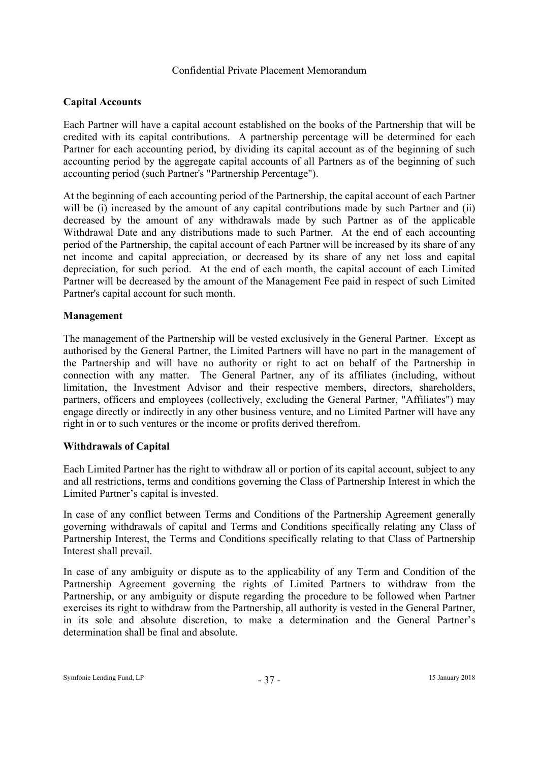## Capital Accounts

Each Partner will have a capital account established on the books of the Partnership that will be credited with its capital contributions. A partnership percentage will be determined for each Partner for each accounting period, by dividing its capital account as of the beginning of such accounting period by the aggregate capital accounts of all Partners as of the beginning of such accounting period (such Partner's "Partnership Percentage").

At the beginning of each accounting period of the Partnership, the capital account of each Partner will be (i) increased by the amount of any capital contributions made by such Partner and (ii) decreased by the amount of any withdrawals made by such Partner as of the applicable Withdrawal Date and any distributions made to such Partner. At the end of each accounting period of the Partnership, the capital account of each Partner will be increased by its share of any net income and capital appreciation, or decreased by its share of any net loss and capital depreciation, for such period. At the end of each month, the capital account of each Limited Partner will be decreased by the amount of the Management Fee paid in respect of such Limited Partner's capital account for such month.

## Management

The management of the Partnership will be vested exclusively in the General Partner. Except as authorised by the General Partner, the Limited Partners will have no part in the management of the Partnership and will have no authority or right to act on behalf of the Partnership in connection with any matter. The General Partner, any of its affiliates (including, without limitation, the Investment Advisor and their respective members, directors, shareholders, partners, officers and employees (collectively, excluding the General Partner, "Affiliates") may engage directly or indirectly in any other business venture, and no Limited Partner will have any right in or to such ventures or the income or profits derived therefrom.

## Withdrawals of Capital

Each Limited Partner has the right to withdraw all or portion of its capital account, subject to any and all restrictions, terms and conditions governing the Class of Partnership Interest in which the Limited Partner's capital is invested.

In case of any conflict between Terms and Conditions of the Partnership Agreement generally governing withdrawals of capital and Terms and Conditions specifically relating any Class of Partnership Interest, the Terms and Conditions specifically relating to that Class of Partnership Interest shall prevail.

In case of any ambiguity or dispute as to the applicability of any Term and Condition of the Partnership Agreement governing the rights of Limited Partners to withdraw from the Partnership, or any ambiguity or dispute regarding the procedure to be followed when Partner exercises its right to withdraw from the Partnership, all authority is vested in the General Partner, in its sole and absolute discretion, to make a determination and the General Partner's determination shall be final and absolute.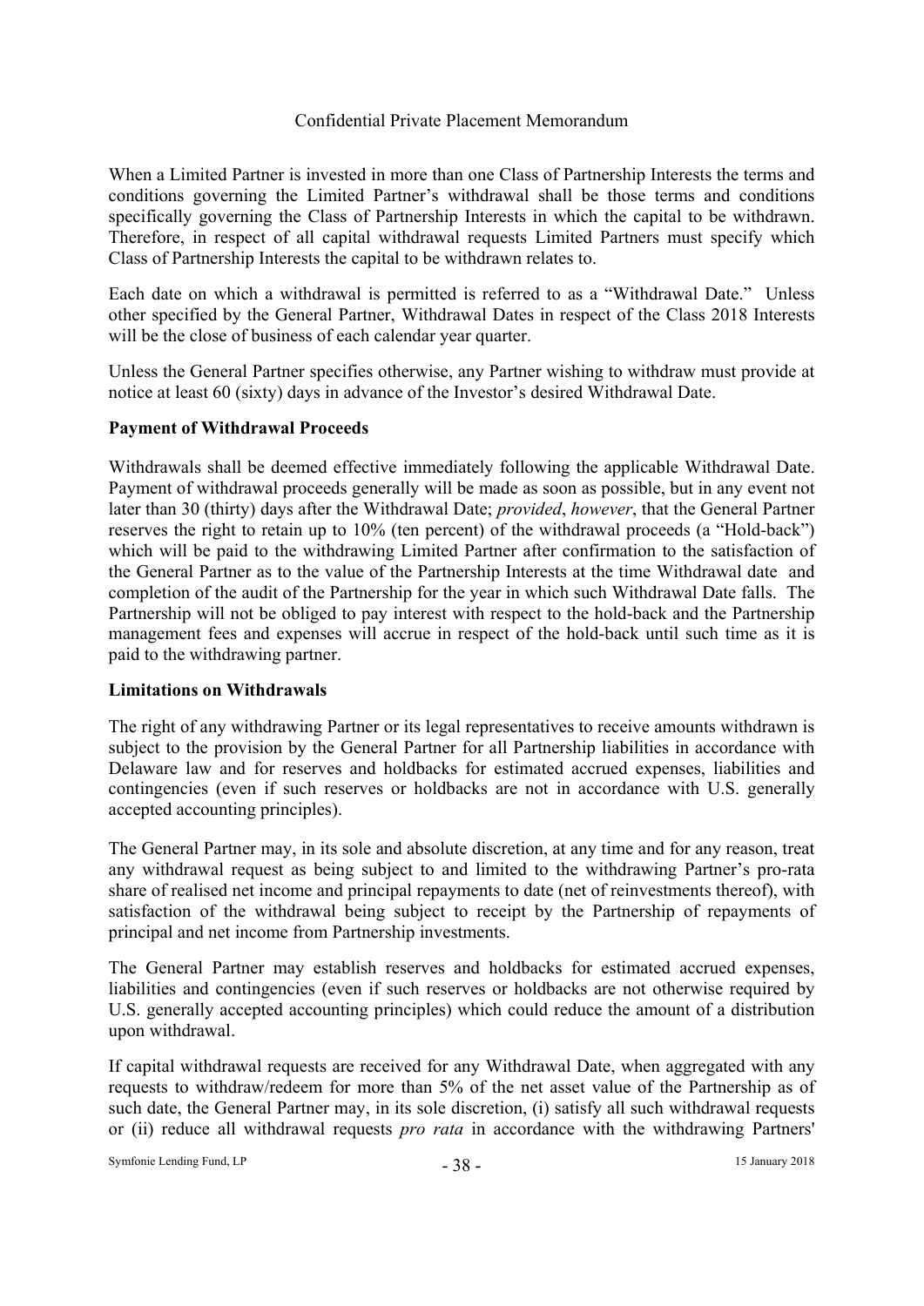When a Limited Partner is invested in more than one Class of Partnership Interests the terms and conditions governing the Limited Partner's withdrawal shall be those terms and conditions specifically governing the Class of Partnership Interests in which the capital to be withdrawn. Therefore, in respect of all capital withdrawal requests Limited Partners must specify which Class of Partnership Interests the capital to be withdrawn relates to.

Each date on which a withdrawal is permitted is referred to as a "Withdrawal Date." Unless other specified by the General Partner, Withdrawal Dates in respect of the Class 2018 Interests will be the close of business of each calendar year quarter.

Unless the General Partner specifies otherwise, any Partner wishing to withdraw must provide at notice at least 60 (sixty) days in advance of the Investor's desired Withdrawal Date.

**Payment of Withdrawal Proceeds**

Withdrawals shall be deemed effective immediately following the applicable Withdrawal Date. Payment of withdrawal proceeds generally will be made as soon as possible, but in any event not later than 30 (thirty) days after the Withdrawal Date; *provided*, *however*, that the General Partner reserves the right to retain up to 10% (ten percent) of the withdrawal proceeds (a "Hold-back") which will be paid to the withdrawing Limited Partner after confirmation to the satisfaction of the General Partner as to the value of the Partnership Interests at the time Withdrawal date and completion of the audit of the Partnership for the year in which such Withdrawal Date falls. The Partnership will not be obliged to pay interest with respect to the hold-back and the Partnership management fees and expenses will accrue in respect of the hold-back until such time as it is paid to the withdrawing partner.

**Limitations on Withdrawals**

The right of any withdrawing Partner or its legal representatives to receive amounts withdrawn is subject to the provision by the General Partner for all Partnership liabilities in accordance with Delaware law and for reserves and holdbacks for estimated accrued expenses, liabilities and contingencies (even if such reserves or holdbacks are not in accordance with U.S. generally accepted accounting principles).

The General Partner may, in its sole and absolute discretion, at any time and for any reason, treat any withdrawal request as being subject to and limited to the withdrawing Partner's pro-rata share of realised net income and principal repayments to date (net of reinvestments thereof), with satisfaction of the withdrawal being subject to receipt by the Partnership of repayments of principal and net income from Partnership investments.

The General Partner may establish reserves and holdbacks for estimated accrued expenses, liabilities and contingencies (even if such reserves or holdbacks are not otherwise required by U.S. generally accepted accounting principles) which could reduce the amount of a distribution upon withdrawal.

If capital withdrawal requests are received for any Withdrawal Date, when aggregated with any requests to withdraw/redeem for more than 5% of the net asset value of the Partnership as of such date, the General Partner may, in its sole discretion, (i) satisfy all such withdrawal requests or (ii) reduce all withdrawal requests *pro rata* in accordance with the withdrawing Partners'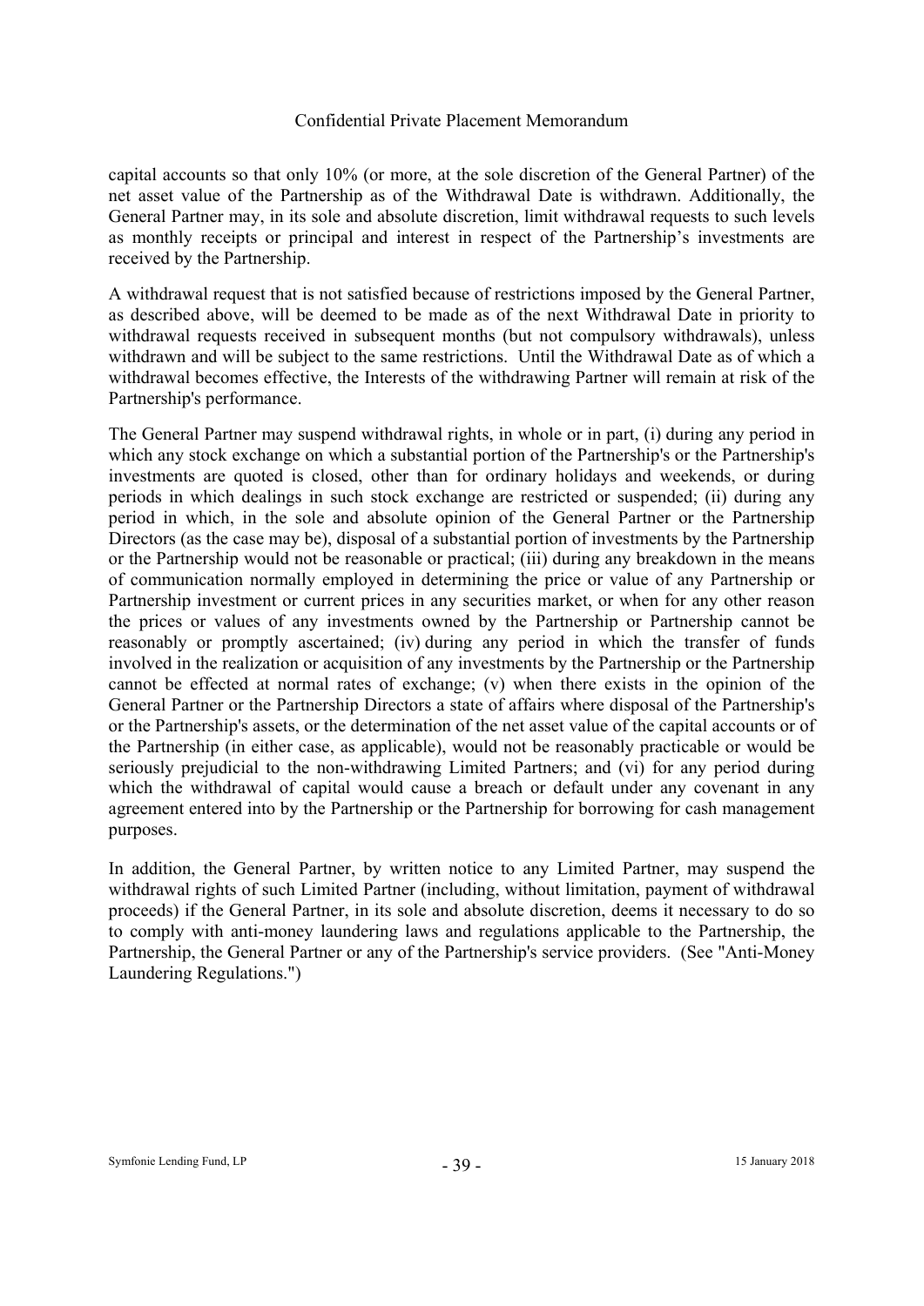capital accounts so that only 10% (or more, at the sole discretion of the General Partner) of the net asset value of the Partnership as of the Withdrawal Date is withdrawn. Additionally, the General Partner may, in its sole and absolute discretion, limit withdrawal requests to such levels as monthly receipts or principal and interest in respect of the Partnership's investments are received by the Partnership.

A withdrawal request that is not satisfied because of restrictions imposed by the General Partner, as described above, will be deemed to be made as of the next Withdrawal Date in priority to withdrawal requests received in subsequent months (but not compulsory withdrawals), unless withdrawn and will be subject to the same restrictions. Until the Withdrawal Date as of which a withdrawal becomes effective, the Interests of the withdrawing Partner will remain at risk of the Partnership's performance.

The General Partner may suspend withdrawal rights, in whole or in part, (i) during any period in which any stock exchange on which a substantial portion of the Partnership's or the Partnership's investments are quoted is closed, other than for ordinary holidays and weekends, or during periods in which dealings in such stock exchange are restricted or suspended; (ii) during any period in which, in the sole and absolute opinion of the General Partner or the Partnership Directors (as the case may be), disposal of a substantial portion of investments by the Partnership or the Partnership would not be reasonable or practical; (iii) during any breakdown in the means of communication normally employed in determining the price or value of any Partnership or Partnership investment or current prices in any securities market, or when for any other reason the prices or values of any investments owned by the Partnership or Partnership cannot be reasonably or promptly ascertained; (iv) during any period in which the transfer of funds involved in the realization or acquisition of any investments by the Partnership or the Partnership cannot be effected at normal rates of exchange; (v) when there exists in the opinion of the General Partner or the Partnership Directors a state of affairs where disposal of the Partnership's or the Partnership's assets, or the determination of the net asset value of the capital accounts or of the Partnership (in either case, as applicable), would not be reasonably practicable or would be seriously prejudicial to the non-withdrawing Limited Partners; and (vi) for any period during which the withdrawal of capital would cause a breach or default under any covenant in any agreement entered into by the Partnership or the Partnership for borrowing for cash management purposes.

In addition, the General Partner, by written notice to any Limited Partner, may suspend the withdrawal rights of such Limited Partner (including, without limitation, payment of withdrawal proceeds) if the General Partner, in its sole and absolute discretion, deems it necessary to do so to comply with anti-money laundering laws and regulations applicable to the Partnership, the Partnership, the General Partner or any of the Partnership's service providers. (See "Anti-Money Laundering Regulations.")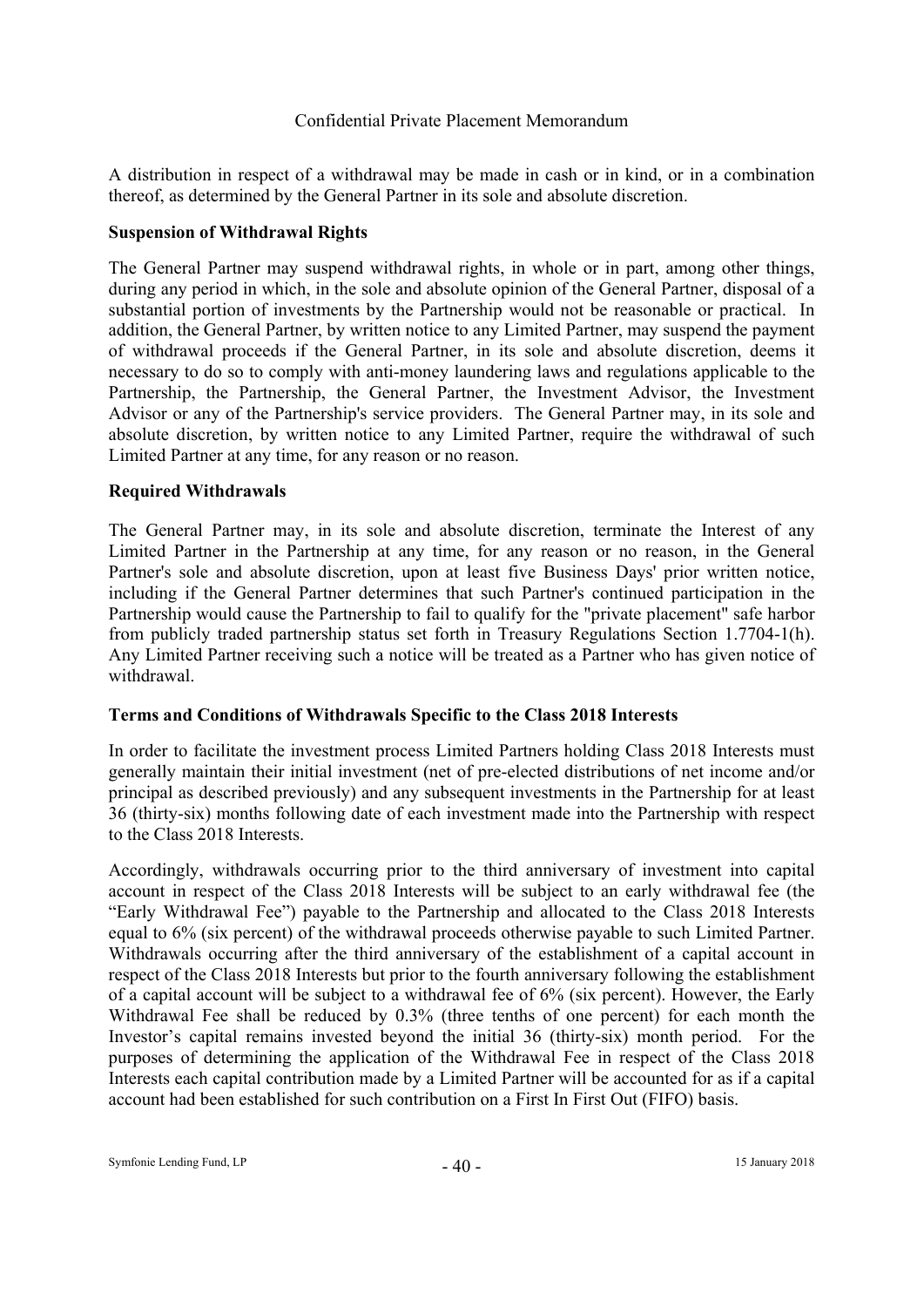A distribution in respect of a withdrawal may be made in cash or in kind, or in a combination thereof, as determined by the General Partner in its sole and absolute discretion.

**Suspension of Withdrawal Rights**

The General Partner may suspend withdrawal rights, in whole or in part, among other things, during any period in which, in the sole and absolute opinion of the General Partner, disposal of a substantial portion of investments by the Partnership would not be reasonable or practical. In addition, the General Partner, by written notice to any Limited Partner, may suspend the payment of withdrawal proceeds if the General Partner, in its sole and absolute discretion, deems it necessary to do so to comply with anti-money laundering laws and regulations applicable to the Partnership, the Partnership, the General Partner, the Investment Advisor, the Investment Advisor or any of the Partnership's service providers. The General Partner may, in its sole and absolute discretion, by written notice to any Limited Partner, require the withdrawal of such Limited Partner at any time, for any reason or no reason.

**Required Withdrawals**

The General Partner may, in its sole and absolute discretion, terminate the Interest of any Limited Partner in the Partnership at any time, for any reason or no reason, in the General Partner's sole and absolute discretion, upon at least five Business Days' prior written notice, including if the General Partner determines that such Partner's continued participation in the Partnership would cause the Partnership to fail to qualify for the "private placement" safe harbor from publicly traded partnership status set forth in Treasury Regulations Section 1.7704-1(h). Any Limited Partner receiving such a notice will be treated as a Partner who has given notice of withdrawal.

**Terms and Conditions of Withdrawals Specific to the Class 2018 Interests**

In order to facilitate the investment process Limited Partners holding Class 2018 Interests must generally maintain their initial investment (net of pre-elected distributions of net income and/or principal as described previously) and any subsequent investments in the Partnership for at least 36 (thirty-six) months following date of each investment made into the Partnership with respect to the Class 2018 Interests.

Accordingly, withdrawals occurring prior to the third anniversary of investment into capital account in respect of the Class 2018 Interests will be subject to an early withdrawal fee (the "Early Withdrawal Fee") payable to the Partnership and allocated to the Class 2018 Interests equal to 6% (six percent) of the withdrawal proceeds otherwise payable to such Limited Partner. Withdrawals occurring after the third anniversary of the establishment of a capital account in respect of the Class 2018 Interests but prior to the fourth anniversary following the establishment of a capital account will be subject to a withdrawal fee of 6% (six percent). However, the Early Withdrawal Fee shall be reduced by 0.3% (three tenths of one percent) for each month the Investor's capital remains invested beyond the initial 36 (thirty-six) month period. For the purposes of determining the application of the Withdrawal Fee in respect of the Class 2018 Interests each capital contribution made by a Limited Partner will be accounted for as if a capital account had been established for such contribution on a First In First Out (FIFO) basis.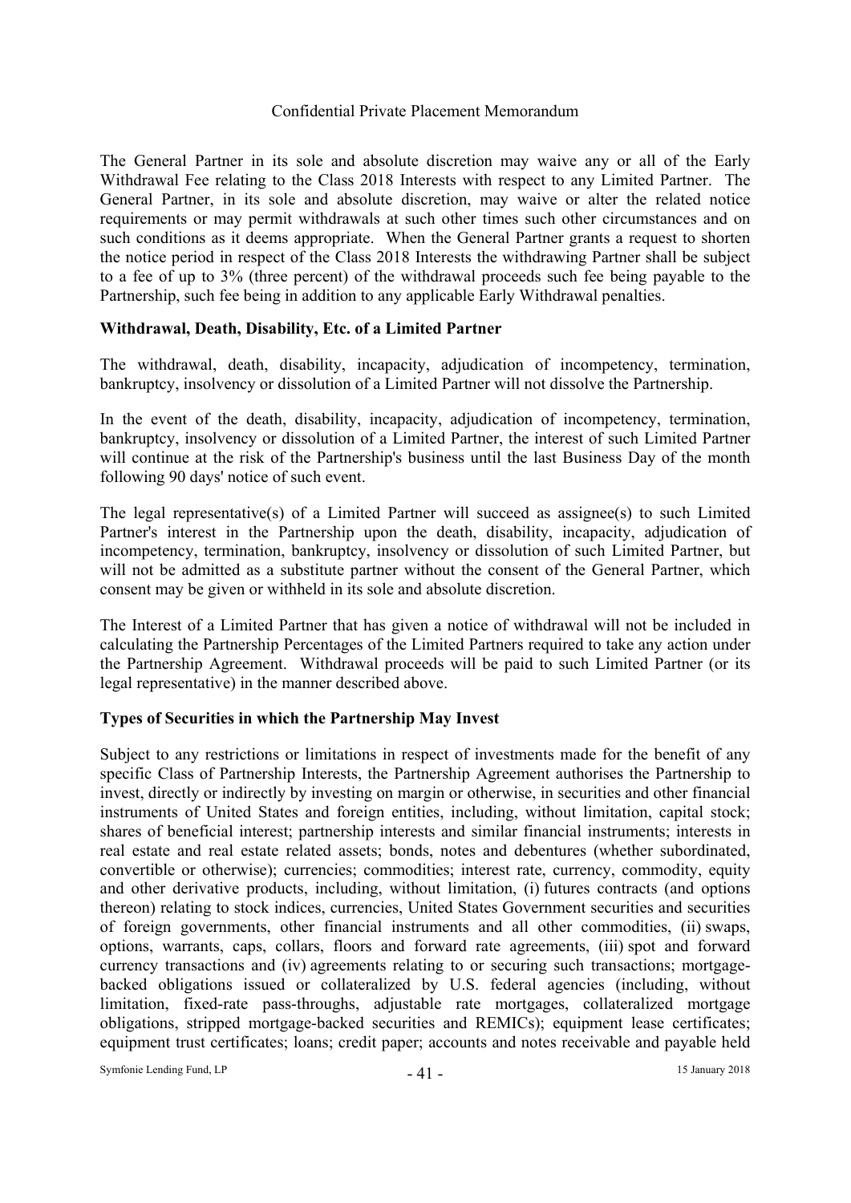The General Partner in its sole and absolute discretion may waive any or all of the Early Withdrawal Fee relating to the Class 2018 Interests with respect to any Limited Partner. The General Partner, in its sole and absolute discretion, may waive or alter the related notice requirements or may permit withdrawals at such other times such other circumstances and on such conditions as it deems appropriate. When the General Partner grants a request to shorten the notice period in respect of the Class 2018 Interests the withdrawing Partner shall be subject to a fee of up to 3% (three percent) of the withdrawal proceeds such fee being payable to the Partnership, such fee being in addition to any applicable Early Withdrawal penalties.

**Withdrawal, Death, Disability, Etc. of a Limited Partner**

The withdrawal, death, disability, incapacity, adjudication of incompetency, termination, bankruptcy, insolvency or dissolution of a Limited Partner will not dissolve the Partnership.

In the event of the death, disability, incapacity, adjudication of incompetency, termination, bankruptcy, insolvency or dissolution of a Limited Partner, the interest of such Limited Partner will continue at the risk of the Partnership's business until the last Business Day of the month following 90 days' notice of such event.

The legal representative(s) of a Limited Partner will succeed as assignee(s) to such Limited Partner's interest in the Partnership upon the death, disability, incapacity, adjudication of incompetency, termination, bankruptcy, insolvency or dissolution of such Limited Partner, but will not be admitted as a substitute partner without the consent of the General Partner, which consent may be given or withheld in its sole and absolute discretion.

The Interest of a Limited Partner that has given a notice of withdrawal will not be included in calculating the Partnership Percentages of the Limited Partners required to take any action under the Partnership Agreement. Withdrawal proceeds will be paid to such Limited Partner (or its legal representative) in the manner described above.

**Types of Securities in which the Partnership May Invest**

Subject to any restrictions or limitations in respect of investments made for the benefit of any specific Class of Partnership Interests, the Partnership Agreement authorises the Partnership to invest, directly or indirectly by investing on margin or otherwise, in securities and other financial instruments of United States and foreign entities, including, without limitation, capital stock; shares of beneficial interest; partnership interests and similar financial instruments; interests in real estate and real estate related assets; bonds, notes and debentures (whether subordinated, convertible or otherwise); currencies; commodities; interest rate, currency, commodity, equity and other derivative products, including, without limitation, (i) futures contracts (and options thereon) relating to stock indices, currencies, United States Government securities and securities of foreign governments, other financial instruments and all other commodities, (ii) swaps, options, warrants, caps, collars, floors and forward rate agreements, (iii) spot and forward currency transactions and (iv) agreements relating to or securing such transactions; mortgage-backed obligations issued or collateralized by U.S. federal agencies (including, without limitation, fixed-rate pass-throughs, adjustable rate mortgages, collateralized mortgage obligations, stripped mortgage-backed securities and REMICs); equipment lease certificates; equipment trust certificates; loans; credit paper; accounts and notes receivable and payable held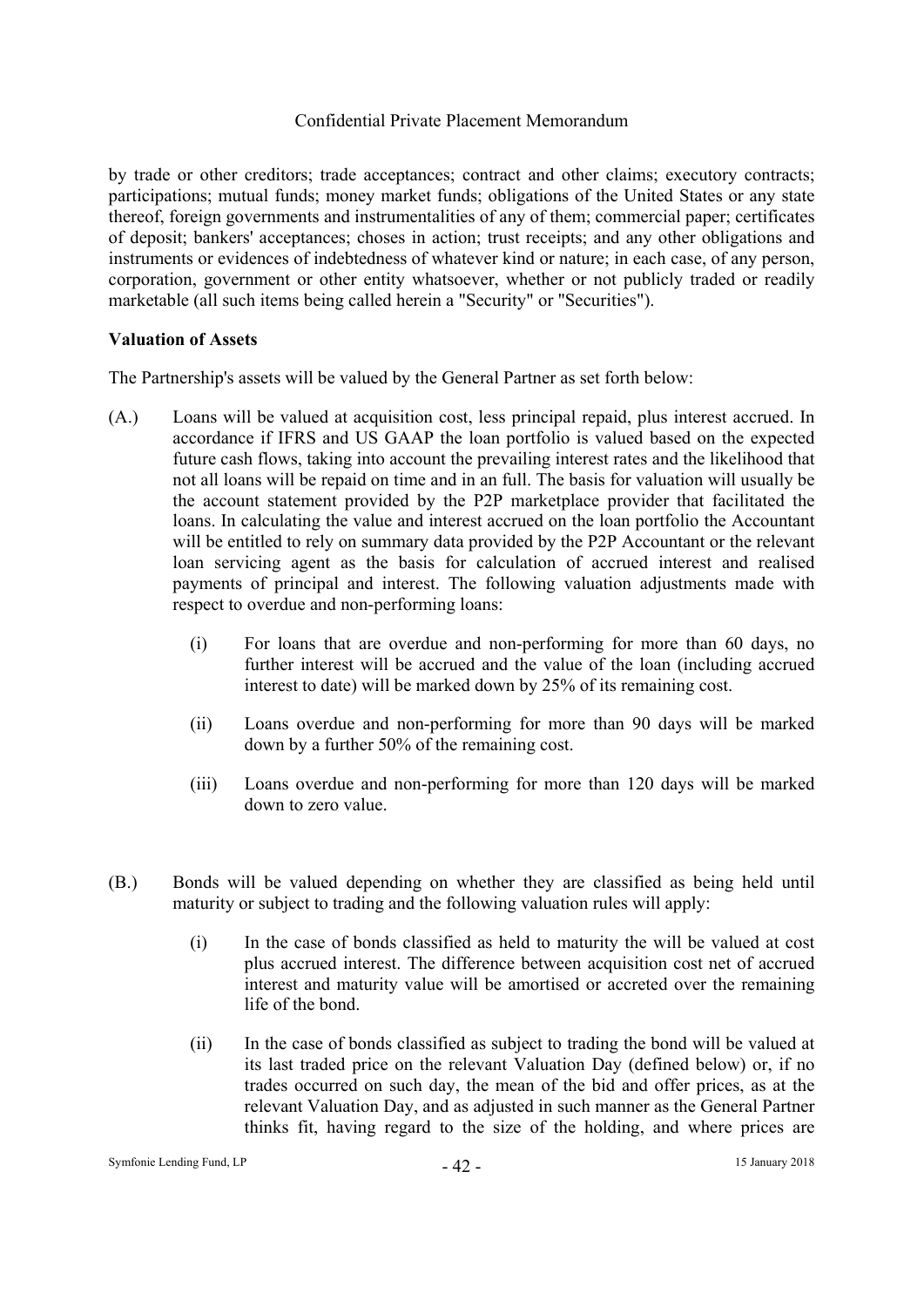by trade or other creditors; trade acceptances; contract and other claims; executory contracts; participations; mutual funds; money market funds; obligations of the United States or any state thereof, foreign governments and instrumentalities of any of them; commercial paper; certificates of deposit; bankers' acceptances; choses in action; trust receipts; and any other obligations and instruments or evidences of indebtedness of whatever kind or nature; in each case, of any person, corporation, government or other entity whatsoever, whether or not publicly traded or readily marketable (all such items being called herein a "Security" or "Securities").

**Valuation of Assets**

The Partnership's assets will be valued by the General Partner as set forth below:

(A.) Loans will be valued at acquisition cost, less principal repaid, plus interest accrued. In accordance if IFRS and US GAAP the loan portfolio is valued based on the expected future cash flows, taking into account the prevailing interest rates and the likelihood that not all loans will be repaid on time and in an full. The basis for valuation will usually be the account statement provided by the P2P marketplace provider that facilitated the loans. In calculating the value and interest accrued on the loan portfolio the Accountant will be entitled to rely on summary data provided by the P2P Accountant or the relevant loan servicing agent as the basis for calculation of accrued interest and realised payments of principal and interest. The following valuation adjustments made with respect to overdue and non-performing loans:

   (i) For loans that are overdue and non-performing for more than 60 days, no further interest will be accrued and the value of the loan (including accrued interest to date) will be marked down by 25% of its remaining cost.

   (ii) Loans overdue and non-performing for more than 90 days will be marked down by a further 50% of the remaining cost.

   (iii) Loans overdue and non-performing for more than 120 days will be marked down to zero value.

(B.) Bonds will be valued depending on whether they are classified as being held until maturity or subject to trading and the following valuation rules will apply:

   (i) In the case of bonds classified as held to maturity the will be valued at cost plus accrued interest. The difference between acquisition cost net of accrued interest and maturity value will be amortised or accreted over the remaining life of the bond.

   (ii) In the case of bonds classified as subject to trading the bond will be valued at its last traded price on the relevant Valuation Day (defined below) or, if no trades occurred on such day, the mean of the bid and offer prices, as at the relevant Valuation Day, and as adjusted in such manner as the General Partner thinks fit, having regard to the size of the holding, and where prices are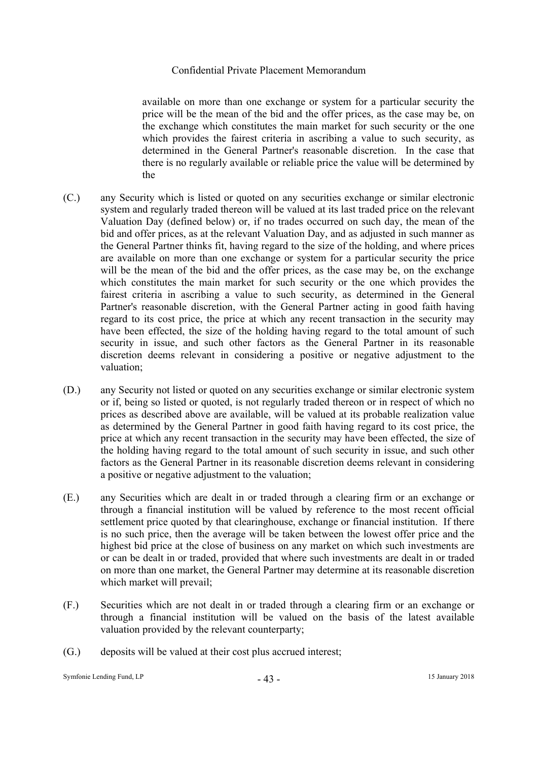available on more than one exchange or system for a particular security the price will be the mean of the bid and the offer prices, as the case may be, on the exchange which constitutes the main market for such security or the one which provides the fairest criteria in ascribing a value to such security, as determined in the General Partner's reasonable discretion. In the case that there is no regularly available or reliable price the value will be determined by the

(C.) any Security which is listed or quoted on any securities exchange or similar electronic system and regularly traded thereon will be valued at its last traded price on the relevant Valuation Day (defined below) or, if no trades occurred on such day, the mean of the bid and offer prices, as at the relevant Valuation Day, and as adjusted in such manner as the General Partner thinks fit, having regard to the size of the holding, and where prices are available on more than one exchange or system for a particular security the price will be the mean of the bid and the offer prices, as the case may be, on the exchange which constitutes the main market for such security or the one which provides the fairest criteria in ascribing a value to such security, as determined in the General Partner's reasonable discretion, with the General Partner acting in good faith having regard to its cost price, the price at which any recent transaction in the security may have been effected, the size of the holding having regard to the total amount of such security in issue, and such other factors as the General Partner in its reasonable discretion deems relevant in considering a positive or negative adjustment to the valuation;

(D.) any Security not listed or quoted on any securities exchange or similar electronic system or if, being so listed or quoted, is not regularly traded thereon or in respect of which no prices as described above are available, will be valued at its probable realization value as determined by the General Partner in good faith having regard to its cost price, the price at which any recent transaction in the security may have been effected, the size of the holding having regard to the total amount of such security in issue, and such other factors as the General Partner in its reasonable discretion deems relevant in considering a positive or negative adjustment to the valuation;

(E.) any Securities which are dealt in or traded through a clearing firm or an exchange or through a financial institution will be valued by reference to the most recent official settlement price quoted by that clearinghouse, exchange or financial institution. If there is no such price, then the average will be taken between the lowest offer price and the highest bid price at the close of business on any market on which such investments are or can be dealt in or traded, provided that where such investments are dealt in or traded on more than one market, the General Partner may determine at its reasonable discretion which market will prevail;

(F.) Securities which are not dealt in or traded through a clearing firm or an exchange or through a financial institution will be valued on the basis of the latest available valuation provided by the relevant counterparty;

(G.) deposits will be valued at their cost plus accrued interest;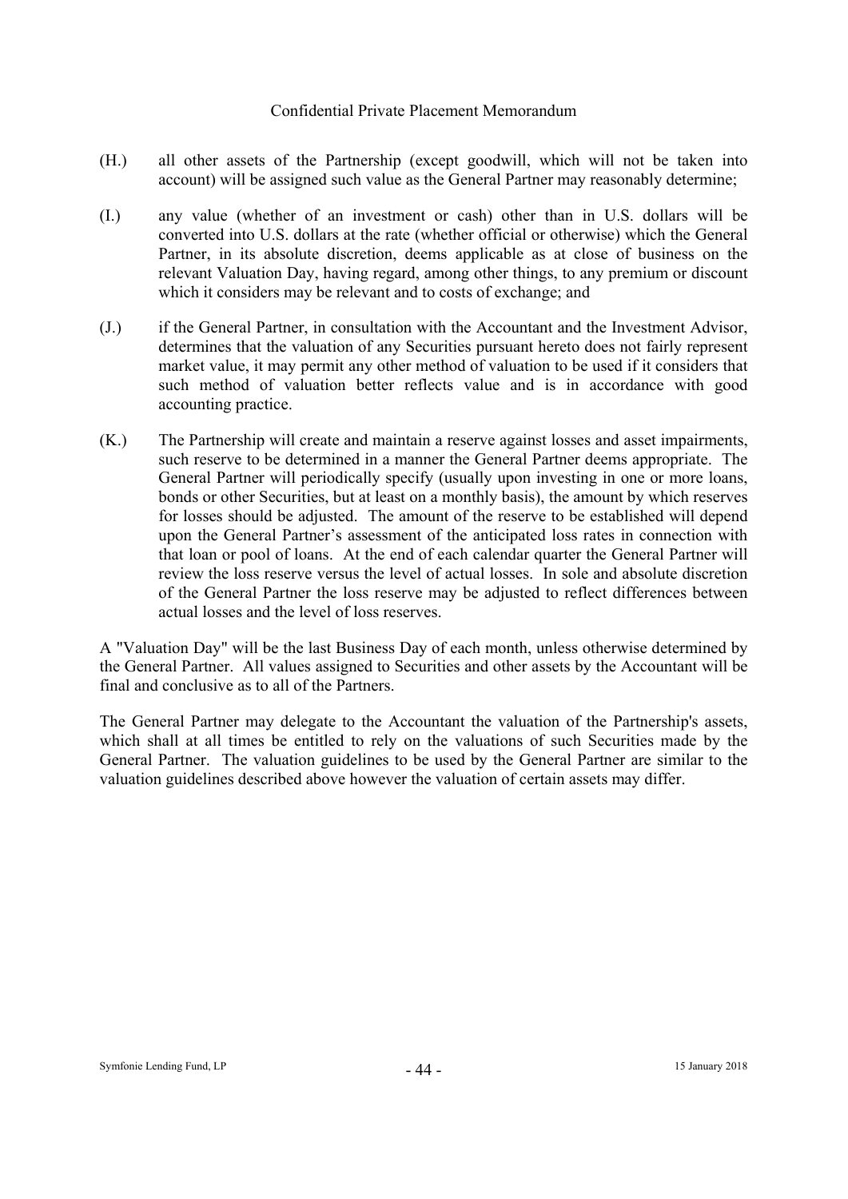(H.) all other assets of the Partnership (except goodwill, which will not be taken into account) will be assigned such value as the General Partner may reasonably determine;

(I.) any value (whether of an investment or cash) other than in U.S. dollars will be converted into U.S. dollars at the rate (whether official or otherwise) which the General Partner, in its absolute discretion, deems applicable as at close of business on the relevant Valuation Day, having regard, among other things, to any premium or discount which it considers may be relevant and to costs of exchange; and

(J.) if the General Partner, in consultation with the Accountant and the Investment Advisor, determines that the valuation of any Securities pursuant hereto does not fairly represent market value, it may permit any other method of valuation to be used if it considers that such method of valuation better reflects value and is in accordance with good accounting practice.

(K.) The Partnership will create and maintain a reserve against losses and asset impairments, such reserve to be determined in a manner the General Partner deems appropriate. The General Partner will periodically specify (usually upon investing in one or more loans, bonds or other Securities, but at least on a monthly basis), the amount by which reserves for losses should be adjusted. The amount of the reserve to be established will depend upon the General Partner's assessment of the anticipated loss rates in connection with that loan or pool of loans. At the end of each calendar quarter the General Partner will review the loss reserve versus the level of actual losses. In sole and absolute discretion of the General Partner the loss reserve may be adjusted to reflect differences between actual losses and the level of loss reserves.

A "Valuation Day" will be the last Business Day of each month, unless otherwise determined by the General Partner. All values assigned to Securities and other assets by the Accountant will be final and conclusive as to all of the Partners.

The General Partner may delegate to the Accountant the valuation of the Partnership's assets, which shall at all times be entitled to rely on the valuations of such Securities made by the General Partner. The valuation guidelines to be used by the General Partner are similar to the valuation guidelines described above however the valuation of certain assets may differ.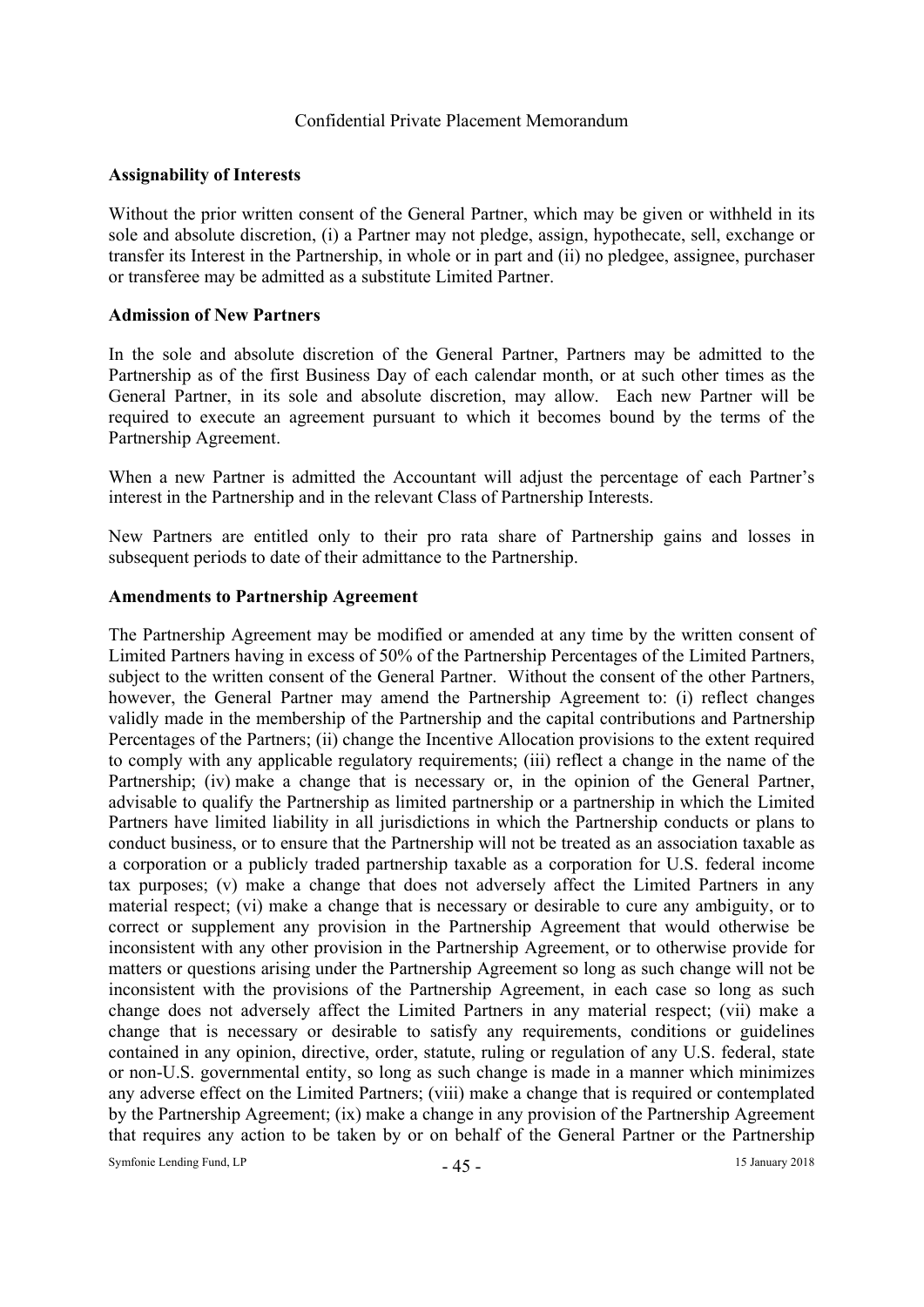**Assignability of Interests**

Without the prior written consent of the General Partner, which may be given or withheld in its sole and absolute discretion, (i) a Partner may not pledge, assign, hypothecate, sell, exchange or transfer its Interest in the Partnership, in whole or in part and (ii) no pledgee, assignee, purchaser or transferee may be admitted as a substitute Limited Partner.

**Admission of New Partners**

In the sole and absolute discretion of the General Partner, Partners may be admitted to the Partnership as of the first Business Day of each calendar month, or at such other times as the General Partner, in its sole and absolute discretion, may allow. Each new Partner will be required to execute an agreement pursuant to which it becomes bound by the terms of the Partnership Agreement.

When a new Partner is admitted the Accountant will adjust the percentage of each Partner's interest in the Partnership and in the relevant Class of Partnership Interests.

New Partners are entitled only to their pro rata share of Partnership gains and losses in subsequent periods to date of their admittance to the Partnership.

**Amendments to Partnership Agreement**

The Partnership Agreement may be modified or amended at any time by the written consent of Limited Partners having in excess of 50% of the Partnership Percentages of the Limited Partners, subject to the written consent of the General Partner. Without the consent of the other Partners, however, the General Partner may amend the Partnership Agreement to: (i) reflect changes validly made in the membership of the Partnership and the capital contributions and Partnership Percentages of the Partners; (ii) change the Incentive Allocation provisions to the extent required to comply with any applicable regulatory requirements; (iii) reflect a change in the name of the Partnership; (iv) make a change that is necessary or, in the opinion of the General Partner, advisable to qualify the Partnership as limited partnership or a partnership in which the Limited Partners have limited liability in all jurisdictions in which the Partnership conducts or plans to conduct business, or to ensure that the Partnership will not be treated as an association taxable as a corporation or a publicly traded partnership taxable as a corporation for U.S. federal income tax purposes; (v) make a change that does not adversely affect the Limited Partners in any material respect; (vi) make a change that is necessary or desirable to cure any ambiguity, or to correct or supplement any provision in the Partnership Agreement that would otherwise be inconsistent with any other provision in the Partnership Agreement, or to otherwise provide for matters or questions arising under the Partnership Agreement so long as such change will not be inconsistent with the provisions of the Partnership Agreement, in each case so long as such change does not adversely affect the Limited Partners in any material respect; (vii) make a change that is necessary or desirable to satisfy any requirements, conditions or guidelines contained in any opinion, directive, order, statute, ruling or regulation of any U.S. federal, state or non-U.S. governmental entity, so long as such change is made in a manner which minimizes any adverse effect on the Limited Partners; (viii) make a change that is required or contemplated by the Partnership Agreement; (ix) make a change in any provision of the Partnership Agreement that requires any action to be taken by or on behalf of the General Partner or the Partnership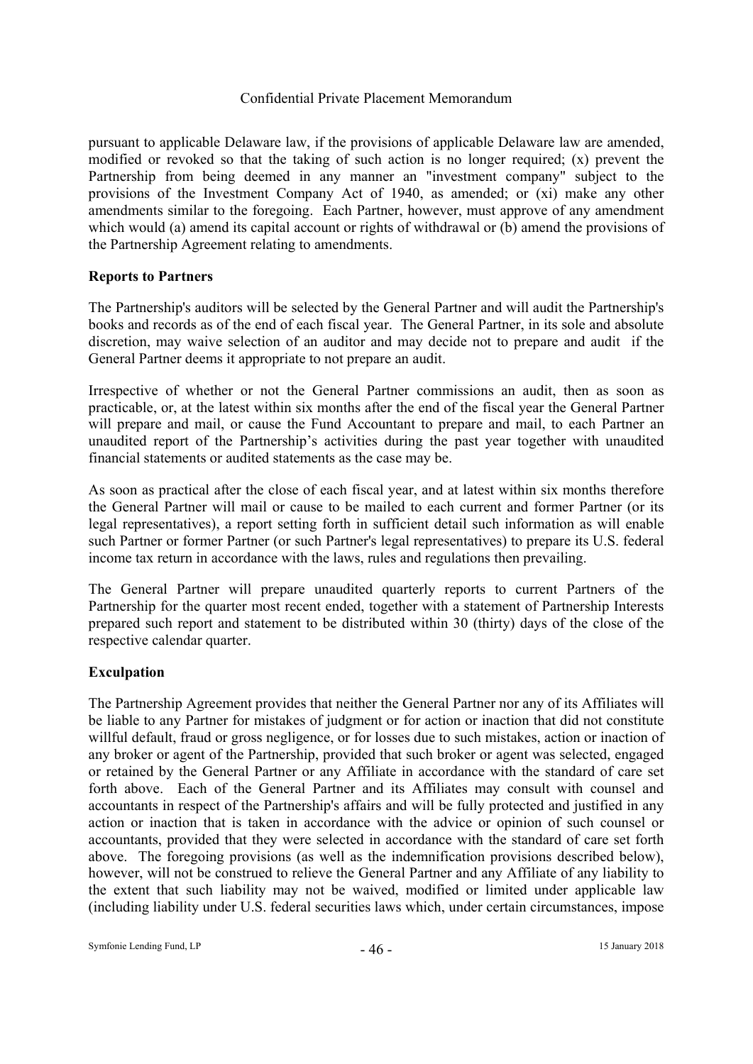pursuant to applicable Delaware law, if the provisions of applicable Delaware law are amended, modified or revoked so that the taking of such action is no longer required; (x) prevent the Partnership from being deemed in any manner an "investment company" subject to the provisions of the Investment Company Act of 1940, as amended; or (xi) make any other amendments similar to the foregoing. Each Partner, however, must approve of any amendment which would (a) amend its capital account or rights of withdrawal or (b) amend the provisions of the Partnership Agreement relating to amendments.

**Reports to Partners**

The Partnership's auditors will be selected by the General Partner and will audit the Partnership's books and records as of the end of each fiscal year. The General Partner, in its sole and absolute discretion, may waive selection of an auditor and may decide not to prepare and audit if the General Partner deems it appropriate to not prepare an audit.

Irrespective of whether or not the General Partner commissions an audit, then as soon as practicable, or, at the latest within six months after the end of the fiscal year the General Partner will prepare and mail, or cause the Fund Accountant to prepare and mail, to each Partner an unaudited report of the Partnership's activities during the past year together with unaudited financial statements or audited statements as the case may be.

As soon as practical after the close of each fiscal year, and at latest within six months therefore the General Partner will mail or cause to be mailed to each current and former Partner (or its legal representatives), a report setting forth in sufficient detail such information as will enable such Partner or former Partner (or such Partner's legal representatives) to prepare its U.S. federal income tax return in accordance with the laws, rules and regulations then prevailing.

The General Partner will prepare unaudited quarterly reports to current Partners of the Partnership for the quarter most recent ended, together with a statement of Partnership Interests prepared such report and statement to be distributed within 30 (thirty) days of the close of the respective calendar quarter.

**Exculpation**

The Partnership Agreement provides that neither the General Partner nor any of its Affiliates will be liable to any Partner for mistakes of judgment or for action or inaction that did not constitute willful default, fraud or gross negligence, or for losses due to such mistakes, action or inaction of any broker or agent of the Partnership, provided that such broker or agent was selected, engaged or retained by the General Partner or any Affiliate in accordance with the standard of care set forth above. Each of the General Partner and its Affiliates may consult with counsel and accountants in respect of the Partnership's affairs and will be fully protected and justified in any action or inaction that is taken in accordance with the advice or opinion of such counsel or accountants, provided that they were selected in accordance with the standard of care set forth above. The foregoing provisions (as well as the indemnification provisions described below), however, will not be construed to relieve the General Partner and any Affiliate of any liability to the extent that such liability may not be waived, modified or limited under applicable law (including liability under U.S. federal securities laws which, under certain circumstances, impose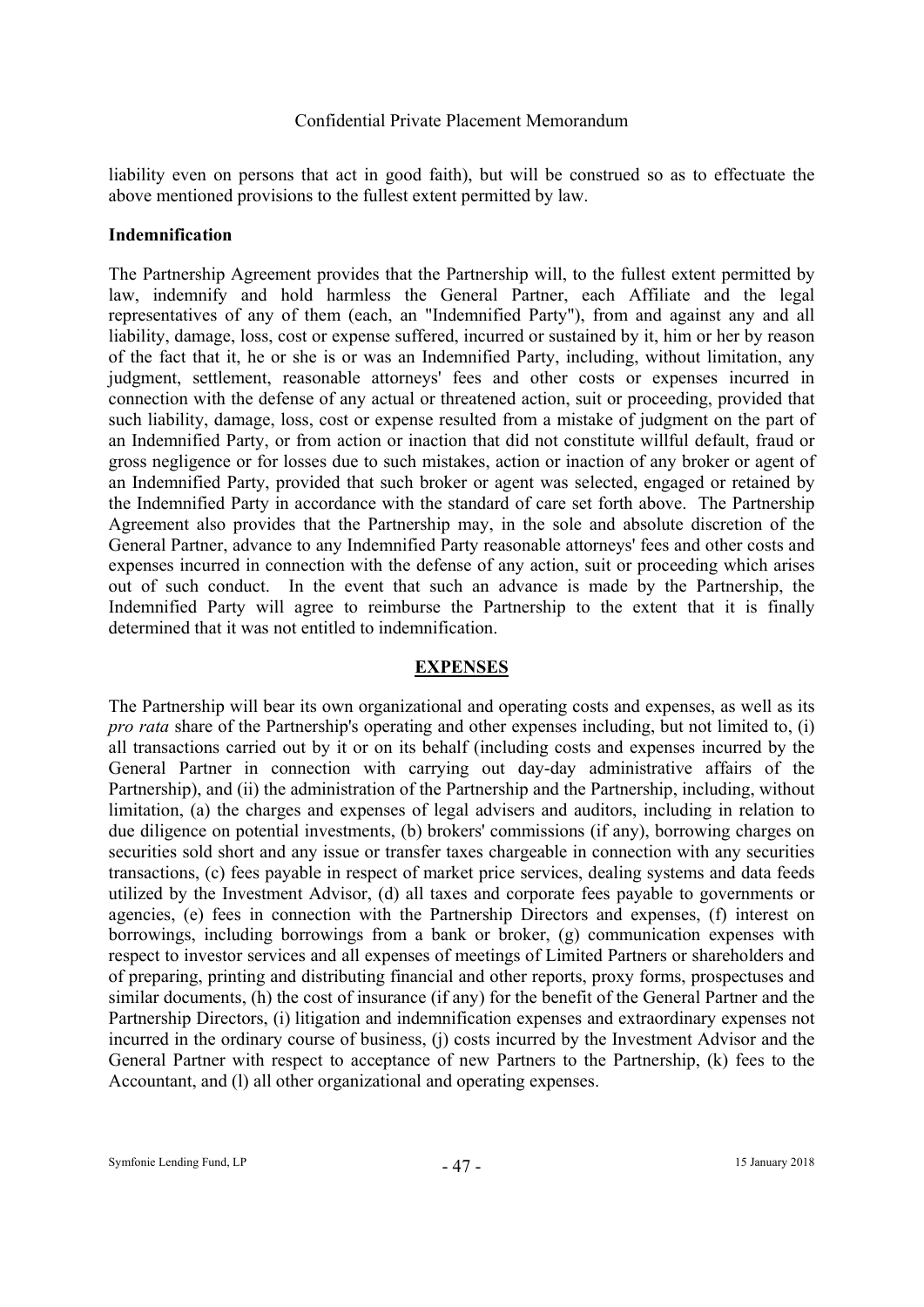liability even on persons that act in good faith), but will be construed so as to effectuate the above mentioned provisions to the fullest extent permitted by law.

**Indemnification**

The Partnership Agreement provides that the Partnership will, to the fullest extent permitted by law, indemnify and hold harmless the General Partner, each Affiliate and the legal representatives of any of them (each, an "Indemnified Party"), from and against any and all liability, damage, loss, cost or expense suffered, incurred or sustained by it, him or her by reason of the fact that it, he or she is or was an Indemnified Party, including, without limitation, any judgment, settlement, reasonable attorneys' fees and other costs or expenses incurred in connection with the defense of any actual or threatened action, suit or proceeding, provided that such liability, damage, loss, cost or expense resulted from a mistake of judgment on the part of an Indemnified Party, or from action or inaction that did not constitute willful default, fraud or gross negligence or for losses due to such mistakes, action or inaction of any broker or agent of an Indemnified Party, provided that such broker or agent was selected, engaged or retained by the Indemnified Party in accordance with the standard of care set forth above. The Partnership Agreement also provides that the Partnership may, in the sole and absolute discretion of the General Partner, advance to any Indemnified Party reasonable attorneys' fees and other costs and expenses incurred in connection with the defense of any action, suit or proceeding which arises out of such conduct. In the event that such an advance is made by the Partnership, the Indemnified Party will agree to reimburse the Partnership to the extent that it is finally determined that it was not entitled to indemnification.

## EXPENSES

The Partnership will bear its own organizational and operating costs and expenses, as well as its *pro rata* share of the Partnership's operating and other expenses including, but not limited to, (i) all transactions carried out by it or on its behalf (including costs and expenses incurred by the General Partner in connection with carrying out day-day administrative affairs of the Partnership), and (ii) the administration of the Partnership and the Partnership, including, without limitation, (a) the charges and expenses of legal advisers and auditors, including in relation to due diligence on potential investments, (b) brokers' commissions (if any), borrowing charges on securities sold short and any issue or transfer taxes chargeable in connection with any securities transactions, (c) fees payable in respect of market price services, dealing systems and data feeds utilized by the Investment Advisor, (d) all taxes and corporate fees payable to governments or agencies, (e) fees in connection with the Partnership Directors and expenses, (f) interest on borrowings, including borrowings from a bank or broker, (g) communication expenses with respect to investor services and all expenses of meetings of Limited Partners or shareholders and of preparing, printing and distributing financial and other reports, proxy forms, prospectuses and similar documents, (h) the cost of insurance (if any) for the benefit of the General Partner and the Partnership Directors, (i) litigation and indemnification expenses and extraordinary expenses not incurred in the ordinary course of business, (j) costs incurred by the Investment Advisor and the General Partner with respect to acceptance of new Partners to the Partnership, (k) fees to the Accountant, and (l) all other organizational and operating expenses.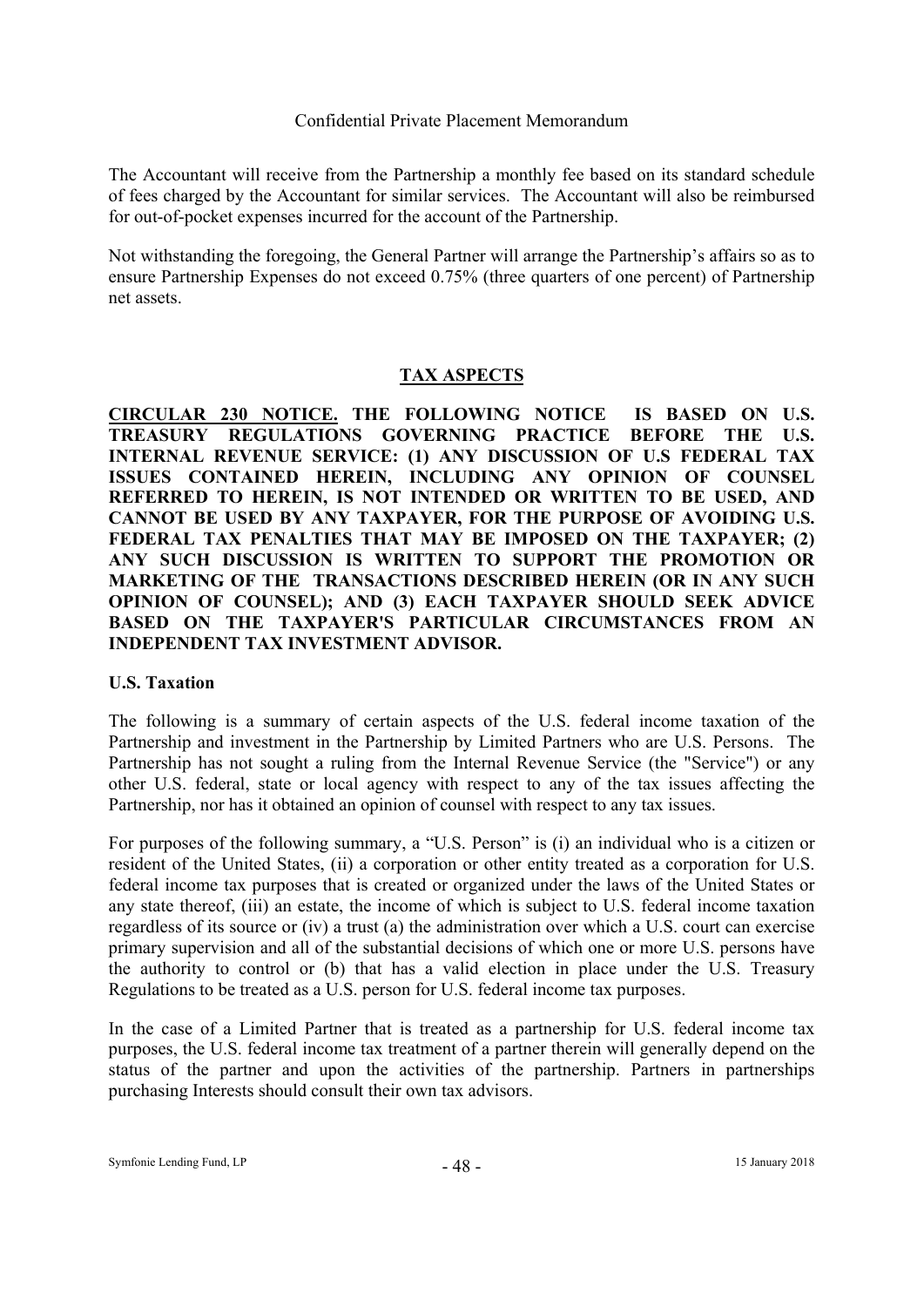The Accountant will receive from the Partnership a monthly fee based on its standard schedule of fees charged by the Accountant for similar services. The Accountant will also be reimbursed for out-of-pocket expenses incurred for the account of the Partnership.

Not withstanding the foregoing, the General Partner will arrange the Partnership's affairs so as to ensure Partnership Expenses do not exceed 0.75% (three quarters of one percent) of Partnership net assets.

## TAX ASPECTS

**CIRCULAR 230 NOTICE. THE FOLLOWING NOTICE IS BASED ON U.S. TREASURY REGULATIONS GOVERNING PRACTICE BEFORE THE U.S. INTERNAL REVENUE SERVICE: (1) ANY DISCUSSION OF U.S FEDERAL TAX ISSUES CONTAINED HEREIN, INCLUDING ANY OPINION OF COUNSEL REFERRED TO HEREIN, IS NOT INTENDED OR WRITTEN TO BE USED, AND CANNOT BE USED BY ANY TAXPAYER, FOR THE PURPOSE OF AVOIDING U.S. FEDERAL TAX PENALTIES THAT MAY BE IMPOSED ON THE TAXPAYER; (2) ANY SUCH DISCUSSION IS WRITTEN TO SUPPORT THE PROMOTION OR MARKETING OF THE TRANSACTIONS DESCRIBED HEREIN (OR IN ANY SUCH OPINION OF COUNSEL); AND (3) EACH TAXPAYER SHOULD SEEK ADVICE BASED ON THE TAXPAYER'S PARTICULAR CIRCUMSTANCES FROM AN INDEPENDENT TAX INVESTMENT ADVISOR.**

### U.S. Taxation

The following is a summary of certain aspects of the U.S. federal income taxation of the Partnership and investment in the Partnership by Limited Partners who are U.S. Persons. The Partnership has not sought a ruling from the Internal Revenue Service (the "Service") or any other U.S. federal, state or local agency with respect to any of the tax issues affecting the Partnership, nor has it obtained an opinion of counsel with respect to any tax issues.

For purposes of the following summary, a "U.S. Person" is (i) an individual who is a citizen or resident of the United States, (ii) a corporation or other entity treated as a corporation for U.S. federal income tax purposes that is created or organized under the laws of the United States or any state thereof, (iii) an estate, the income of which is subject to U.S. federal income taxation regardless of its source or (iv) a trust (a) the administration over which a U.S. court can exercise primary supervision and all of the substantial decisions of which one or more U.S. persons have the authority to control or (b) that has a valid election in place under the U.S. Treasury Regulations to be treated as a U.S. person for U.S. federal income tax purposes.

In the case of a Limited Partner that is treated as a partnership for U.S. federal income tax purposes, the U.S. federal income tax treatment of a partner therein will generally depend on the status of the partner and upon the activities of the partnership. Partners in partnerships purchasing Interests should consult their own tax advisors.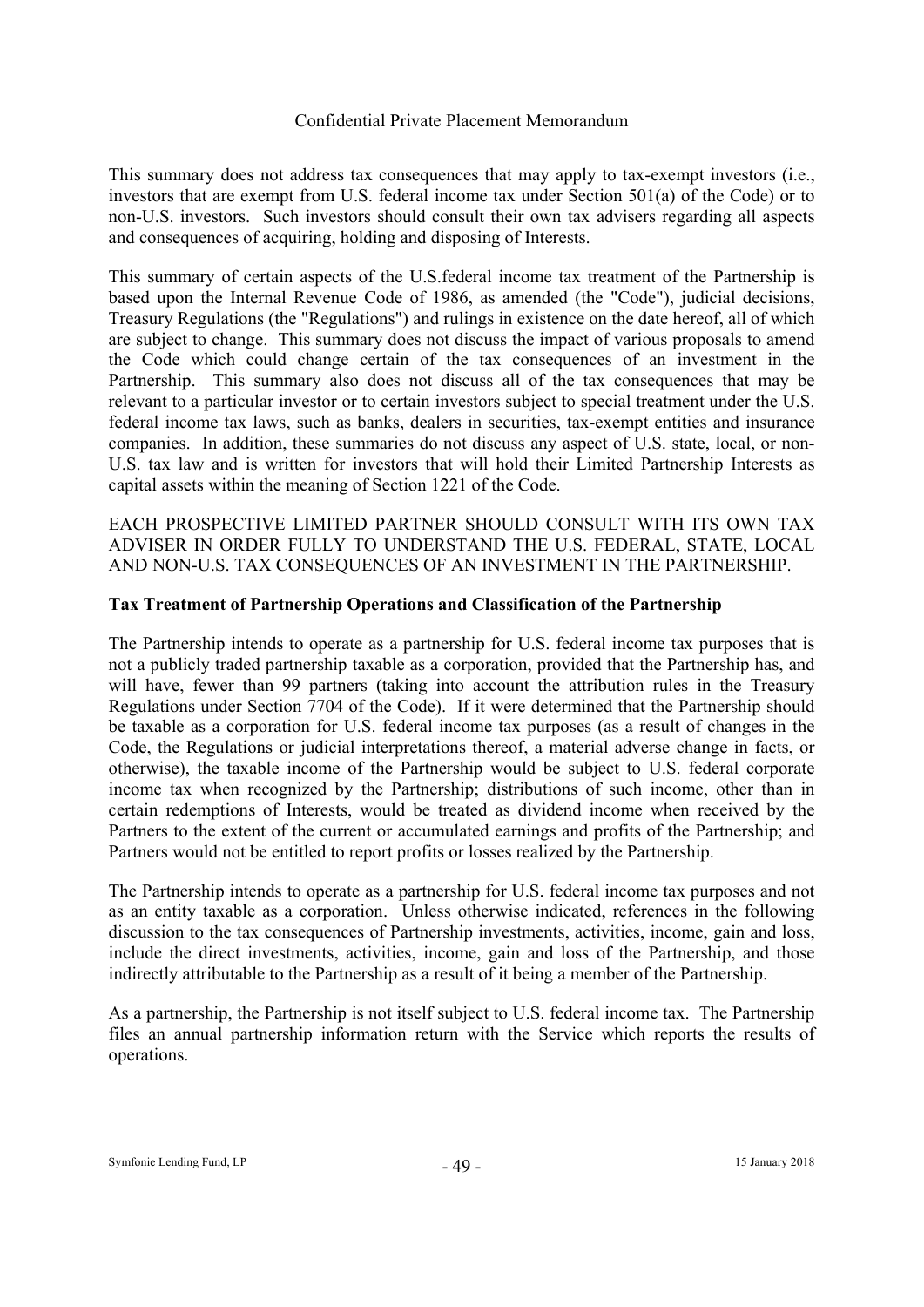This summary does not address tax consequences that may apply to tax-exempt investors (i.e., investors that are exempt from U.S. federal income tax under Section 501(a) of the Code) or to non-U.S. investors. Such investors should consult their own tax advisers regarding all aspects and consequences of acquiring, holding and disposing of Interests.

This summary of certain aspects of the U.S.federal income tax treatment of the Partnership is based upon the Internal Revenue Code of 1986, as amended (the "Code"), judicial decisions, Treasury Regulations (the "Regulations") and rulings in existence on the date hereof, all of which are subject to change. This summary does not discuss the impact of various proposals to amend the Code which could change certain of the tax consequences of an investment in the Partnership. This summary also does not discuss all of the tax consequences that may be relevant to a particular investor or to certain investors subject to special treatment under the U.S. federal income tax laws, such as banks, dealers in securities, tax-exempt entities and insurance companies. In addition, these summaries do not discuss any aspect of U.S. state, local, or non-U.S. tax law and is written for investors that will hold their Limited Partnership Interests as capital assets within the meaning of Section 1221 of the Code.

EACH PROSPECTIVE LIMITED PARTNER SHOULD CONSULT WITH ITS OWN TAX ADVISER IN ORDER FULLY TO UNDERSTAND THE U.S. FEDERAL, STATE, LOCAL AND NON-U.S. TAX CONSEQUENCES OF AN INVESTMENT IN THE PARTNERSHIP.

**Tax Treatment of Partnership Operations and Classification of the Partnership**

The Partnership intends to operate as a partnership for U.S. federal income tax purposes that is not a publicly traded partnership taxable as a corporation, provided that the Partnership has, and will have, fewer than 99 partners (taking into account the attribution rules in the Treasury Regulations under Section 7704 of the Code). If it were determined that the Partnership should be taxable as a corporation for U.S. federal income tax purposes (as a result of changes in the Code, the Regulations or judicial interpretations thereof, a material adverse change in facts, or otherwise), the taxable income of the Partnership would be subject to U.S. federal corporate income tax when recognized by the Partnership; distributions of such income, other than in certain redemptions of Interests, would be treated as dividend income when received by the Partners to the extent of the current or accumulated earnings and profits of the Partnership; and Partners would not be entitled to report profits or losses realized by the Partnership.

The Partnership intends to operate as a partnership for U.S. federal income tax purposes and not as an entity taxable as a corporation. Unless otherwise indicated, references in the following discussion to the tax consequences of Partnership investments, activities, income, gain and loss, include the direct investments, activities, income, gain and loss of the Partnership, and those indirectly attributable to the Partnership as a result of it being a member of the Partnership.

As a partnership, the Partnership is not itself subject to U.S. federal income tax. The Partnership files an annual partnership information return with the Service which reports the results of operations.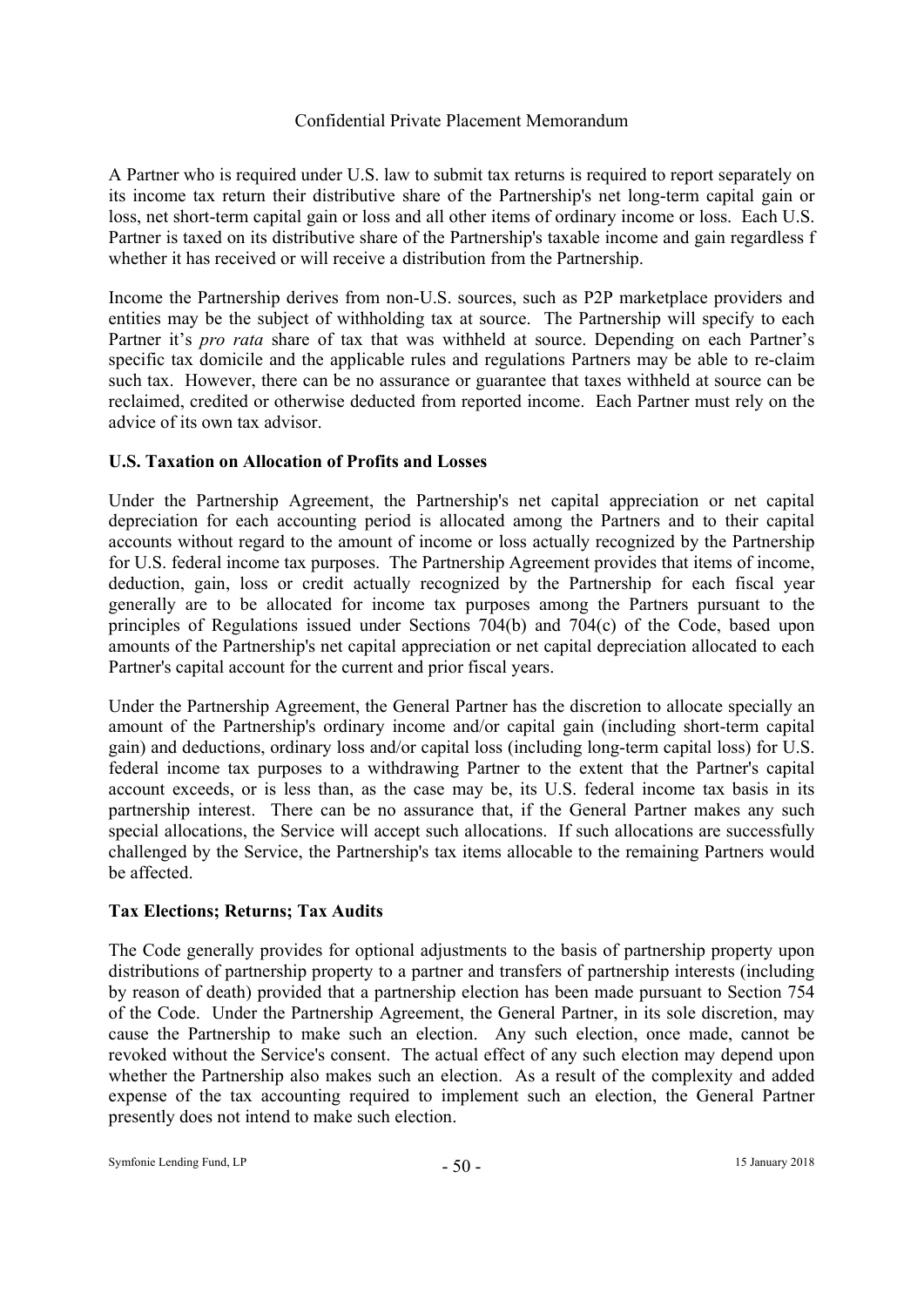A Partner who is required under U.S. law to submit tax returns is required to report separately on its income tax return their distributive share of the Partnership's net long-term capital gain or loss, net short-term capital gain or loss and all other items of ordinary income or loss. Each U.S. Partner is taxed on its distributive share of the Partnership's taxable income and gain regardless f whether it has received or will receive a distribution from the Partnership.

Income the Partnership derives from non-U.S. sources, such as P2P marketplace providers and entities may be the subject of withholding tax at source. The Partnership will specify to each Partner it's *pro rata* share of tax that was withheld at source. Depending on each Partner's specific tax domicile and the applicable rules and regulations Partners may be able to re-claim such tax. However, there can be no assurance or guarantee that taxes withheld at source can be reclaimed, credited or otherwise deducted from reported income. Each Partner must rely on the advice of its own tax advisor.

**U.S. Taxation on Allocation of Profits and Losses**

Under the Partnership Agreement, the Partnership's net capital appreciation or net capital depreciation for each accounting period is allocated among the Partners and to their capital accounts without regard to the amount of income or loss actually recognized by the Partnership for U.S. federal income tax purposes. The Partnership Agreement provides that items of income, deduction, gain, loss or credit actually recognized by the Partnership for each fiscal year generally are to be allocated for income tax purposes among the Partners pursuant to the principles of Regulations issued under Sections 704(b) and 704(c) of the Code, based upon amounts of the Partnership's net capital appreciation or net capital depreciation allocated to each Partner's capital account for the current and prior fiscal years.

Under the Partnership Agreement, the General Partner has the discretion to allocate specially an amount of the Partnership's ordinary income and/or capital gain (including short-term capital gain) and deductions, ordinary loss and/or capital loss (including long-term capital loss) for U.S. federal income tax purposes to a withdrawing Partner to the extent that the Partner's capital account exceeds, or is less than, as the case may be, its U.S. federal income tax basis in its partnership interest. There can be no assurance that, if the General Partner makes any such special allocations, the Service will accept such allocations. If such allocations are successfully challenged by the Service, the Partnership's tax items allocable to the remaining Partners would be affected.

**Tax Elections; Returns; Tax Audits**

The Code generally provides for optional adjustments to the basis of partnership property upon distributions of partnership property to a partner and transfers of partnership interests (including by reason of death) provided that a partnership election has been made pursuant to Section 754 of the Code. Under the Partnership Agreement, the General Partner, in its sole discretion, may cause the Partnership to make such an election. Any such election, once made, cannot be revoked without the Service's consent. The actual effect of any such election may depend upon whether the Partnership also makes such an election. As a result of the complexity and added expense of the tax accounting required to implement such an election, the General Partner presently does not intend to make such election.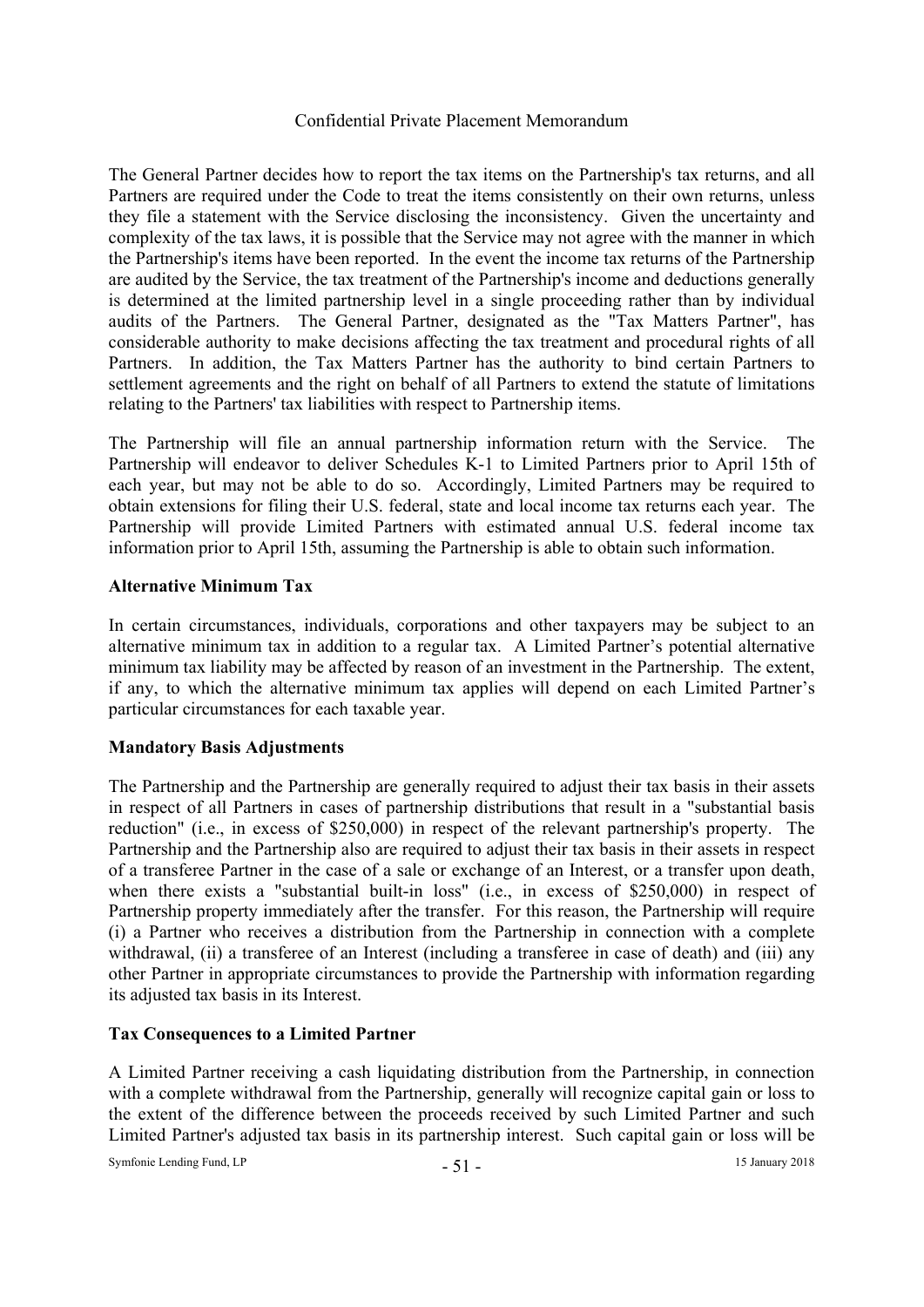The General Partner decides how to report the tax items on the Partnership's tax returns, and all Partners are required under the Code to treat the items consistently on their own returns, unless they file a statement with the Service disclosing the inconsistency. Given the uncertainty and complexity of the tax laws, it is possible that the Service may not agree with the manner in which the Partnership's items have been reported. In the event the income tax returns of the Partnership are audited by the Service, the tax treatment of the Partnership's income and deductions generally is determined at the limited partnership level in a single proceeding rather than by individual audits of the Partners. The General Partner, designated as the "Tax Matters Partner", has considerable authority to make decisions affecting the tax treatment and procedural rights of all Partners. In addition, the Tax Matters Partner has the authority to bind certain Partners to settlement agreements and the right on behalf of all Partners to extend the statute of limitations relating to the Partners' tax liabilities with respect to Partnership items.

The Partnership will file an annual partnership information return with the Service. The Partnership will endeavor to deliver Schedules K-1 to Limited Partners prior to April 15th of each year, but may not be able to do so. Accordingly, Limited Partners may be required to obtain extensions for filing their U.S. federal, state and local income tax returns each year. The Partnership will provide Limited Partners with estimated annual U.S. federal income tax information prior to April 15th, assuming the Partnership is able to obtain such information.

**Alternative Minimum Tax**

In certain circumstances, individuals, corporations and other taxpayers may be subject to an alternative minimum tax in addition to a regular tax. A Limited Partner's potential alternative minimum tax liability may be affected by reason of an investment in the Partnership. The extent, if any, to which the alternative minimum tax applies will depend on each Limited Partner's particular circumstances for each taxable year.

**Mandatory Basis Adjustments**

The Partnership and the Partnership are generally required to adjust their tax basis in their assets in respect of all Partners in cases of partnership distributions that result in a "substantial basis reduction" (i.e., in excess of $250,000) in respect of the relevant partnership's property. The Partnership and the Partnership also are required to adjust their tax basis in their assets in respect of a transferee Partner in the case of a sale or exchange of an Interest, or a transfer upon death, when there exists a "substantial built-in loss" (i.e., in excess of $250,000) in respect of Partnership property immediately after the transfer. For this reason, the Partnership will require (i) a Partner who receives a distribution from the Partnership in connection with a complete withdrawal, (ii) a transferee of an Interest (including a transferee in case of death) and (iii) any other Partner in appropriate circumstances to provide the Partnership with information regarding its adjusted tax basis in its Interest.

**Tax Consequences to a Limited Partner**

A Limited Partner receiving a cash liquidating distribution from the Partnership, in connection with a complete withdrawal from the Partnership, generally will recognize capital gain or loss to the extent of the difference between the proceeds received by such Limited Partner and such Limited Partner's adjusted tax basis in its partnership interest. Such capital gain or loss will be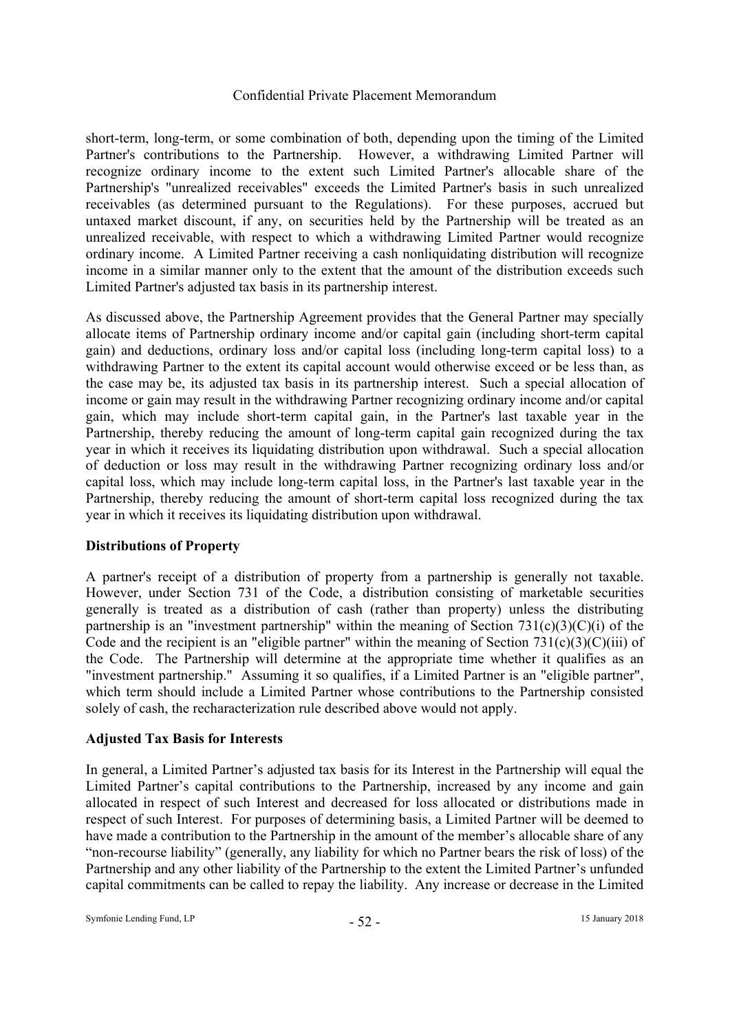short-term, long-term, or some combination of both, depending upon the timing of the Limited Partner's contributions to the Partnership. However, a withdrawing Limited Partner will recognize ordinary income to the extent such Limited Partner's allocable share of the Partnership's "unrealized receivables" exceeds the Limited Partner's basis in such unrealized receivables (as determined pursuant to the Regulations). For these purposes, accrued but untaxed market discount, if any, on securities held by the Partnership will be treated as an unrealized receivable, with respect to which a withdrawing Limited Partner would recognize ordinary income. A Limited Partner receiving a cash nonliquidating distribution will recognize income in a similar manner only to the extent that the amount of the distribution exceeds such Limited Partner's adjusted tax basis in its partnership interest.

As discussed above, the Partnership Agreement provides that the General Partner may specially allocate items of Partnership ordinary income and/or capital gain (including short-term capital gain) and deductions, ordinary loss and/or capital loss (including long-term capital loss) to a withdrawing Partner to the extent its capital account would otherwise exceed or be less than, as the case may be, its adjusted tax basis in its partnership interest. Such a special allocation of income or gain may result in the withdrawing Partner recognizing ordinary income and/or capital gain, which may include short-term capital gain, in the Partner's last taxable year in the Partnership, thereby reducing the amount of long-term capital gain recognized during the tax year in which it receives its liquidating distribution upon withdrawal. Such a special allocation of deduction or loss may result in the withdrawing Partner recognizing ordinary loss and/or capital loss, which may include long-term capital loss, in the Partner's last taxable year in the Partnership, thereby reducing the amount of short-term capital loss recognized during the tax year in which it receives its liquidating distribution upon withdrawal.

**Distributions of Property**

A partner's receipt of a distribution of property from a partnership is generally not taxable. However, under Section 731 of the Code, a distribution consisting of marketable securities generally is treated as a distribution of cash (rather than property) unless the distributing partnership is an "investment partnership" within the meaning of Section 731(c)(3)(C)(i) of the Code and the recipient is an "eligible partner" within the meaning of Section 731(c)(3)(C)(iii) of the Code. The Partnership will determine at the appropriate time whether it qualifies as an "investment partnership." Assuming it so qualifies, if a Limited Partner is an "eligible partner", which term should include a Limited Partner whose contributions to the Partnership consisted solely of cash, the recharacterization rule described above would not apply.

**Adjusted Tax Basis for Interests**

In general, a Limited Partner's adjusted tax basis for its Interest in the Partnership will equal the Limited Partner's capital contributions to the Partnership, increased by any income and gain allocated in respect of such Interest and decreased for loss allocated or distributions made in respect of such Interest. For purposes of determining basis, a Limited Partner will be deemed to have made a contribution to the Partnership in the amount of the member's allocable share of any "non-recourse liability" (generally, any liability for which no Partner bears the risk of loss) of the Partnership and any other liability of the Partnership to the extent the Limited Partner's unfunded capital commitments can be called to repay the liability. Any increase or decrease in the Limited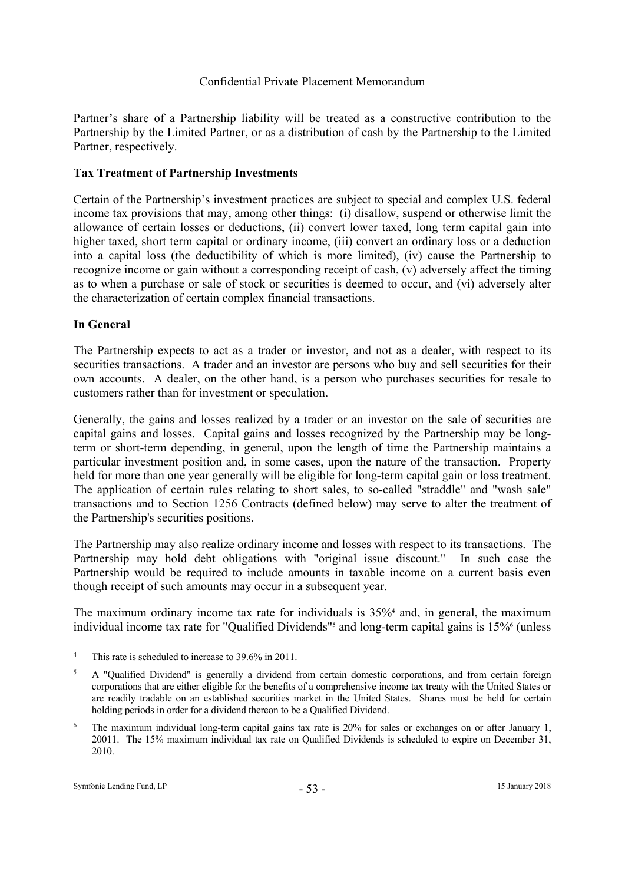Partner's share of a Partnership liability will be treated as a constructive contribution to the Partnership by the Limited Partner, or as a distribution of cash by the Partnership to the Limited Partner, respectively.

**Tax Treatment of Partnership Investments**

Certain of the Partnership's investment practices are subject to special and complex U.S. federal income tax provisions that may, among other things: (i) disallow, suspend or otherwise limit the allowance of certain losses or deductions, (ii) convert lower taxed, long term capital gain into higher taxed, short term capital or ordinary income, (iii) convert an ordinary loss or a deduction into a capital loss (the deductibility of which is more limited), (iv) cause the Partnership to recognize income or gain without a corresponding receipt of cash, (v) adversely affect the timing as to when a purchase or sale of stock or securities is deemed to occur, and (vi) adversely alter the characterization of certain complex financial transactions.

**In General**

The Partnership expects to act as a trader or investor, and not as a dealer, with respect to its securities transactions. A trader and an investor are persons who buy and sell securities for their own accounts. A dealer, on the other hand, is a person who purchases securities for resale to customers rather than for investment or speculation.

Generally, the gains and losses realized by a trader or an investor on the sale of securities are capital gains and losses. Capital gains and losses recognized by the Partnership may be long-term or short-term depending, in general, upon the length of time the Partnership maintains a particular investment position and, in some cases, upon the nature of the transaction. Property held for more than one year generally will be eligible for long-term capital gain or loss treatment. The application of certain rules relating to short sales, to so-called "straddle" and "wash sale" transactions and to Section 1256 Contracts (defined below) may serve to alter the treatment of the Partnership's securities positions.

The Partnership may also realize ordinary income and losses with respect to its transactions. The Partnership may hold debt obligations with "original issue discount." In such case the Partnership would be required to include amounts in taxable income on a current basis even though receipt of such amounts may occur in a subsequent year.

The maximum ordinary income tax rate for individuals is 35%[4] and, in general, the maximum individual income tax rate for "Qualified Dividends"[5] and long-term capital gains is 15%[6] (unless

---

[4] This rate is scheduled to increase to 39.6% in 2011.

[5] A "Qualified Dividend" is generally a dividend from certain domestic corporations, and from certain foreign corporations that are either eligible for the benefits of a comprehensive income tax treaty with the United States or are readily tradable on an established securities market in the United States. Shares must be held for certain holding periods in order for a dividend thereon to be a Qualified Dividend.

[6] The maximum individual long-term capital gains tax rate is 20% for sales or exchanges on or after January 1, 20011. The 15% maximum individual tax rate on Qualified Dividends is scheduled to expire on December 31, 2010.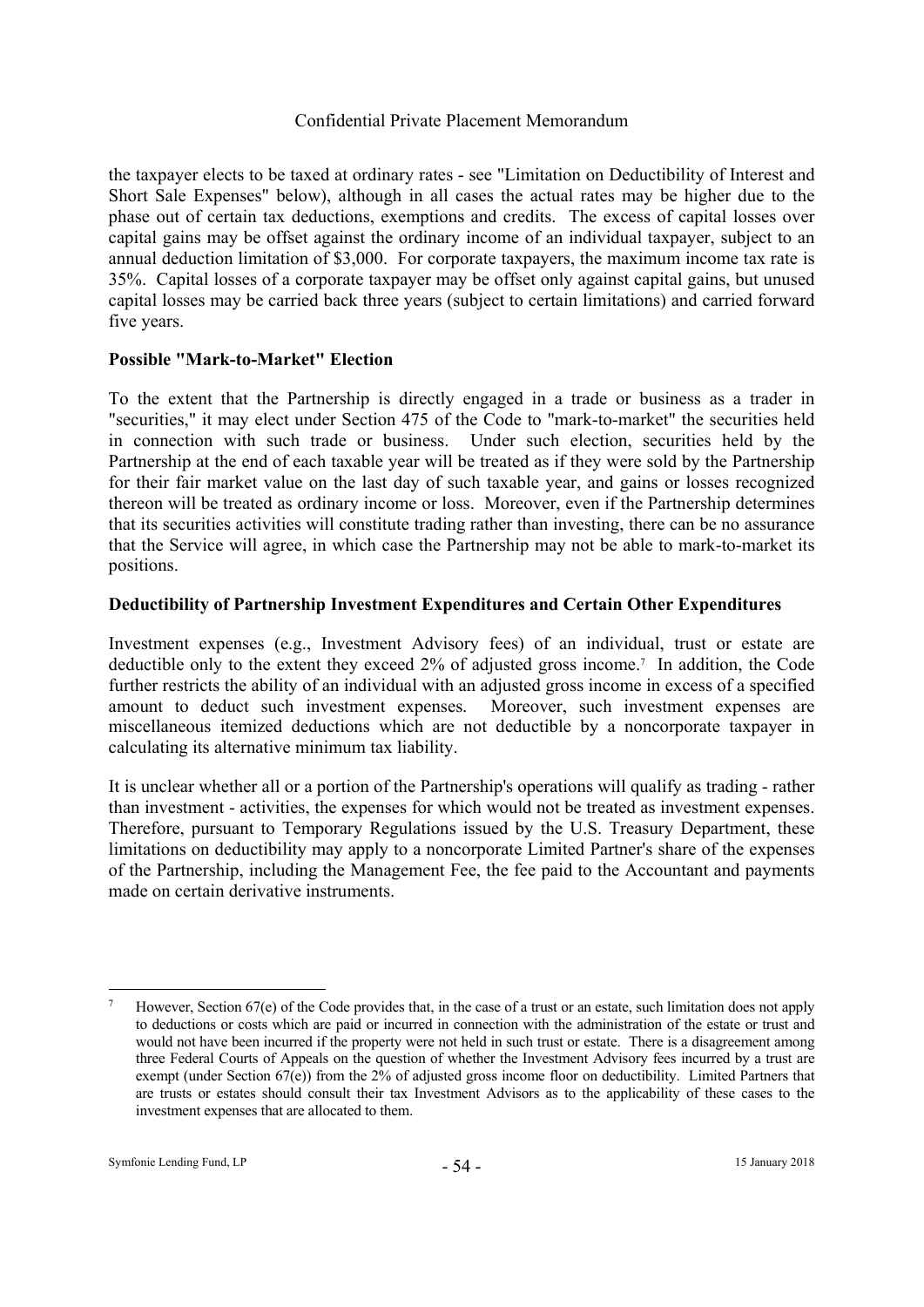the taxpayer elects to be taxed at ordinary rates - see "Limitation on Deductibility of Interest and Short Sale Expenses" below), although in all cases the actual rates may be higher due to the phase out of certain tax deductions, exemptions and credits. The excess of capital losses over capital gains may be offset against the ordinary income of an individual taxpayer, subject to an annual deduction limitation of $3,000. For corporate taxpayers, the maximum income tax rate is 35%. Capital losses of a corporate taxpayer may be offset only against capital gains, but unused capital losses may be carried back three years (subject to certain limitations) and carried forward five years.

**Possible "Mark-to-Market" Election**

To the extent that the Partnership is directly engaged in a trade or business as a trader in "securities," it may elect under Section 475 of the Code to "mark-to-market" the securities held in connection with such trade or business. Under such election, securities held by the Partnership at the end of each taxable year will be treated as if they were sold by the Partnership for their fair market value on the last day of such taxable year, and gains or losses recognized thereon will be treated as ordinary income or loss. Moreover, even if the Partnership determines that its securities activities will constitute trading rather than investing, there can be no assurance that the Service will agree, in which case the Partnership may not be able to mark-to-market its positions.

**Deductibility of Partnership Investment Expenditures and Certain Other Expenditures**

Investment expenses (e.g., Investment Advisory fees) of an individual, trust or estate are deductible only to the extent they exceed 2% of adjusted gross income.[7] In addition, the Code further restricts the ability of an individual with an adjusted gross income in excess of a specified amount to deduct such investment expenses. Moreover, such investment expenses are miscellaneous itemized deductions which are not deductible by a noncorporate taxpayer in calculating its alternative minimum tax liability.

It is unclear whether all or a portion of the Partnership's operations will qualify as trading - rather than investment - activities, the expenses for which would not be treated as investment expenses. Therefore, pursuant to Temporary Regulations issued by the U.S. Treasury Department, these limitations on deductibility may apply to a noncorporate Limited Partner's share of the expenses of the Partnership, including the Management Fee, the fee paid to the Accountant and payments made on certain derivative instruments.

---

[7] However, Section 67(e) of the Code provides that, in the case of a trust or an estate, such limitation does not apply to deductions or costs which are paid or incurred in connection with the administration of the estate or trust and would not have been incurred if the property were not held in such trust or estate. There is a disagreement among three Federal Courts of Appeals on the question of whether the Investment Advisory fees incurred by a trust are exempt (under Section 67(e)) from the 2% of adjusted gross income floor on deductibility. Limited Partners that are trusts or estates should consult their tax Investment Advisors as to the applicability of these cases to the investment expenses that are allocated to them.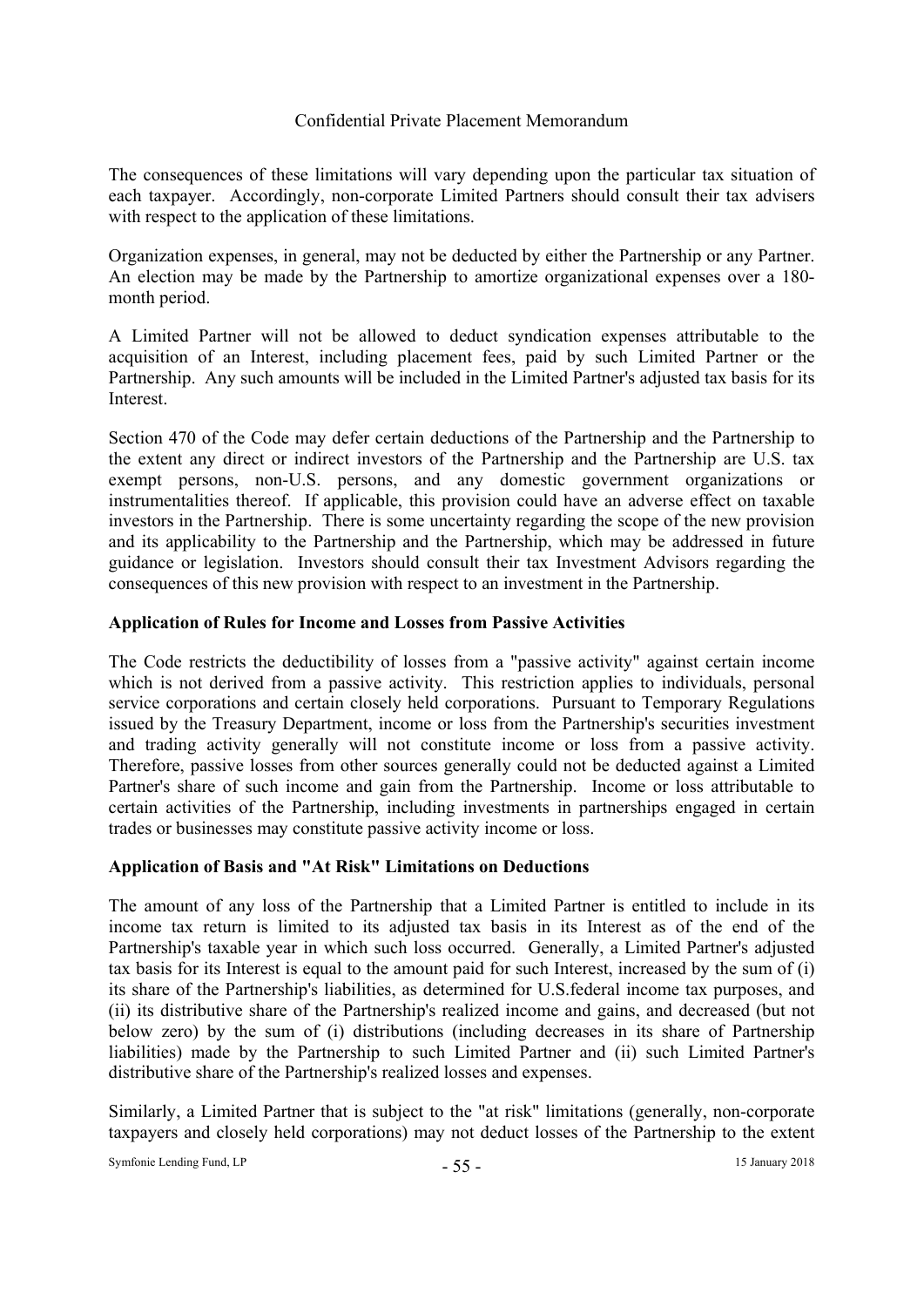The consequences of these limitations will vary depending upon the particular tax situation of each taxpayer. Accordingly, non-corporate Limited Partners should consult their tax advisers with respect to the application of these limitations.

Organization expenses, in general, may not be deducted by either the Partnership or any Partner. An election may be made by the Partnership to amortize organizational expenses over a 180-month period.

A Limited Partner will not be allowed to deduct syndication expenses attributable to the acquisition of an Interest, including placement fees, paid by such Limited Partner or the Partnership. Any such amounts will be included in the Limited Partner's adjusted tax basis for its Interest.

Section 470 of the Code may defer certain deductions of the Partnership and the Partnership to the extent any direct or indirect investors of the Partnership and the Partnership are U.S. tax exempt persons, non-U.S. persons, and any domestic government organizations or instrumentalities thereof. If applicable, this provision could have an adverse effect on taxable investors in the Partnership. There is some uncertainty regarding the scope of the new provision and its applicability to the Partnership and the Partnership, which may be addressed in future guidance or legislation. Investors should consult their tax Investment Advisors regarding the consequences of this new provision with respect to an investment in the Partnership.

**Application of Rules for Income and Losses from Passive Activities**

The Code restricts the deductibility of losses from a "passive activity" against certain income which is not derived from a passive activity. This restriction applies to individuals, personal service corporations and certain closely held corporations. Pursuant to Temporary Regulations issued by the Treasury Department, income or loss from the Partnership's securities investment and trading activity generally will not constitute income or loss from a passive activity. Therefore, passive losses from other sources generally could not be deducted against a Limited Partner's share of such income and gain from the Partnership. Income or loss attributable to certain activities of the Partnership, including investments in partnerships engaged in certain trades or businesses may constitute passive activity income or loss.

**Application of Basis and "At Risk" Limitations on Deductions**

The amount of any loss of the Partnership that a Limited Partner is entitled to include in its income tax return is limited to its adjusted tax basis in its Interest as of the end of the Partnership's taxable year in which such loss occurred. Generally, a Limited Partner's adjusted tax basis for its Interest is equal to the amount paid for such Interest, increased by the sum of (i) its share of the Partnership's liabilities, as determined for U.S.federal income tax purposes, and (ii) its distributive share of the Partnership's realized income and gains, and decreased (but not below zero) by the sum of (i) distributions (including decreases in its share of Partnership liabilities) made by the Partnership to such Limited Partner and (ii) such Limited Partner's distributive share of the Partnership's realized losses and expenses.

Similarly, a Limited Partner that is subject to the "at risk" limitations (generally, non-corporate taxpayers and closely held corporations) may not deduct losses of the Partnership to the extent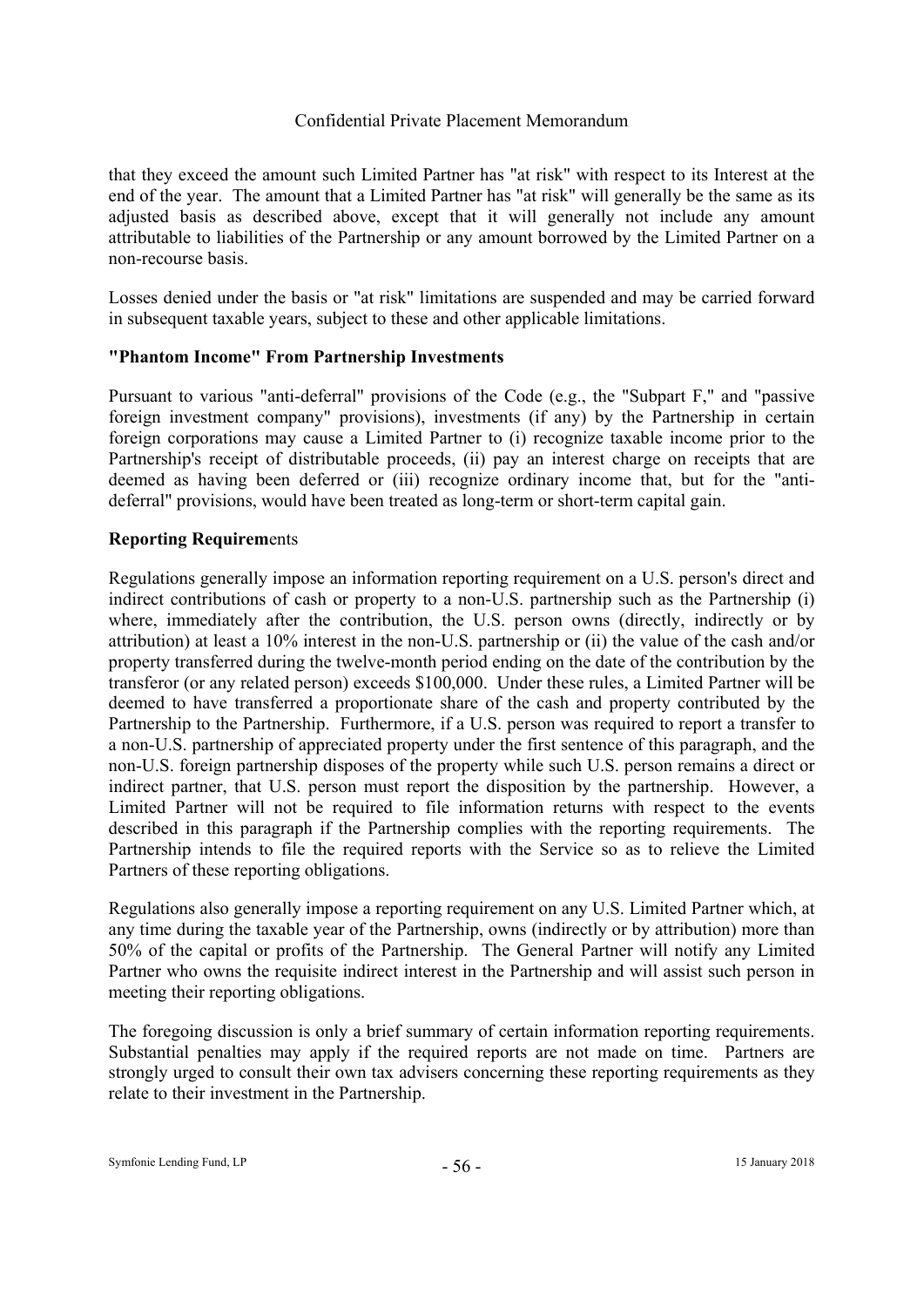that they exceed the amount such Limited Partner has "at risk" with respect to its Interest at the end of the year. The amount that a Limited Partner has "at risk" will generally be the same as its adjusted basis as described above, except that it will generally not include any amount attributable to liabilities of the Partnership or any amount borrowed by the Limited Partner on a non-recourse basis.

Losses denied under the basis or "at risk" limitations are suspended and may be carried forward in subsequent taxable years, subject to these and other applicable limitations.

**"Phantom Income" From Partnership Investments**

Pursuant to various "anti-deferral" provisions of the Code (e.g., the "Subpart F," and "passive foreign investment company" provisions), investments (if any) by the Partnership in certain foreign corporations may cause a Limited Partner to (i) recognize taxable income prior to the Partnership's receipt of distributable proceeds, (ii) pay an interest charge on receipts that are deemed as having been deferred or (iii) recognize ordinary income that, but for the "anti-deferral" provisions, would have been treated as long-term or short-term capital gain.

**Reporting Requirem**ents

Regulations generally impose an information reporting requirement on a U.S. person's direct and indirect contributions of cash or property to a non-U.S. partnership such as the Partnership (i) where, immediately after the contribution, the U.S. person owns (directly, indirectly or by attribution) at least a 10% interest in the non-U.S. partnership or (ii) the value of the cash and/or property transferred during the twelve-month period ending on the date of the contribution by the transferor (or any related person) exceeds $100,000. Under these rules, a Limited Partner will be deemed to have transferred a proportionate share of the cash and property contributed by the Partnership to the Partnership. Furthermore, if a U.S. person was required to report a transfer to a non-U.S. partnership of appreciated property under the first sentence of this paragraph, and the non-U.S. foreign partnership disposes of the property while such U.S. person remains a direct or indirect partner, that U.S. person must report the disposition by the partnership. However, a Limited Partner will not be required to file information returns with respect to the events described in this paragraph if the Partnership complies with the reporting requirements. The Partnership intends to file the required reports with the Service so as to relieve the Limited Partners of these reporting obligations.

Regulations also generally impose a reporting requirement on any U.S. Limited Partner which, at any time during the taxable year of the Partnership, owns (indirectly or by attribution) more than 50% of the capital or profits of the Partnership. The General Partner will notify any Limited Partner who owns the requisite indirect interest in the Partnership and will assist such person in meeting their reporting obligations.

The foregoing discussion is only a brief summary of certain information reporting requirements. Substantial penalties may apply if the required reports are not made on time. Partners are strongly urged to consult their own tax advisers concerning these reporting requirements as they relate to their investment in the Partnership.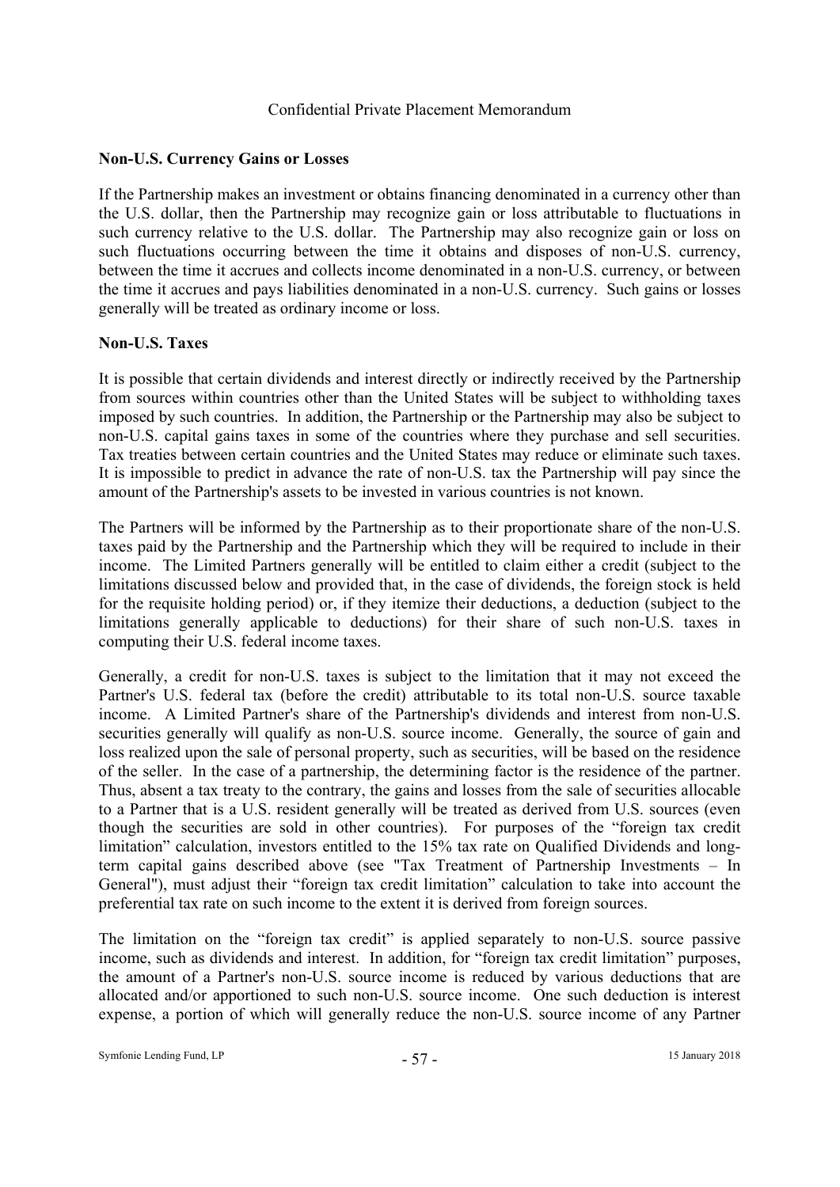## Non-U.S. Currency Gains or Losses

If the Partnership makes an investment or obtains financing denominated in a currency other than the U.S. dollar, then the Partnership may recognize gain or loss attributable to fluctuations in such currency relative to the U.S. dollar. The Partnership may also recognize gain or loss on such fluctuations occurring between the time it obtains and disposes of non-U.S. currency, between the time it accrues and collects income denominated in a non-U.S. currency, or between the time it accrues and pays liabilities denominated in a non-U.S. currency. Such gains or losses generally will be treated as ordinary income or loss.

## Non-U.S. Taxes

It is possible that certain dividends and interest directly or indirectly received by the Partnership from sources within countries other than the United States will be subject to withholding taxes imposed by such countries. In addition, the Partnership or the Partnership may also be subject to non-U.S. capital gains taxes in some of the countries where they purchase and sell securities. Tax treaties between certain countries and the United States may reduce or eliminate such taxes. It is impossible to predict in advance the rate of non-U.S. tax the Partnership will pay since the amount of the Partnership's assets to be invested in various countries is not known.

The Partners will be informed by the Partnership as to their proportionate share of the non-U.S. taxes paid by the Partnership and the Partnership which they will be required to include in their income. The Limited Partners generally will be entitled to claim either a credit (subject to the limitations discussed below and provided that, in the case of dividends, the foreign stock is held for the requisite holding period) or, if they itemize their deductions, a deduction (subject to the limitations generally applicable to deductions) for their share of such non-U.S. taxes in computing their U.S. federal income taxes.

Generally, a credit for non-U.S. taxes is subject to the limitation that it may not exceed the Partner's U.S. federal tax (before the credit) attributable to its total non-U.S. source taxable income. A Limited Partner's share of the Partnership's dividends and interest from non-U.S. securities generally will qualify as non-U.S. source income. Generally, the source of gain and loss realized upon the sale of personal property, such as securities, will be based on the residence of the seller. In the case of a partnership, the determining factor is the residence of the partner. Thus, absent a tax treaty to the contrary, the gains and losses from the sale of securities allocable to a Partner that is a U.S. resident generally will be treated as derived from U.S. sources (even though the securities are sold in other countries). For purposes of the "foreign tax credit limitation" calculation, investors entitled to the 15% tax rate on Qualified Dividends and long-term capital gains described above (see "Tax Treatment of Partnership Investments – In General"), must adjust their "foreign tax credit limitation" calculation to take into account the preferential tax rate on such income to the extent it is derived from foreign sources.

The limitation on the "foreign tax credit" is applied separately to non-U.S. source passive income, such as dividends and interest. In addition, for "foreign tax credit limitation" purposes, the amount of a Partner's non-U.S. source income is reduced by various deductions that are allocated and/or apportioned to such non-U.S. source income. One such deduction is interest expense, a portion of which will generally reduce the non-U.S. source income of any Partner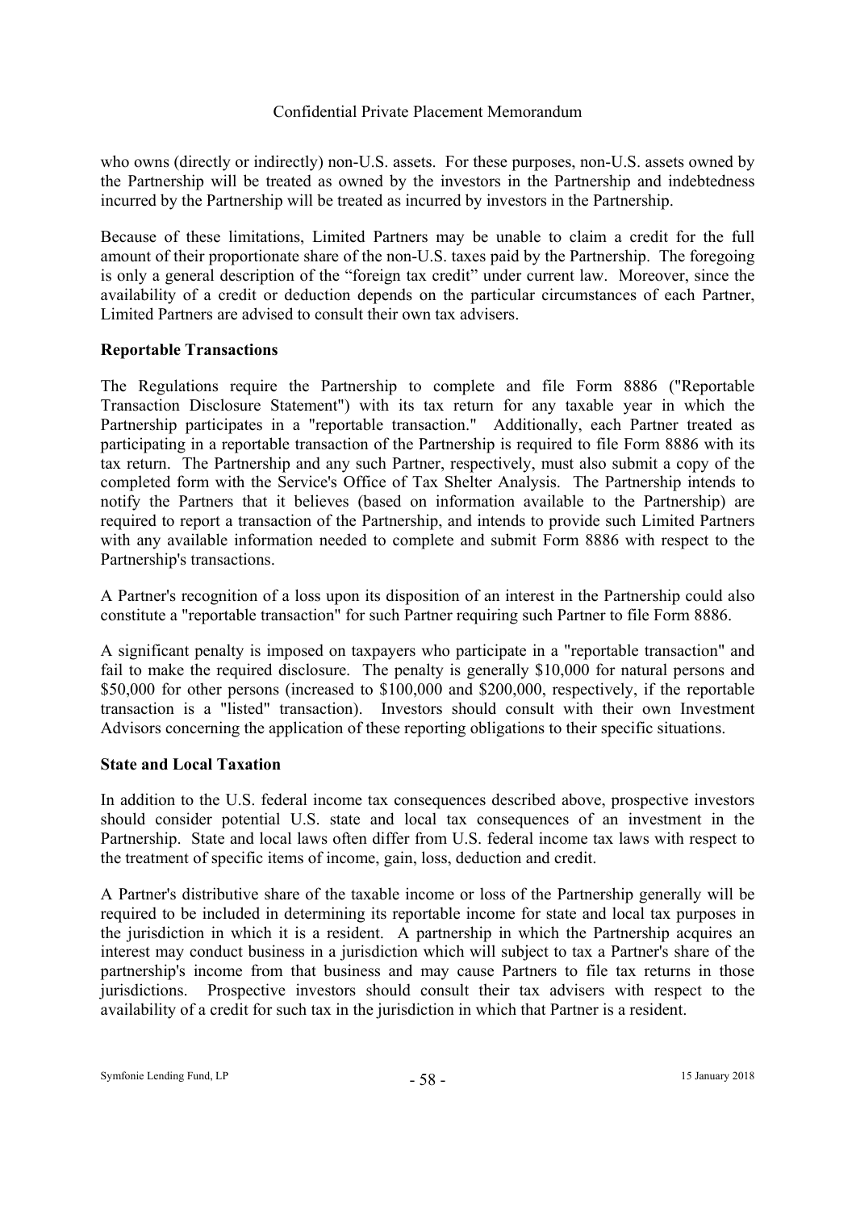who owns (directly or indirectly) non-U.S. assets. For these purposes, non-U.S. assets owned by the Partnership will be treated as owned by the investors in the Partnership and indebtedness incurred by the Partnership will be treated as incurred by investors in the Partnership.

Because of these limitations, Limited Partners may be unable to claim a credit for the full amount of their proportionate share of the non-U.S. taxes paid by the Partnership. The foregoing is only a general description of the "foreign tax credit" under current law. Moreover, since the availability of a credit or deduction depends on the particular circumstances of each Partner, Limited Partners are advised to consult their own tax advisers.

**Reportable Transactions**

The Regulations require the Partnership to complete and file Form 8886 ("Reportable Transaction Disclosure Statement") with its tax return for any taxable year in which the Partnership participates in a "reportable transaction." Additionally, each Partner treated as participating in a reportable transaction of the Partnership is required to file Form 8886 with its tax return. The Partnership and any such Partner, respectively, must also submit a copy of the completed form with the Service's Office of Tax Shelter Analysis. The Partnership intends to notify the Partners that it believes (based on information available to the Partnership) are required to report a transaction of the Partnership, and intends to provide such Limited Partners with any available information needed to complete and submit Form 8886 with respect to the Partnership's transactions.

A Partner's recognition of a loss upon its disposition of an interest in the Partnership could also constitute a "reportable transaction" for such Partner requiring such Partner to file Form 8886.

A significant penalty is imposed on taxpayers who participate in a "reportable transaction" and fail to make the required disclosure. The penalty is generally $10,000 for natural persons and $50,000 for other persons (increased to $100,000 and $200,000, respectively, if the reportable transaction is a "listed" transaction). Investors should consult with their own Investment Advisors concerning the application of these reporting obligations to their specific situations.

**State and Local Taxation**

In addition to the U.S. federal income tax consequences described above, prospective investors should consider potential U.S. state and local tax consequences of an investment in the Partnership. State and local laws often differ from U.S. federal income tax laws with respect to the treatment of specific items of income, gain, loss, deduction and credit.

A Partner's distributive share of the taxable income or loss of the Partnership generally will be required to be included in determining its reportable income for state and local tax purposes in the jurisdiction in which it is a resident. A partnership in which the Partnership acquires an interest may conduct business in a jurisdiction which will subject to tax a Partner's share of the partnership's income from that business and may cause Partners to file tax returns in those jurisdictions. Prospective investors should consult their tax advisers with respect to the availability of a credit for such tax in the jurisdiction in which that Partner is a resident.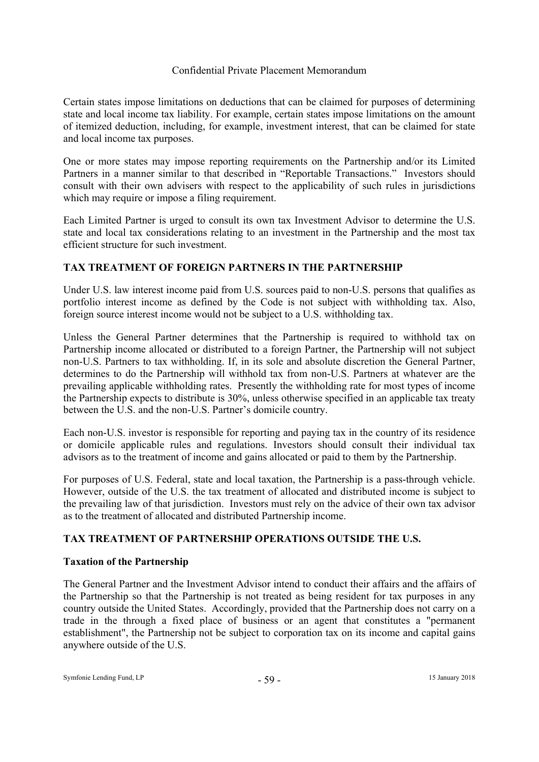Certain states impose limitations on deductions that can be claimed for purposes of determining state and local income tax liability. For example, certain states impose limitations on the amount of itemized deduction, including, for example, investment interest, that can be claimed for state and local income tax purposes.

One or more states may impose reporting requirements on the Partnership and/or its Limited Partners in a manner similar to that described in "Reportable Transactions." Investors should consult with their own advisers with respect to the applicability of such rules in jurisdictions which may require or impose a filing requirement.

Each Limited Partner is urged to consult its own tax Investment Advisor to determine the U.S. state and local tax considerations relating to an investment in the Partnership and the most tax efficient structure for such investment.

## TAX TREATMENT OF FOREIGN PARTNERS IN THE PARTNERSHIP

Under U.S. law interest income paid from U.S. sources paid to non-U.S. persons that qualifies as portfolio interest income as defined by the Code is not subject with withholding tax. Also, foreign source interest income would not be subject to a U.S. withholding tax.

Unless the General Partner determines that the Partnership is required to withhold tax on Partnership income allocated or distributed to a foreign Partner, the Partnership will not subject non-U.S. Partners to tax withholding. If, in its sole and absolute discretion the General Partner, determines to do the Partnership will withhold tax from non-U.S. Partners at whatever are the prevailing applicable withholding rates. Presently the withholding rate for most types of income the Partnership expects to distribute is 30%, unless otherwise specified in an applicable tax treaty between the U.S. and the non-U.S. Partner's domicile country.

Each non-U.S. investor is responsible for reporting and paying tax in the country of its residence or domicile applicable rules and regulations. Investors should consult their individual tax advisors as to the treatment of income and gains allocated or paid to them by the Partnership.

For purposes of U.S. Federal, state and local taxation, the Partnership is a pass-through vehicle. However, outside of the U.S. the tax treatment of allocated and distributed income is subject to the prevailing law of that jurisdiction. Investors must rely on the advice of their own tax advisor as to the treatment of allocated and distributed Partnership income.

## TAX TREATMENT OF PARTNERSHIP OPERATIONS OUTSIDE THE U.S.

### Taxation of the Partnership

The General Partner and the Investment Advisor intend to conduct their affairs and the affairs of the Partnership so that the Partnership is not treated as being resident for tax purposes in any country outside the United States. Accordingly, provided that the Partnership does not carry on a trade in the through a fixed place of business or an agent that constitutes a "permanent establishment", the Partnership not be subject to corporation tax on its income and capital gains anywhere outside of the U.S.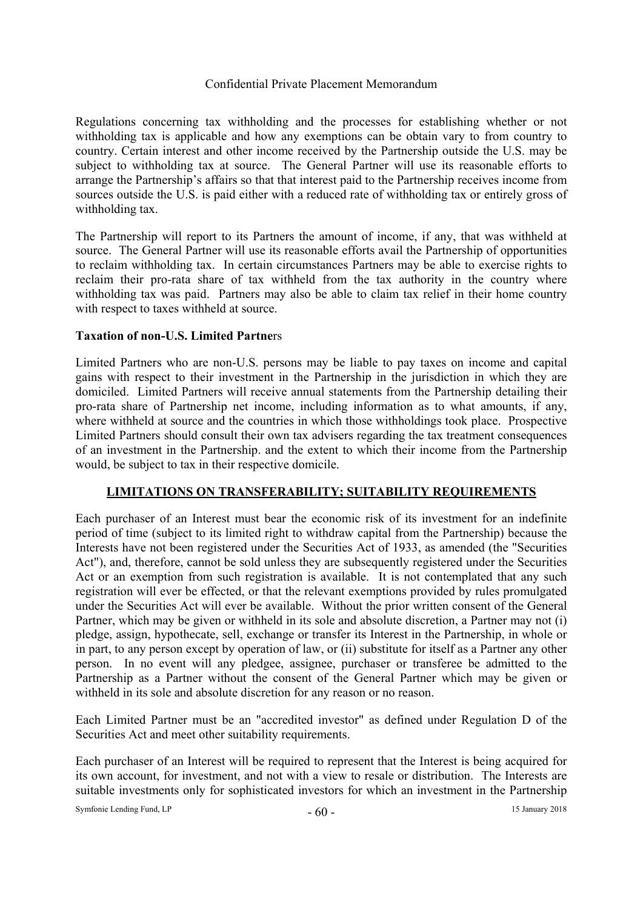Regulations concerning tax withholding and the processes for establishing whether or not withholding tax is applicable and how any exemptions can be obtain vary to from country to country. Certain interest and other income received by the Partnership outside the U.S. may be subject to withholding tax at source. The General Partner will use its reasonable efforts to arrange the Partnership's affairs so that that interest paid to the Partnership receives income from sources outside the U.S. is paid either with a reduced rate of withholding tax or entirely gross of withholding tax.

The Partnership will report to its Partners the amount of income, if any, that was withheld at source. The General Partner will use its reasonable efforts avail the Partnership of opportunities to reclaim withholding tax. In certain circumstances Partners may be able to exercise rights to reclaim their pro-rata share of tax withheld from the tax authority in the country where withholding tax was paid. Partners may also be able to claim tax relief in their home country with respect to taxes withheld at source.

**Taxation of non-U.S. Limited Partne**rs

Limited Partners who are non-U.S. persons may be liable to pay taxes on income and capital gains with respect to their investment in the Partnership in the jurisdiction in which they are domiciled. Limited Partners will receive annual statements from the Partnership detailing their pro-rata share of Partnership net income, including information as to what amounts, if any, where withheld at source and the countries in which those withholdings took place. Prospective Limited Partners should consult their own tax advisers regarding the tax treatment consequences of an investment in the Partnership. and the extent to which their income from the Partnership would, be subject to tax in their respective domicile.

## LIMITATIONS ON TRANSFERABILITY; SUITABILITY REQUIREMENTS

Each purchaser of an Interest must bear the economic risk of its investment for an indefinite period of time (subject to its limited right to withdraw capital from the Partnership) because the Interests have not been registered under the Securities Act of 1933, as amended (the "Securities Act"), and, therefore, cannot be sold unless they are subsequently registered under the Securities Act or an exemption from such registration is available. It is not contemplated that any such registration will ever be effected, or that the relevant exemptions provided by rules promulgated under the Securities Act will ever be available. Without the prior written consent of the General Partner, which may be given or withheld in its sole and absolute discretion, a Partner may not (i) pledge, assign, hypothecate, sell, exchange or transfer its Interest in the Partnership, in whole or in part, to any person except by operation of law, or (ii) substitute for itself as a Partner any other person. In no event will any pledgee, assignee, purchaser or transferee be admitted to the Partnership as a Partner without the consent of the General Partner which may be given or withheld in its sole and absolute discretion for any reason or no reason.

Each Limited Partner must be an "accredited investor" as defined under Regulation D of the Securities Act and meet other suitability requirements.

Each purchaser of an Interest will be required to represent that the Interest is being acquired for its own account, for investment, and not with a view to resale or distribution. The Interests are suitable investments only for sophisticated investors for which an investment in the Partnership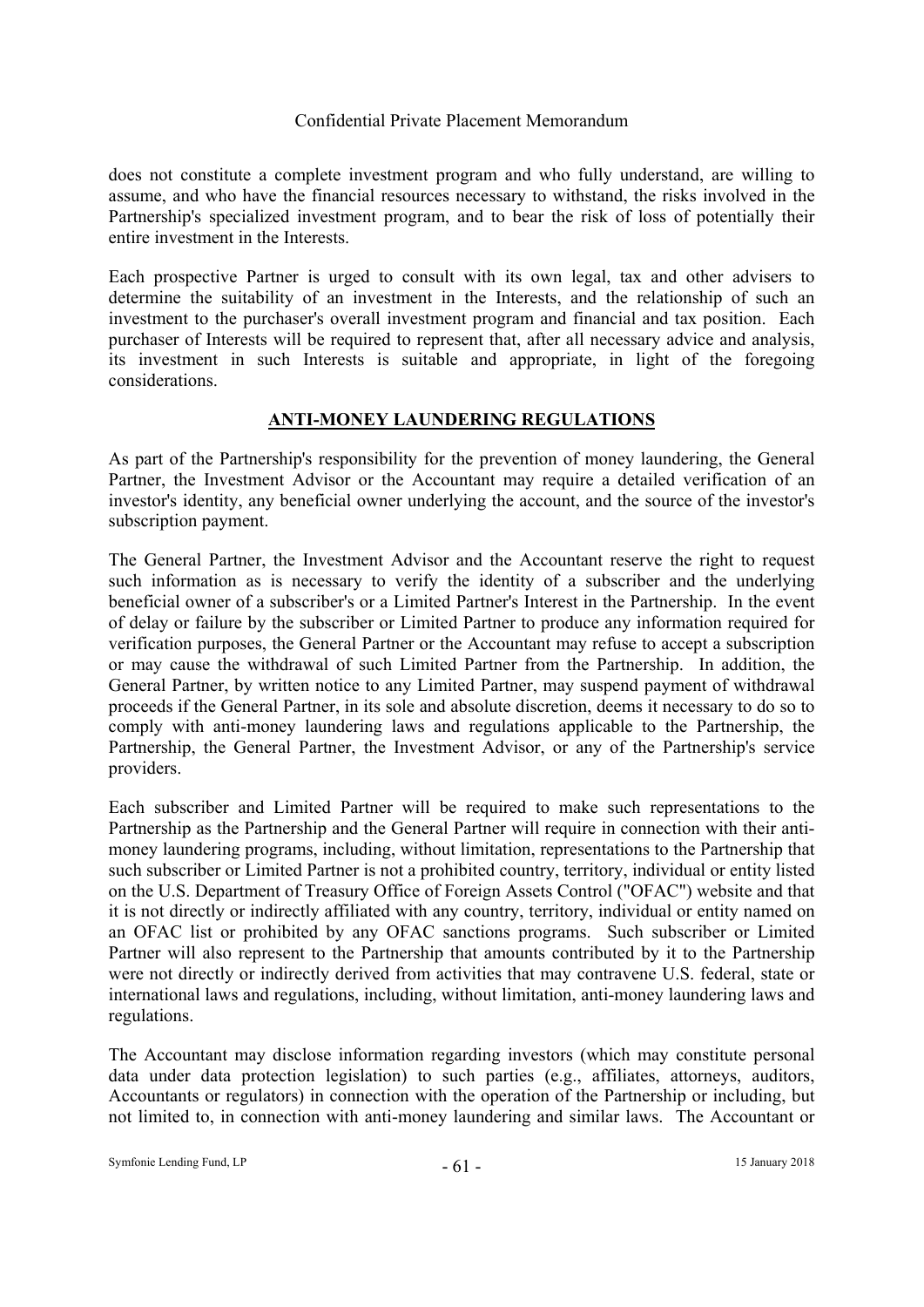does not constitute a complete investment program and who fully understand, are willing to assume, and who have the financial resources necessary to withstand, the risks involved in the Partnership's specialized investment program, and to bear the risk of loss of potentially their entire investment in the Interests.

Each prospective Partner is urged to consult with its own legal, tax and other advisers to determine the suitability of an investment in the Interests, and the relationship of such an investment to the purchaser's overall investment program and financial and tax position. Each purchaser of Interests will be required to represent that, after all necessary advice and analysis, its investment in such Interests is suitable and appropriate, in light of the foregoing considerations.

## ANTI-MONEY LAUNDERING REGULATIONS

As part of the Partnership's responsibility for the prevention of money laundering, the General Partner, the Investment Advisor or the Accountant may require a detailed verification of an investor's identity, any beneficial owner underlying the account, and the source of the investor's subscription payment.

The General Partner, the Investment Advisor and the Accountant reserve the right to request such information as is necessary to verify the identity of a subscriber and the underlying beneficial owner of a subscriber's or a Limited Partner's Interest in the Partnership. In the event of delay or failure by the subscriber or Limited Partner to produce any information required for verification purposes, the General Partner or the Accountant may refuse to accept a subscription or may cause the withdrawal of such Limited Partner from the Partnership. In addition, the General Partner, by written notice to any Limited Partner, may suspend payment of withdrawal proceeds if the General Partner, in its sole and absolute discretion, deems it necessary to do so to comply with anti-money laundering laws and regulations applicable to the Partnership, the Partnership, the General Partner, the Investment Advisor, or any of the Partnership's service providers.

Each subscriber and Limited Partner will be required to make such representations to the Partnership as the Partnership and the General Partner will require in connection with their anti-money laundering programs, including, without limitation, representations to the Partnership that such subscriber or Limited Partner is not a prohibited country, territory, individual or entity listed on the U.S. Department of Treasury Office of Foreign Assets Control ("OFAC") website and that it is not directly or indirectly affiliated with any country, territory, individual or entity named on an OFAC list or prohibited by any OFAC sanctions programs. Such subscriber or Limited Partner will also represent to the Partnership that amounts contributed by it to the Partnership were not directly or indirectly derived from activities that may contravene U.S. federal, state or international laws and regulations, including, without limitation, anti-money laundering laws and regulations.

The Accountant may disclose information regarding investors (which may constitute personal data under data protection legislation) to such parties (e.g., affiliates, attorneys, auditors, Accountants or regulators) in connection with the operation of the Partnership or including, but not limited to, in connection with anti-money laundering and similar laws. The Accountant or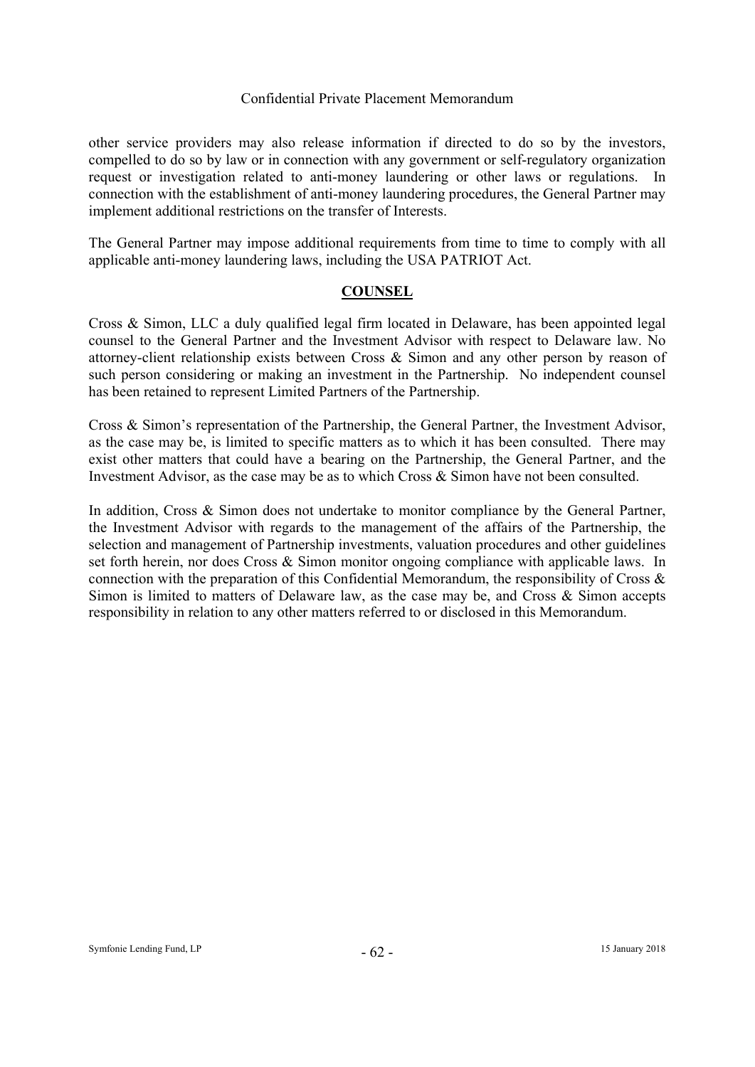other service providers may also release information if directed to do so by the investors, compelled to do so by law or in connection with any government or self-regulatory organization request or investigation related to anti-money laundering or other laws or regulations. In connection with the establishment of anti-money laundering procedures, the General Partner may implement additional restrictions on the transfer of Interests.

The General Partner may impose additional requirements from time to time to comply with all applicable anti-money laundering laws, including the USA PATRIOT Act.

## COUNSEL

Cross & Simon, LLC a duly qualified legal firm located in Delaware, has been appointed legal counsel to the General Partner and the Investment Advisor with respect to Delaware law. No attorney-client relationship exists between Cross & Simon and any other person by reason of such person considering or making an investment in the Partnership. No independent counsel has been retained to represent Limited Partners of the Partnership.

Cross & Simon's representation of the Partnership, the General Partner, the Investment Advisor, as the case may be, is limited to specific matters as to which it has been consulted. There may exist other matters that could have a bearing on the Partnership, the General Partner, and the Investment Advisor, as the case may be as to which Cross & Simon have not been consulted.

In addition, Cross & Simon does not undertake to monitor compliance by the General Partner, the Investment Advisor with regards to the management of the affairs of the Partnership, the selection and management of Partnership investments, valuation procedures and other guidelines set forth herein, nor does Cross & Simon monitor ongoing compliance with applicable laws. In connection with the preparation of this Confidential Memorandum, the responsibility of Cross & Simon is limited to matters of Delaware law, as the case may be, and Cross & Simon accepts responsibility in relation to any other matters referred to or disclosed in this Memorandum.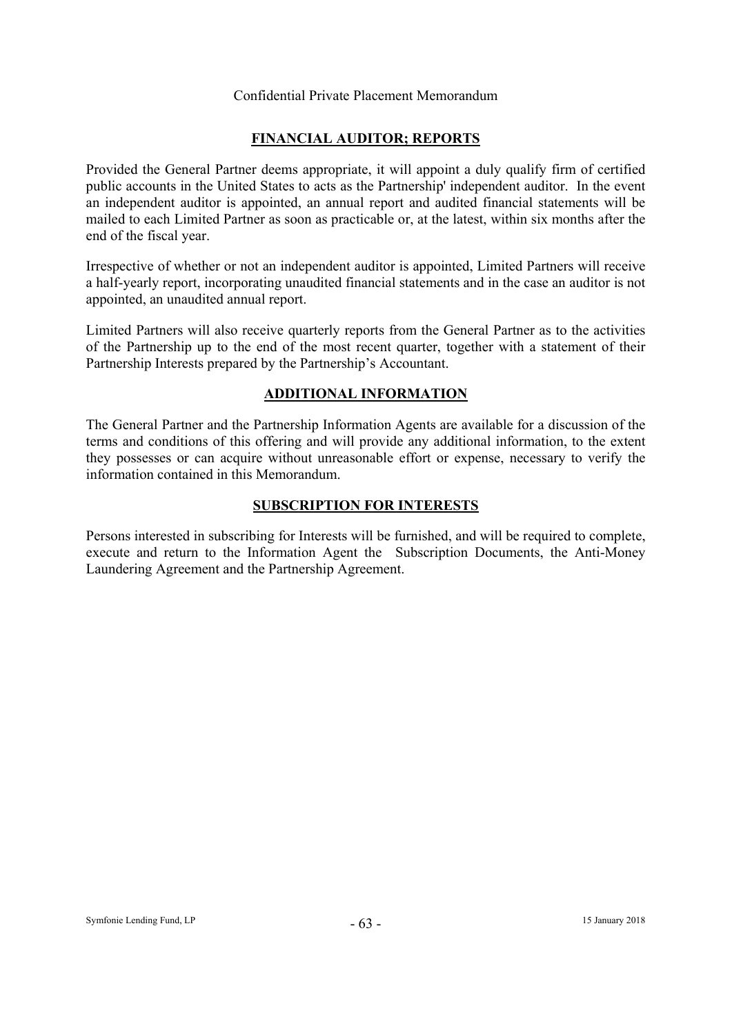## FINANCIAL AUDITOR; REPORTS

Provided the General Partner deems appropriate, it will appoint a duly qualify firm of certified public accounts in the United States to acts as the Partnership' independent auditor. In the event an independent auditor is appointed, an annual report and audited financial statements will be mailed to each Limited Partner as soon as practicable or, at the latest, within six months after the end of the fiscal year.

Irrespective of whether or not an independent auditor is appointed, Limited Partners will receive a half-yearly report, incorporating unaudited financial statements and in the case an auditor is not appointed, an unaudited annual report.

Limited Partners will also receive quarterly reports from the General Partner as to the activities of the Partnership up to the end of the most recent quarter, together with a statement of their Partnership Interests prepared by the Partnership's Accountant.

## ADDITIONAL INFORMATION

The General Partner and the Partnership Information Agents are available for a discussion of the terms and conditions of this offering and will provide any additional information, to the extent they possesses or can acquire without unreasonable effort or expense, necessary to verify the information contained in this Memorandum.

## SUBSCRIPTION FOR INTERESTS

Persons interested in subscribing for Interests will be furnished, and will be required to complete, execute and return to the Information Agent the Subscription Documents, the Anti-Money Laundering Agreement and the Partnership Agreement.